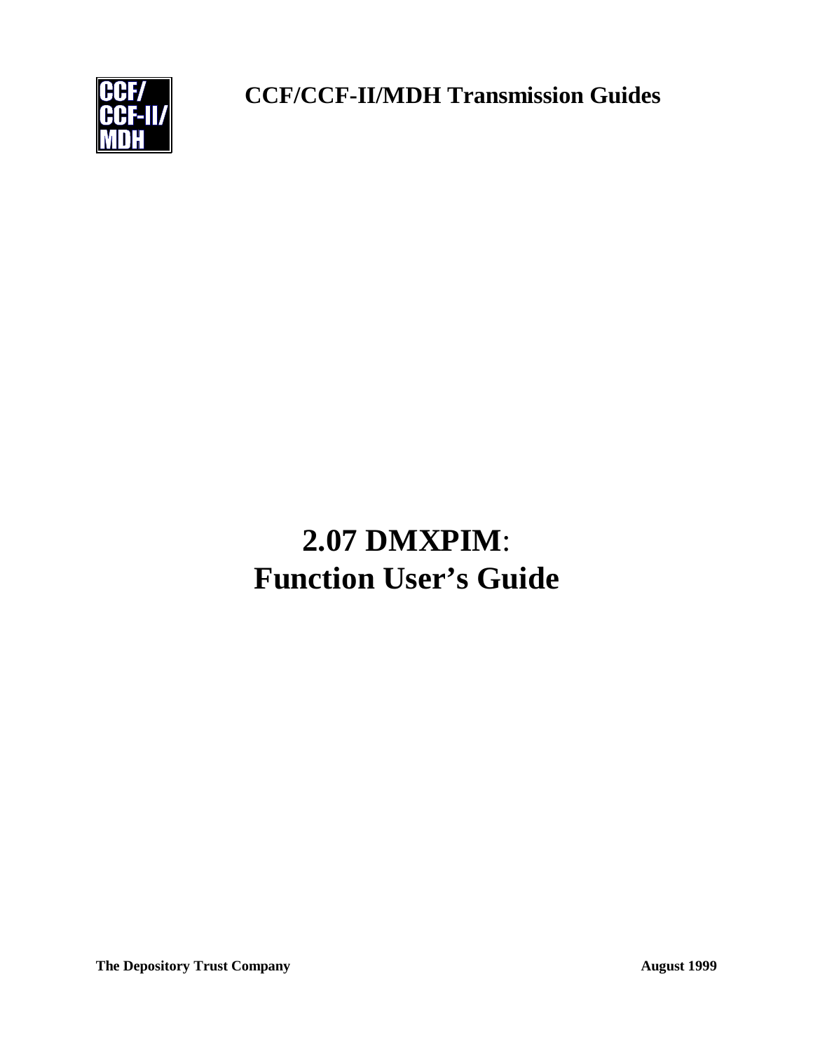CCF/
CCF-II/
MDH

**CCF/CCF-II/MDH Transmission Guides**

# 2.07 DMXPIM: Function User's Guide

**The Depository Trust Company** **August 1999**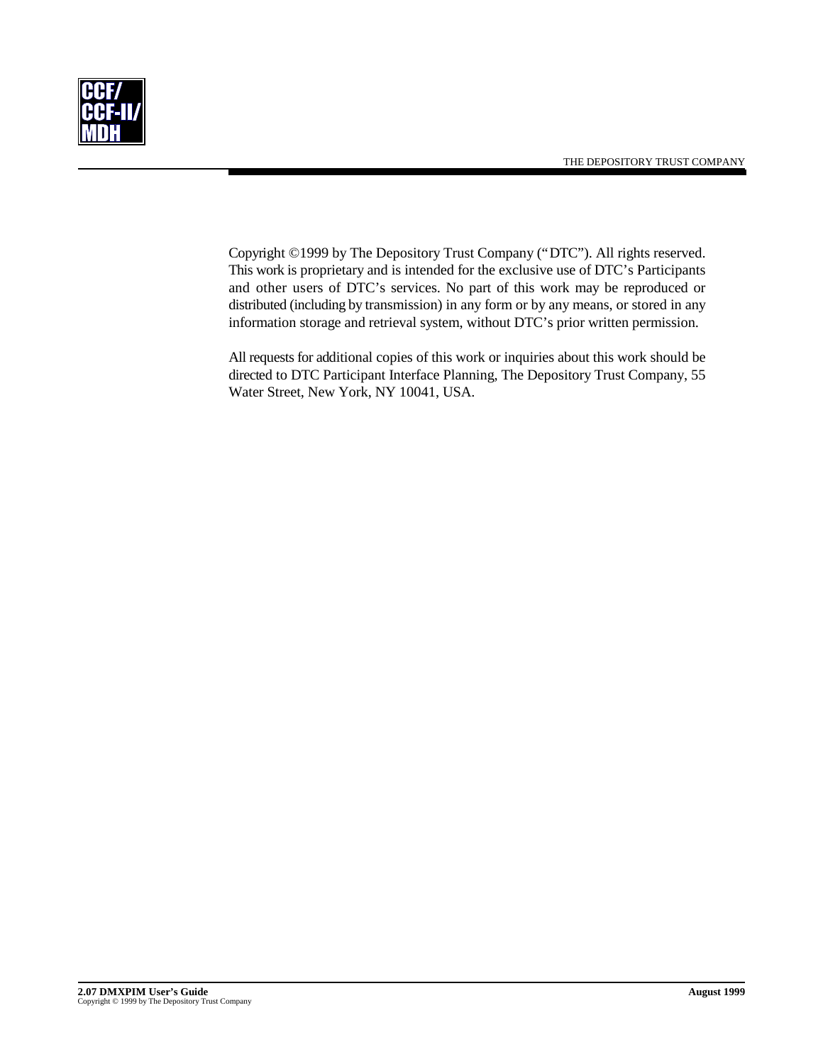Copyright ©1999 by The Depository Trust Company ("DTC"). All rights reserved. This work is proprietary and is intended for the exclusive use of DTC's Participants and other users of DTC's services. No part of this work may be reproduced or distributed (including by transmission) in any form or by any means, or stored in any information storage and retrieval system, without DTC's prior written permission.

All requests for additional copies of this work or inquiries about this work should be directed to DTC Participant Interface Planning, The Depository Trust Company, 55 Water Street, New York, NY 10041, USA.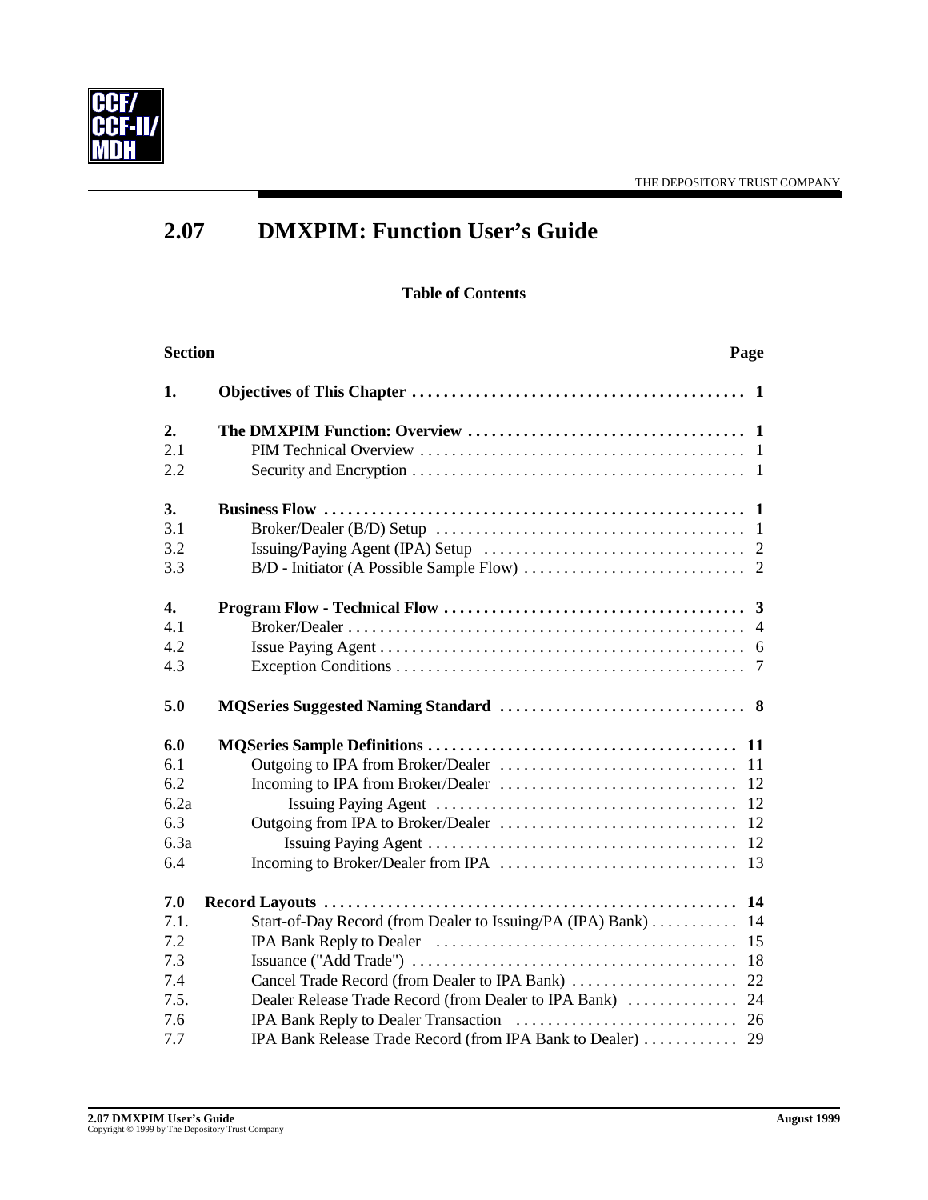# 2.07 DMXPIM: Function User's Guide

**Table of Contents**

| Section | | Page |
|---|---|---|
| **1.** | **Objectives of This Chapter** | **1** |
| **2.** | **The DMXPIM Function: Overview** | **1** |
| 2.1 | PIM Technical Overview | 1 |
| 2.2 | Security and Encryption | 1 |
| **3.** | **Business Flow** | **1** |
| 3.1 | Broker/Dealer (B/D) Setup | 1 |
| 3.2 | Issuing/Paying Agent (IPA) Setup | 2 |
| 3.3 | B/D - Initiator (A Possible Sample Flow) | 2 |
| **4.** | **Program Flow - Technical Flow** | **3** |
| 4.1 | Broker/Dealer | 4 |
| 4.2 | Issue Paying Agent | 6 |
| 4.3 | Exception Conditions | 7 |
| **5.0** | **MQSeries Suggested Naming Standard** | **8** |
| **6.0** | **MQSeries Sample Definitions** | **11** |
| 6.1 | Outgoing to IPA from Broker/Dealer | 11 |
| 6.2 | Incoming to IPA from Broker/Dealer | 12 |
| 6.2a | Issuing Paying Agent | 12 |
| 6.3 | Outgoing from IPA to Broker/Dealer | 12 |
| 6.3a | Issuing Paying Agent | 12 |
| 6.4 | Incoming to Broker/Dealer from IPA | 13 |
| **7.0** | **Record Layouts** | **14** |
| 7.1. | Start-of-Day Record (from Dealer to Issuing/PA (IPA) Bank) | 14 |
| 7.2 | IPA Bank Reply to Dealer | 15 |
| 7.3 | Issuance ("Add Trade") | 18 |
| 7.4 | Cancel Trade Record (from Dealer to IPA Bank) | 22 |
| 7.5. | Dealer Release Trade Record (from Dealer to IPA Bank) | 24 |
| 7.6 | IPA Bank Reply to Dealer Transaction | 26 |
| 7.7 | IPA Bank Release Trade Record (from IPA Bank to Dealer) | 29 |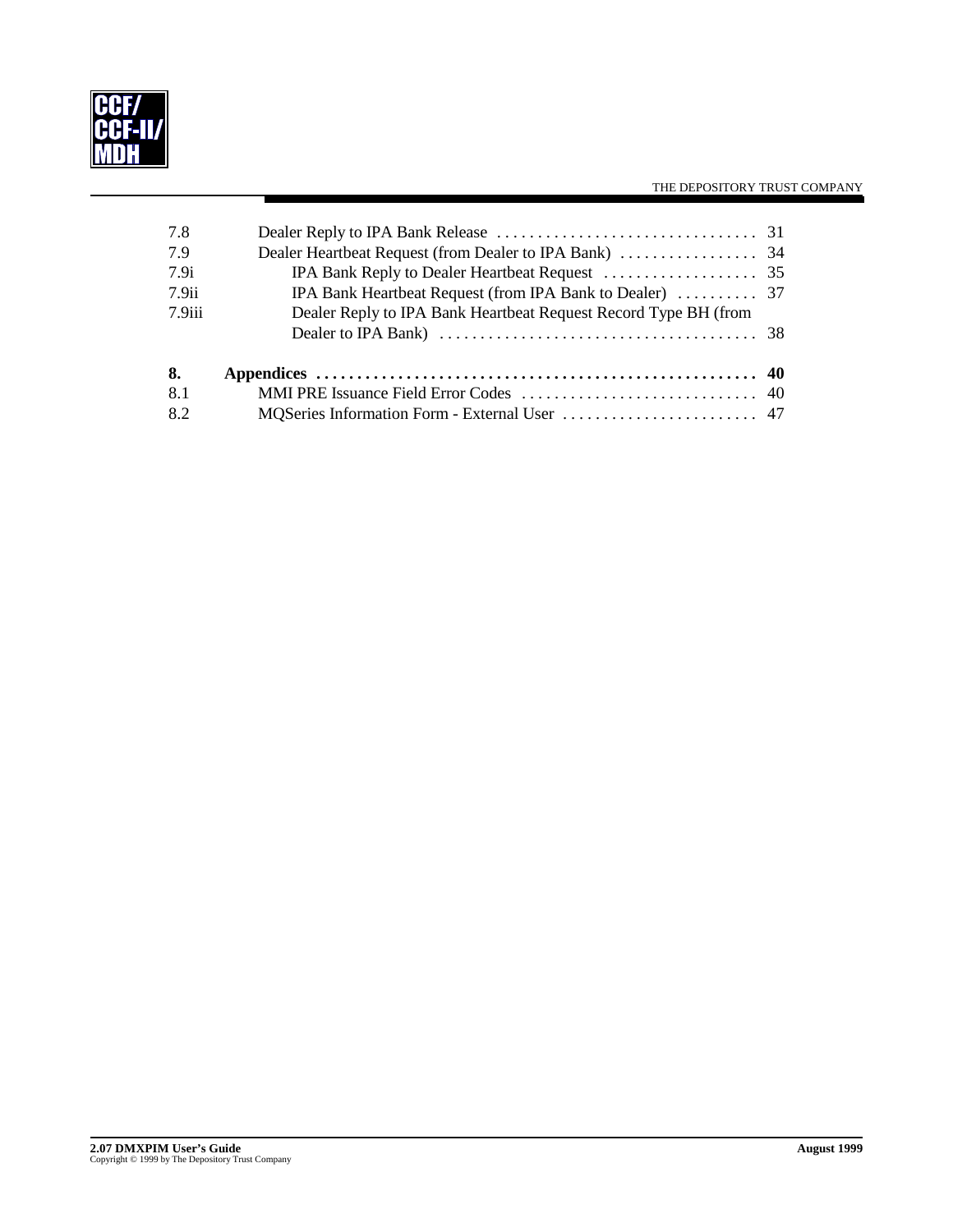| | | |
|---|---|---|
| 7.8 | Dealer Reply to IPA Bank Release | 31 |
| 7.9 | Dealer Heartbeat Request (from Dealer to IPA Bank) | 34 |
| 7.9i | IPA Bank Reply to Dealer Heartbeat Request | 35 |
| 7.9ii | IPA Bank Heartbeat Request (from IPA Bank to Dealer) | 37 |
| 7.9iii | Dealer Reply to IPA Bank Heartbeat Request Record Type BH (from Dealer to IPA Bank) | 38 |
| **8.** | **Appendices** | **40** |
| 8.1 | MMI PRE Issuance Field Error Codes | 40 |
| 8.2 | MQSeries Information Form - External User | 47 |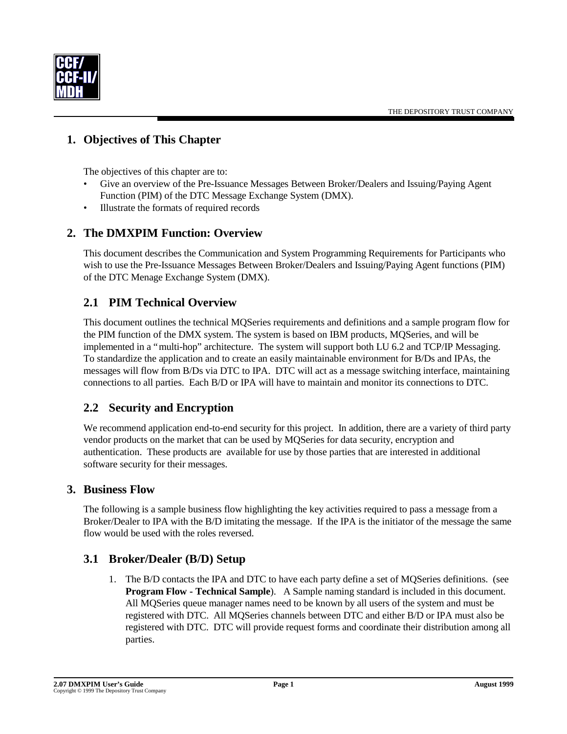## 1. Objectives of This Chapter

The objectives of this chapter are to:

- Give an overview of the Pre-Issuance Messages Between Broker/Dealers and Issuing/Paying Agent Function (PIM) of the DTC Message Exchange System (DMX).
- Illustrate the formats of required records

## 2. The DMXPIM Function: Overview

This document describes the Communication and System Programming Requirements for Participants who wish to use the Pre-Issuance Messages Between Broker/Dealers and Issuing/Paying Agent functions (PIM) of the DTC Menage Exchange System (DMX).

### 2.1 PIM Technical Overview

This document outlines the technical MQSeries requirements and definitions and a sample program flow for the PIM function of the DMX system. The system is based on IBM products, MQSeries, and will be implemented in a "multi-hop" architecture. The system will support both LU 6.2 and TCP/IP Messaging. To standardize the application and to create an easily maintainable environment for B/Ds and IPAs, the messages will flow from B/Ds via DTC to IPA. DTC will act as a message switching interface, maintaining connections to all parties. Each B/D or IPA will have to maintain and monitor its connections to DTC.

### 2.2 Security and Encryption

We recommend application end-to-end security for this project. In addition, there are a variety of third party vendor products on the market that can be used by MQSeries for data security, encryption and authentication. These products are available for use by those parties that are interested in additional software security for their messages.

## 3. Business Flow

The following is a sample business flow highlighting the key activities required to pass a message from a Broker/Dealer to IPA with the B/D imitating the message. If the IPA is the initiator of the message the same flow would be used with the roles reversed.

### 3.1 Broker/Dealer (B/D) Setup

1. The B/D contacts the IPA and DTC to have each party define a set of MQSeries definitions. (see **Program Flow - Technical Sample**). A Sample naming standard is included in this document. All MQSeries queue manager names need to be known by all users of the system and must be registered with DTC. All MQSeries channels between DTC and either B/D or IPA must also be registered with DTC. DTC will provide request forms and coordinate their distribution among all parties.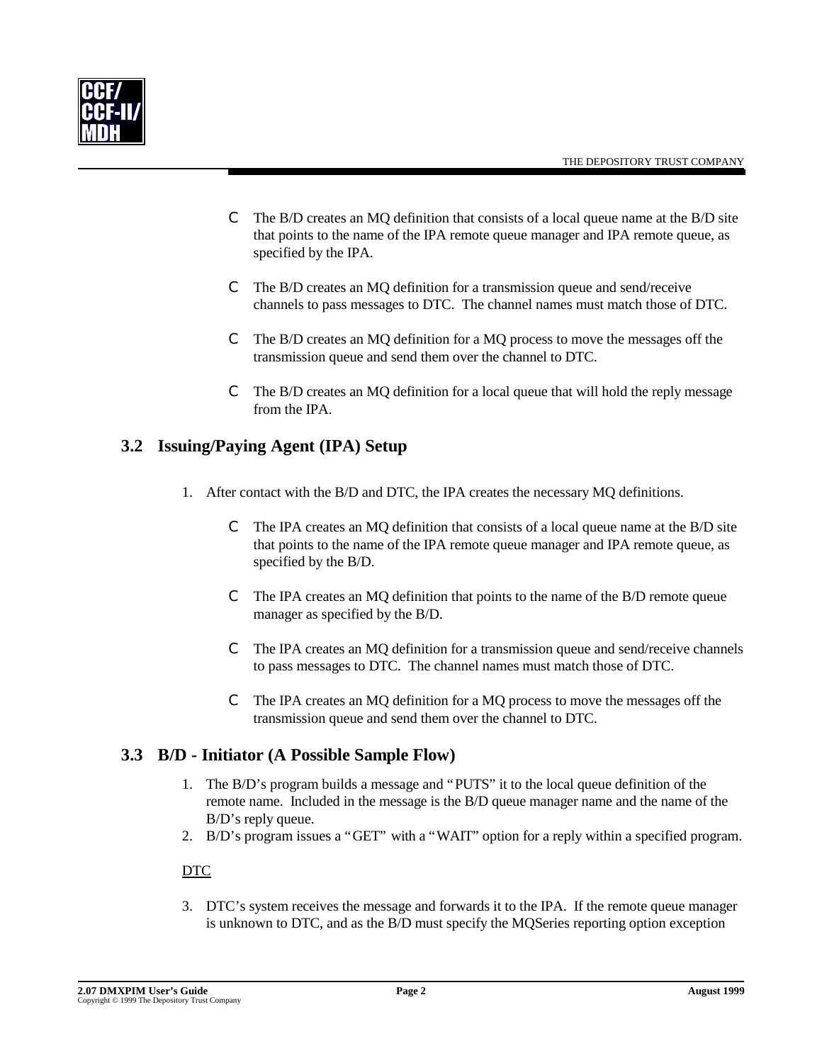- The B/D creates an MQ definition that consists of a local queue name at the B/D site that points to the name of the IPA remote queue manager and IPA remote queue, as specified by the IPA.

- The B/D creates an MQ definition for a transmission queue and send/receive channels to pass messages to DTC. The channel names must match those of DTC.

- The B/D creates an MQ definition for a MQ process to move the messages off the transmission queue and send them over the channel to DTC.

- The B/D creates an MQ definition for a local queue that will hold the reply message from the IPA.

## 3.2 Issuing/Paying Agent (IPA) Setup

1. After contact with the B/D and DTC, the IPA creates the necessary MQ definitions.

   - The IPA creates an MQ definition that consists of a local queue name at the B/D site that points to the name of the IPA remote queue manager and IPA remote queue, as specified by the B/D.

   - The IPA creates an MQ definition that points to the name of the B/D remote queue manager as specified by the B/D.

   - The IPA creates an MQ definition for a transmission queue and send/receive channels to pass messages to DTC. The channel names must match those of DTC.

   - The IPA creates an MQ definition for a MQ process to move the messages off the transmission queue and send them over the channel to DTC.

## 3.3 B/D - Initiator (A Possible Sample Flow)

1. The B/D's program builds a message and "PUTS" it to the local queue definition of the remote name. Included in the message is the B/D queue manager name and the name of the B/D's reply queue.
2. B/D's program issues a "GET" with a "WAIT" option for a reply within a specified program.

DTC

3. DTC's system receives the message and forwards it to the IPA. If the remote queue manager is unknown to DTC, and as the B/D must specify the MQSeries reporting option exception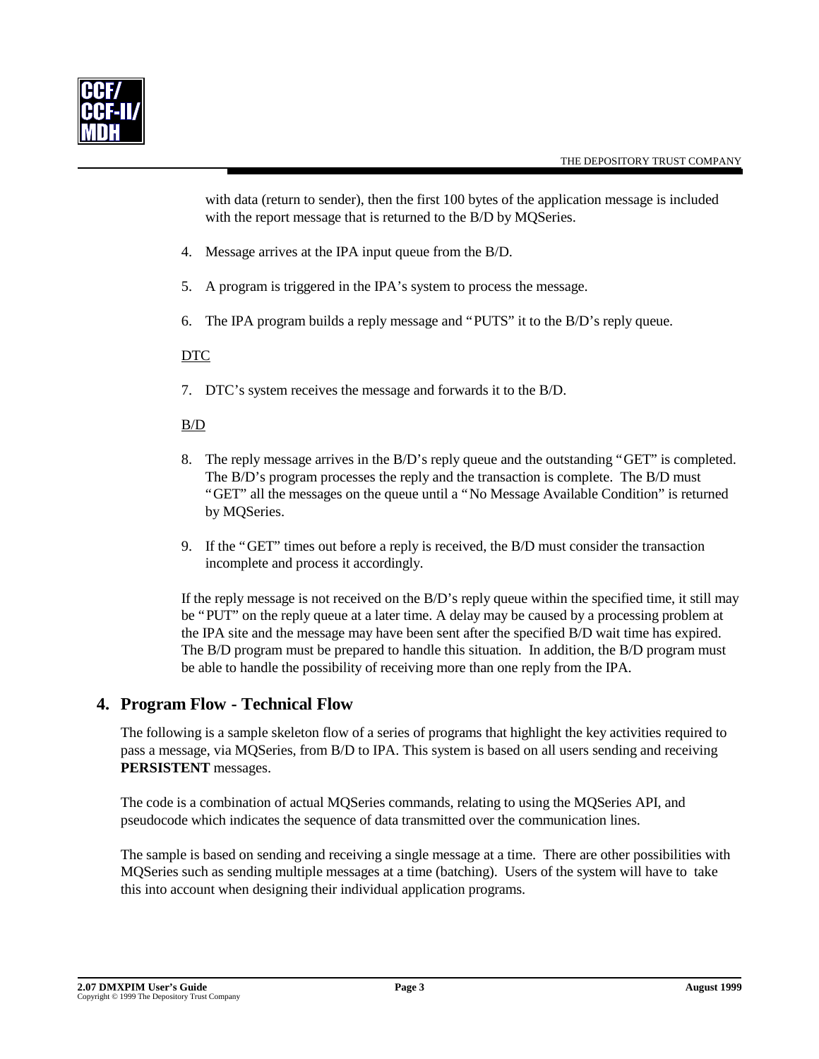with data (return to sender), then the first 100 bytes of the application message is included with the report message that is returned to the B/D by MQSeries.

4. Message arrives at the IPA input queue from the B/D.

5. A program is triggered in the IPA's system to process the message.

6. The IPA program builds a reply message and "PUTS" it to the B/D's reply queue.

<u>DTC</u>

7. DTC's system receives the message and forwards it to the B/D.

<u>B/D</u>

8. The reply message arrives in the B/D's reply queue and the outstanding "GET" is completed. The B/D's program processes the reply and the transaction is complete. The B/D must "GET" all the messages on the queue until a "No Message Available Condition" is returned by MQSeries.

9. If the "GET" times out before a reply is received, the B/D must consider the transaction incomplete and process it accordingly.

If the reply message is not received on the B/D's reply queue within the specified time, it still may be "PUT" on the reply queue at a later time. A delay may be caused by a processing problem at the IPA site and the message may have been sent after the specified B/D wait time has expired. The B/D program must be prepared to handle this situation. In addition, the B/D program must be able to handle the possibility of receiving more than one reply from the IPA.

## 4. Program Flow - Technical Flow

The following is a sample skeleton flow of a series of programs that highlight the key activities required to pass a message, via MQSeries, from B/D to IPA. This system is based on all users sending and receiving **PERSISTENT** messages.

The code is a combination of actual MQSeries commands, relating to using the MQSeries API, and pseudocode which indicates the sequence of data transmitted over the communication lines.

The sample is based on sending and receiving a single message at a time. There are other possibilities with MQSeries such as sending multiple messages at a time (batching). Users of the system will have to take this into account when designing their individual application programs.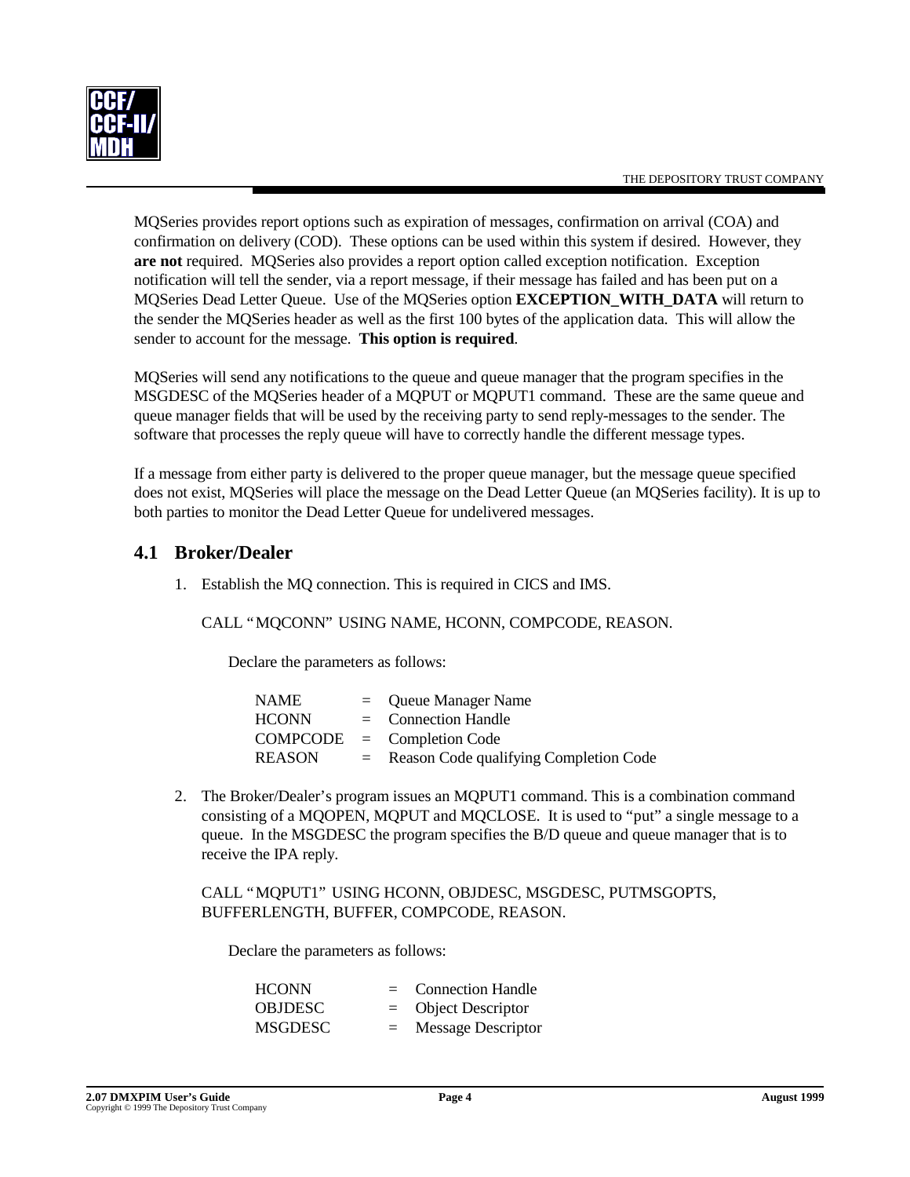MQSeries provides report options such as expiration of messages, confirmation on arrival (COA) and confirmation on delivery (COD).  These options can be used within this system if desired.  However, they **are not** required.  MQSeries also provides a report option called exception notification.  Exception notification will tell the sender, via a report message, if their message has failed and has been put on a MQSeries Dead Letter Queue.  Use of the MQSeries option **EXCEPTION_WITH_DATA** will return to the sender the MQSeries header as well as the first 100 bytes of the application data.  This will allow the sender to account for the message.  **This option is required**.

MQSeries will send any notifications to the queue and queue manager that the program specifies in the MSGDESC of the MQSeries header of a MQPUT or MQPUT1 command.  These are the same queue and queue manager fields that will be used by the receiving party to send reply-messages to the sender. The software that processes the reply queue will have to correctly handle the different message types.

If a message from either party is delivered to the proper queue manager, but the message queue specified does not exist, MQSeries will place the message on the Dead Letter Queue (an MQSeries facility). It is up to both parties to monitor the Dead Letter Queue for undelivered messages.

## 4.1 Broker/Dealer

1. Establish the MQ connection. This is required in CICS and IMS.

   CALL “MQCONN” USING NAME, HCONN, COMPCODE, REASON.

   Declare the parameters as follows:

   | | | |
   |---|---|---|
   | NAME | = | Queue Manager Name |
   | HCONN | = | Connection Handle |
   | COMPCODE | = | Completion Code |
   | REASON | = | Reason Code qualifying Completion Code |

2. The Broker/Dealer’s program issues an MQPUT1 command. This is a combination command consisting of a MQOPEN, MQPUT and MQCLOSE.  It is used to “put” a single message to a queue.  In the MSGDESC the program specifies the B/D queue and queue manager that is to receive the IPA reply.

   CALL “MQPUT1” USING HCONN, OBJDESC, MSGDESC, PUTMSGOPTS, BUFFERLENGTH, BUFFER, COMPCODE, REASON.

   Declare the parameters as follows:

   | | | |
   |---|---|---|
   | HCONN | = | Connection Handle |
   | OBJDESC | = | Object Descriptor |
   | MSGDESC | = | Message Descriptor |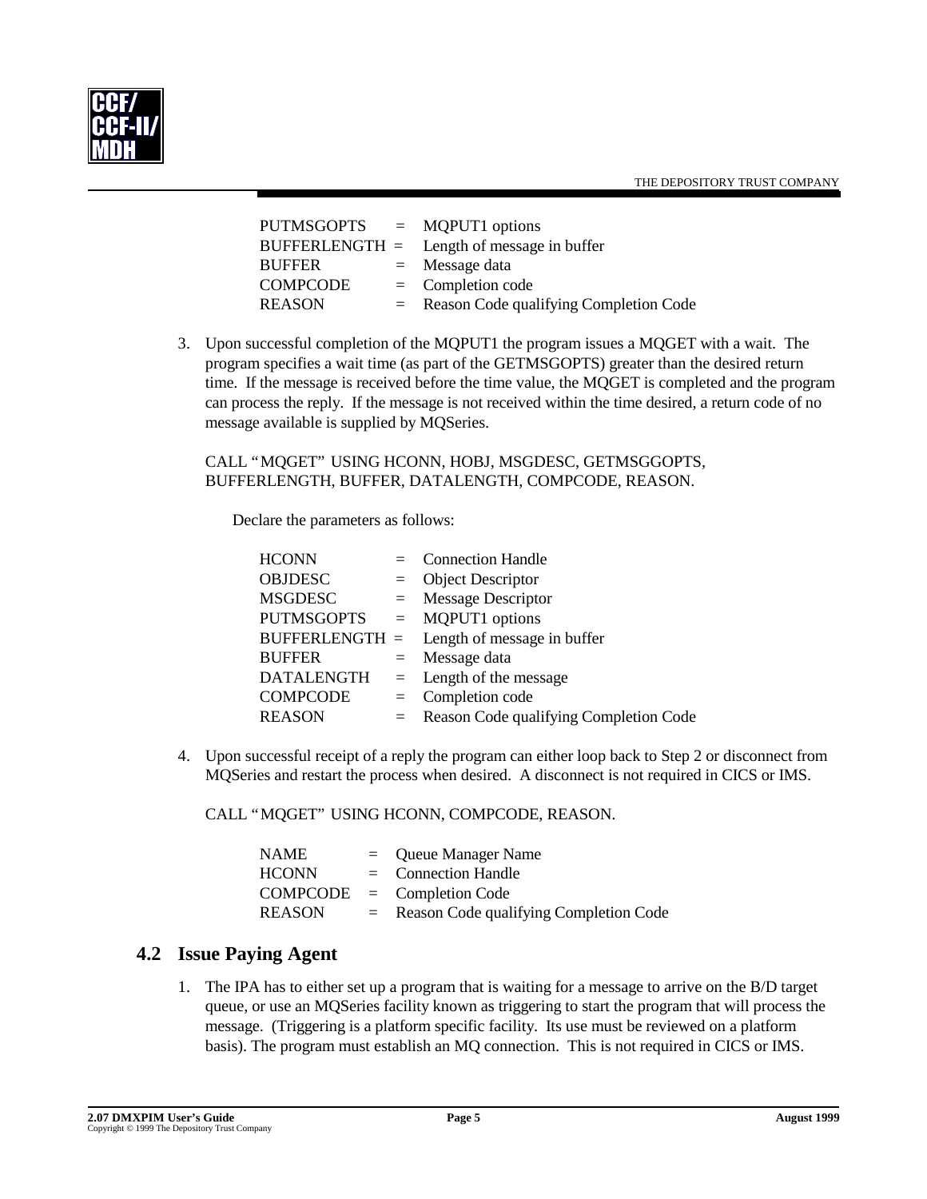| | | |
|---|---|---|
| PUTMSGOPTS | = | MQPUT1 options |
| BUFFERLENGTH | = | Length of message in buffer |
| BUFFER | = | Message data |
| COMPCODE | = | Completion code |
| REASON | = | Reason Code qualifying Completion Code |

3. Upon successful completion of the MQPUT1 the program issues a MQGET with a wait. The program specifies a wait time (as part of the GETMSGOPTS) greater than the desired return time. If the message is received before the time value, the MQGET is completed and the program can process the reply. If the message is not received within the time desired, a return code of no message available is supplied by MQSeries.

   CALL "MQGET" USING HCONN, HOBJ, MSGDESC, GETMSGGOPTS, BUFFERLENGTH, BUFFER, DATALENGTH, COMPCODE, REASON.

   Declare the parameters as follows:

| | | |
|---|---|---|
| HCONN | = | Connection Handle |
| OBJDESC | = | Object Descriptor |
| MSGDESC | = | Message Descriptor |
| PUTMSGOPTS | = | MQPUT1 options |
| BUFFERLENGTH | = | Length of message in buffer |
| BUFFER | = | Message data |
| DATALENGTH | = | Length of the message |
| COMPCODE | = | Completion code |
| REASON | = | Reason Code qualifying Completion Code |

4. Upon successful receipt of a reply the program can either loop back to Step 2 or disconnect from MQSeries and restart the process when desired. A disconnect is not required in CICS or IMS.

   CALL "MQGET" USING HCONN, COMPCODE, REASON.

| | | |
|---|---|---|
| NAME | = | Queue Manager Name |
| HCONN | = | Connection Handle |
| COMPCODE | = | Completion Code |
| REASON | = | Reason Code qualifying Completion Code |

## 4.2 Issue Paying Agent

1. The IPA has to either set up a program that is waiting for a message to arrive on the B/D target queue, or use an MQSeries facility known as triggering to start the program that will process the message. (Triggering is a platform specific facility. Its use must be reviewed on a platform basis). The program must establish an MQ connection. This is not required in CICS or IMS.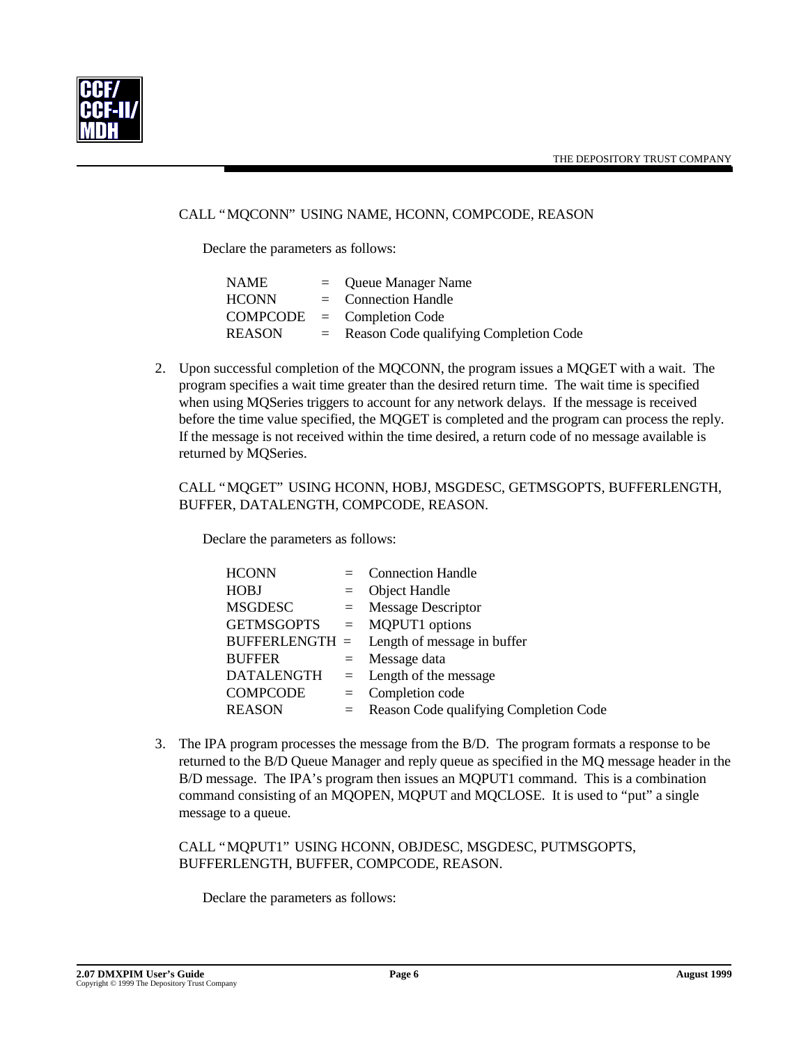CALL "MQCONN" USING NAME, HCONN, COMPCODE, REASON

Declare the parameters as follows:

| | | |
|---|---|---|
| NAME | = | Queue Manager Name |
| HCONN | = | Connection Handle |
| COMPCODE | = | Completion Code |
| REASON | = | Reason Code qualifying Completion Code |

2. Upon successful completion of the MQCONN, the program issues a MQGET with a wait. The program specifies a wait time greater than the desired return time. The wait time is specified when using MQSeries triggers to account for any network delays. If the message is received before the time value specified, the MQGET is completed and the program can process the reply. If the message is not received within the time desired, a return code of no message available is returned by MQSeries.

   CALL "MQGET" USING HCONN, HOBJ, MSGDESC, GETMSGOPTS, BUFFERLENGTH, BUFFER, DATALENGTH, COMPCODE, REASON.

   Declare the parameters as follows:

| | | |
|---|---|---|
| HCONN | = | Connection Handle |
| HOBJ | = | Object Handle |
| MSGDESC | = | Message Descriptor |
| GETMSGOPTS | = | MQPUT1 options |
| BUFFERLENGTH | = | Length of message in buffer |
| BUFFER | = | Message data |
| DATALENGTH | = | Length of the message |
| COMPCODE | = | Completion code |
| REASON | = | Reason Code qualifying Completion Code |

3. The IPA program processes the message from the B/D. The program formats a response to be returned to the B/D Queue Manager and reply queue as specified in the MQ message header in the B/D message. The IPA's program then issues an MQPUT1 command. This is a combination command consisting of an MQOPEN, MQPUT and MQCLOSE. It is used to "put" a single message to a queue.

   CALL "MQPUT1" USING HCONN, OBJDESC, MSGDESC, PUTMSGOPTS, BUFFERLENGTH, BUFFER, COMPCODE, REASON.

   Declare the parameters as follows: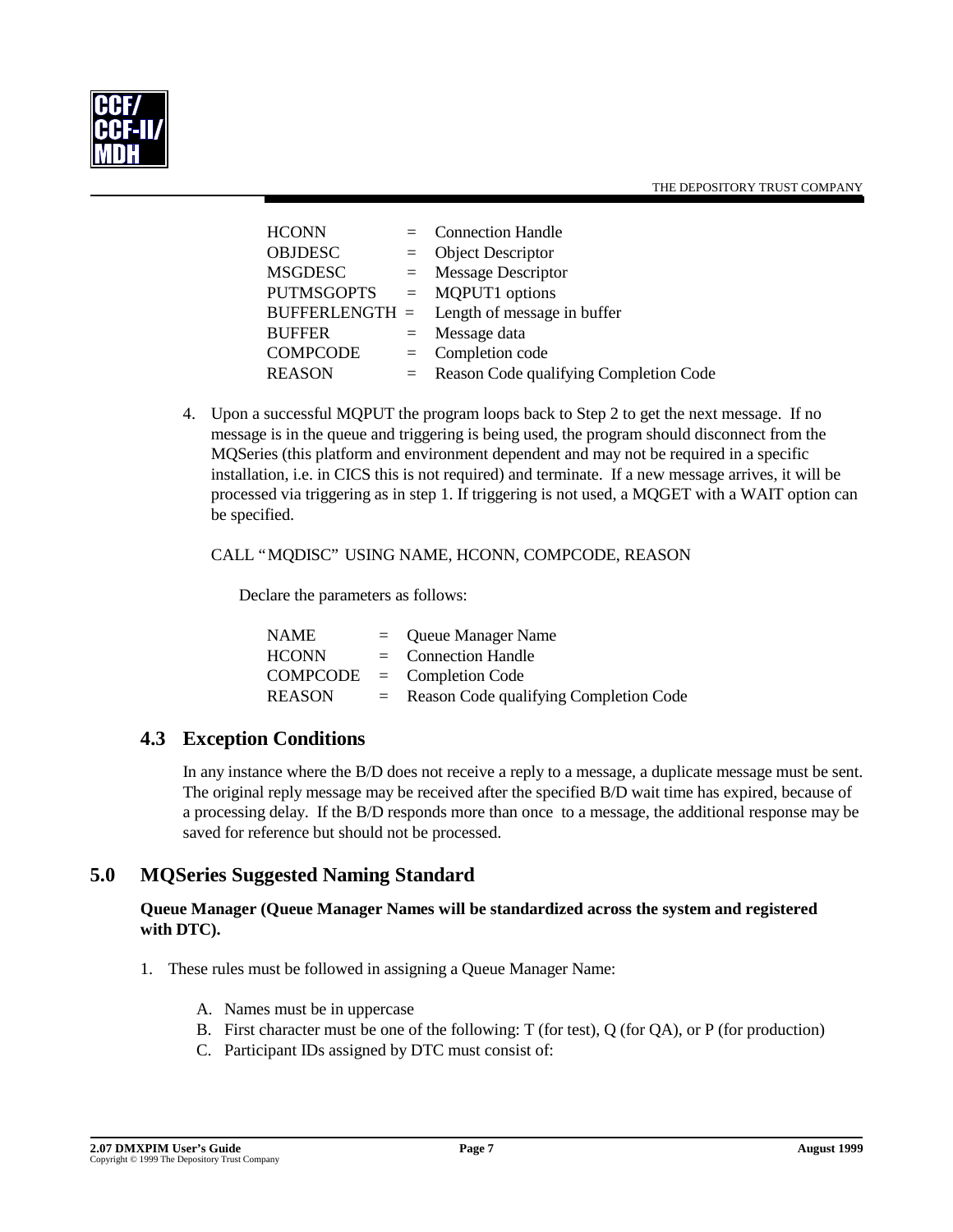| | | |
|---|---|---|
| HCONN | = | Connection Handle |
| OBJDESC | = | Object Descriptor |
| MSGDESC | = | Message Descriptor |
| PUTMSGOPTS | = | MQPUT1 options |
| BUFFERLENGTH | = | Length of message in buffer |
| BUFFER | = | Message data |
| COMPCODE | = | Completion code |
| REASON | = | Reason Code qualifying Completion Code |

4. Upon a successful MQPUT the program loops back to Step 2 to get the next message. If no message is in the queue and triggering is being used, the program should disconnect from the MQSeries (this platform and environment dependent and may not be required in a specific installation, i.e. in CICS this is not required) and terminate. If a new message arrives, it will be processed via triggering as in step 1. If triggering is not used, a MQGET with a WAIT option can be specified.

   CALL "MQDISC" USING NAME, HCONN, COMPCODE, REASON

   Declare the parameters as follows:

| | | |
|---|---|---|
| NAME | = | Queue Manager Name |
| HCONN | = | Connection Handle |
| COMPCODE | = | Completion Code |
| REASON | = | Reason Code qualifying Completion Code |

## 4.3 Exception Conditions

In any instance where the B/D does not receive a reply to a message, a duplicate message must be sent. The original reply message may be received after the specified B/D wait time has expired, because of a processing delay. If the B/D responds more than once to a message, the additional response may be saved for reference but should not be processed.

# 5.0 MQSeries Suggested Naming Standard

**Queue Manager (Queue Manager Names will be standardized across the system and registered with DTC).**

1. These rules must be followed in assigning a Queue Manager Name:

   A. Names must be in uppercase
   B. First character must be one of the following: T (for test), Q (for QA), or P (for production)
   C. Participant IDs assigned by DTC must consist of: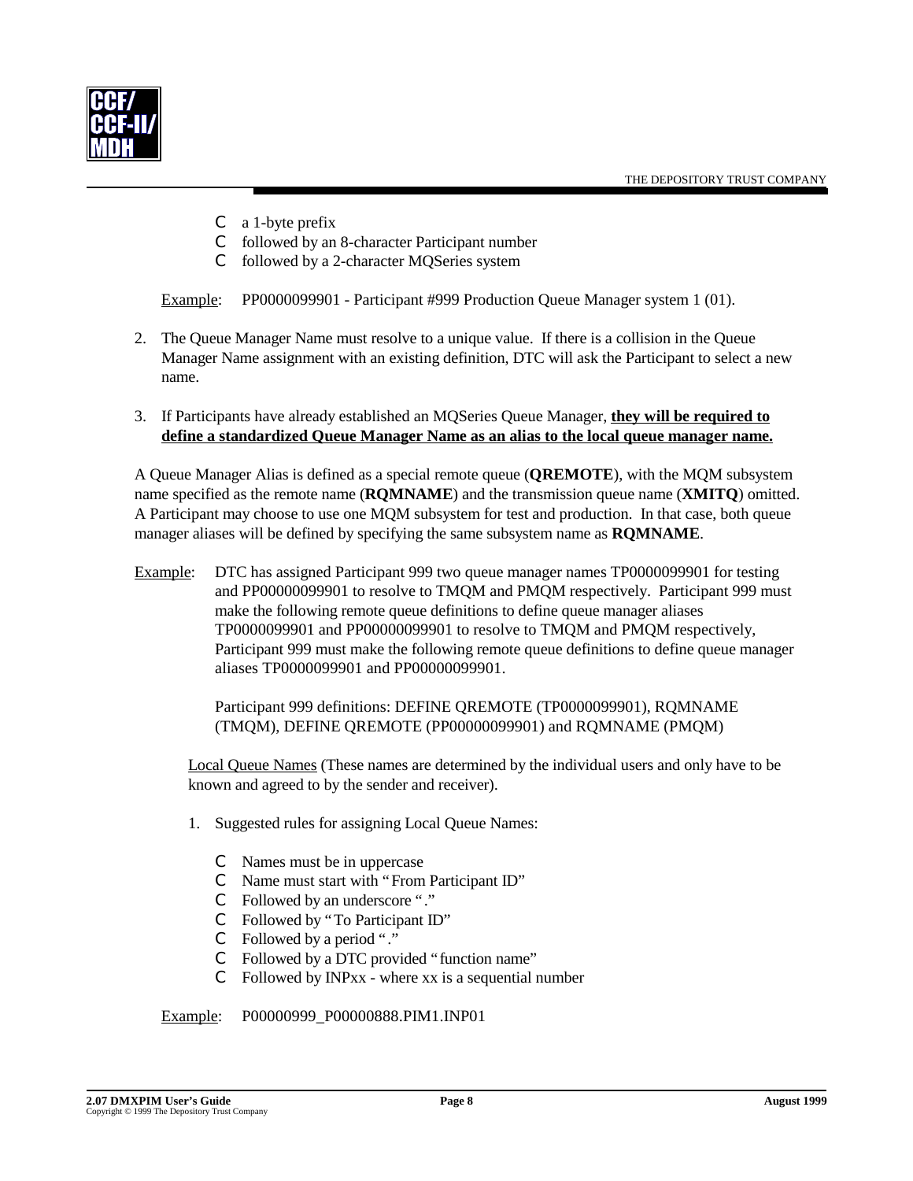- a 1-byte prefix
- followed by an 8-character Participant number
- followed by a 2-character MQSeries system

Example: PP0000099901 - Participant #999 Production Queue Manager system 1 (01).

2. The Queue Manager Name must resolve to a unique value. If there is a collision in the Queue Manager Name assignment with an existing definition, DTC will ask the Participant to select a new name.

3. If Participants have already established an MQSeries Queue Manager, **they will be required to define a standardized Queue Manager Name as an alias to the local queue manager name.**

A Queue Manager Alias is defined as a special remote queue (**QREMOTE**), with the MQM subsystem name specified as the remote name (**RQMNAME**) and the transmission queue name (**XMITQ**) omitted. A Participant may choose to use one MQM subsystem for test and production. In that case, both queue manager aliases will be defined by specifying the same subsystem name as **RQMNAME**.

Example: DTC has assigned Participant 999 two queue manager names TP0000099901 for testing and PP00000099901 to resolve to TMQM and PMQM respectively. Participant 999 must make the following remote queue definitions to define queue manager aliases TP0000099901 and PP00000099901 to resolve to TMQM and PMQM respectively, Participant 999 must make the following remote queue definitions to define queue manager aliases TP0000099901 and PP00000099901.

Participant 999 definitions: DEFINE QREMOTE (TP0000099901), RQMNAME (TMQM), DEFINE QREMOTE (PP00000099901) and RQMNAME (PMQM)

Local Queue Names (These names are determined by the individual users and only have to be known and agreed to by the sender and receiver).

1. Suggested rules for assigning Local Queue Names:

   - Names must be in uppercase
   - Name must start with "From Participant ID"
   - Followed by an underscore "."
   - Followed by "To Participant ID"
   - Followed by a period "."
   - Followed by a DTC provided "function name"
   - Followed by INPxx - where xx is a sequential number

Example: P00000999_P00000888.PIM1.INP01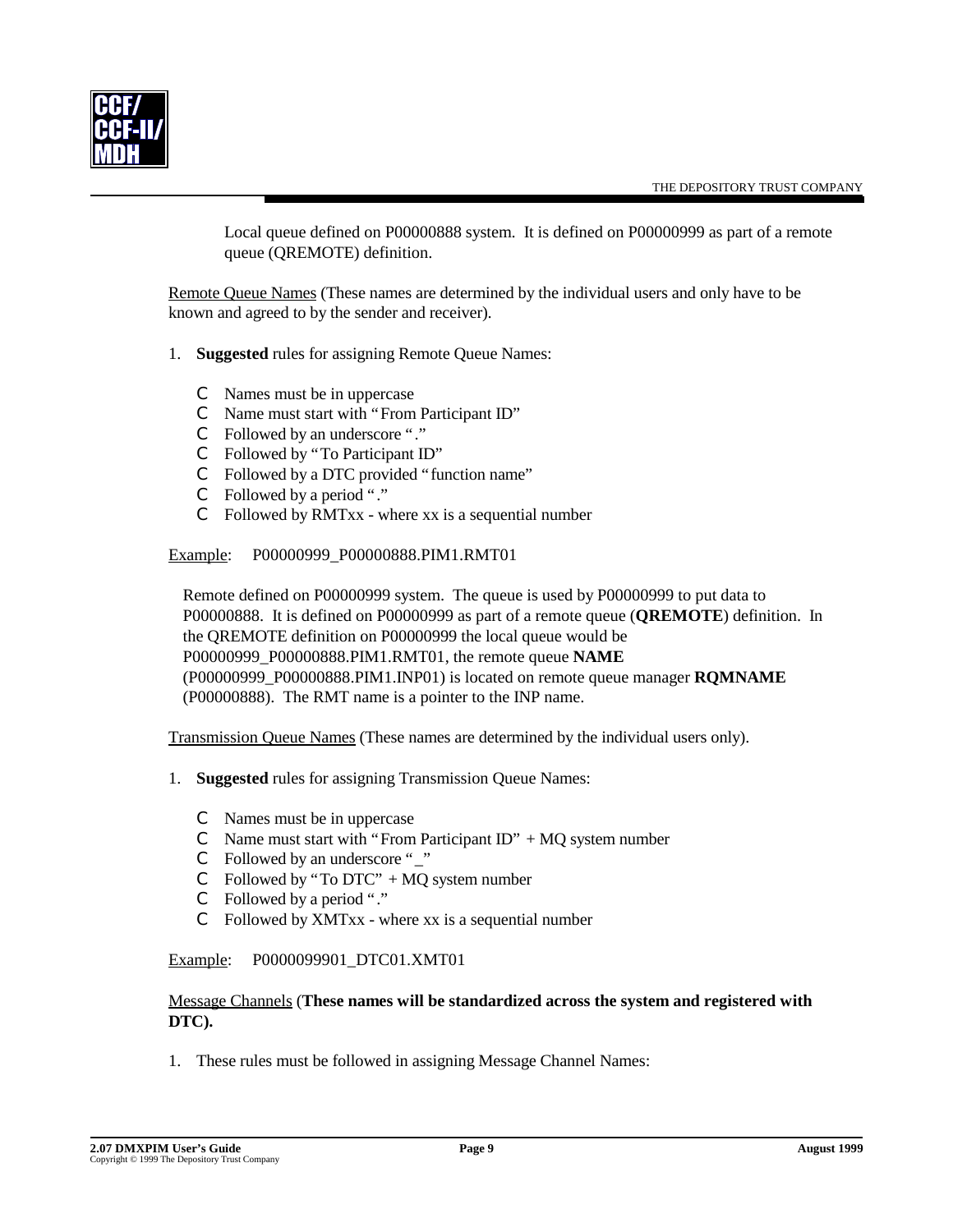Local queue defined on P00000888 system. It is defined on P00000999 as part of a remote queue (QREMOTE) definition.

Remote Queue Names (These names are determined by the individual users and only have to be known and agreed to by the sender and receiver).

1. **Suggested** rules for assigning Remote Queue Names:

   - Names must be in uppercase
   - Name must start with "From Participant ID"
   - Followed by an underscore "."
   - Followed by "To Participant ID"
   - Followed by a DTC provided "function name"
   - Followed by a period "."
   - Followed by RMTxx - where xx is a sequential number

Example: P00000999_P00000888.PIM1.RMT01

Remote defined on P00000999 system. The queue is used by P00000999 to put data to P00000888. It is defined on P00000999 as part of a remote queue (**QREMOTE**) definition. In the QREMOTE definition on P00000999 the local queue would be P00000999_P00000888.PIM1.RMT01, the remote queue **NAME** (P00000999_P00000888.PIM1.INP01) is located on remote queue manager **RQMNAME** (P00000888). The RMT name is a pointer to the INP name.

Transmission Queue Names (These names are determined by the individual users only).

1. **Suggested** rules for assigning Transmission Queue Names:

   - Names must be in uppercase
   - Name must start with "From Participant ID" + MQ system number
   - Followed by an underscore "_"
   - Followed by "To DTC" + MQ system number
   - Followed by a period "."
   - Followed by XMTxx - where xx is a sequential number

Example: P0000099901_DTC01.XMT01

Message Channels (**These names will be standardized across the system and registered with DTC).**

1. These rules must be followed in assigning Message Channel Names: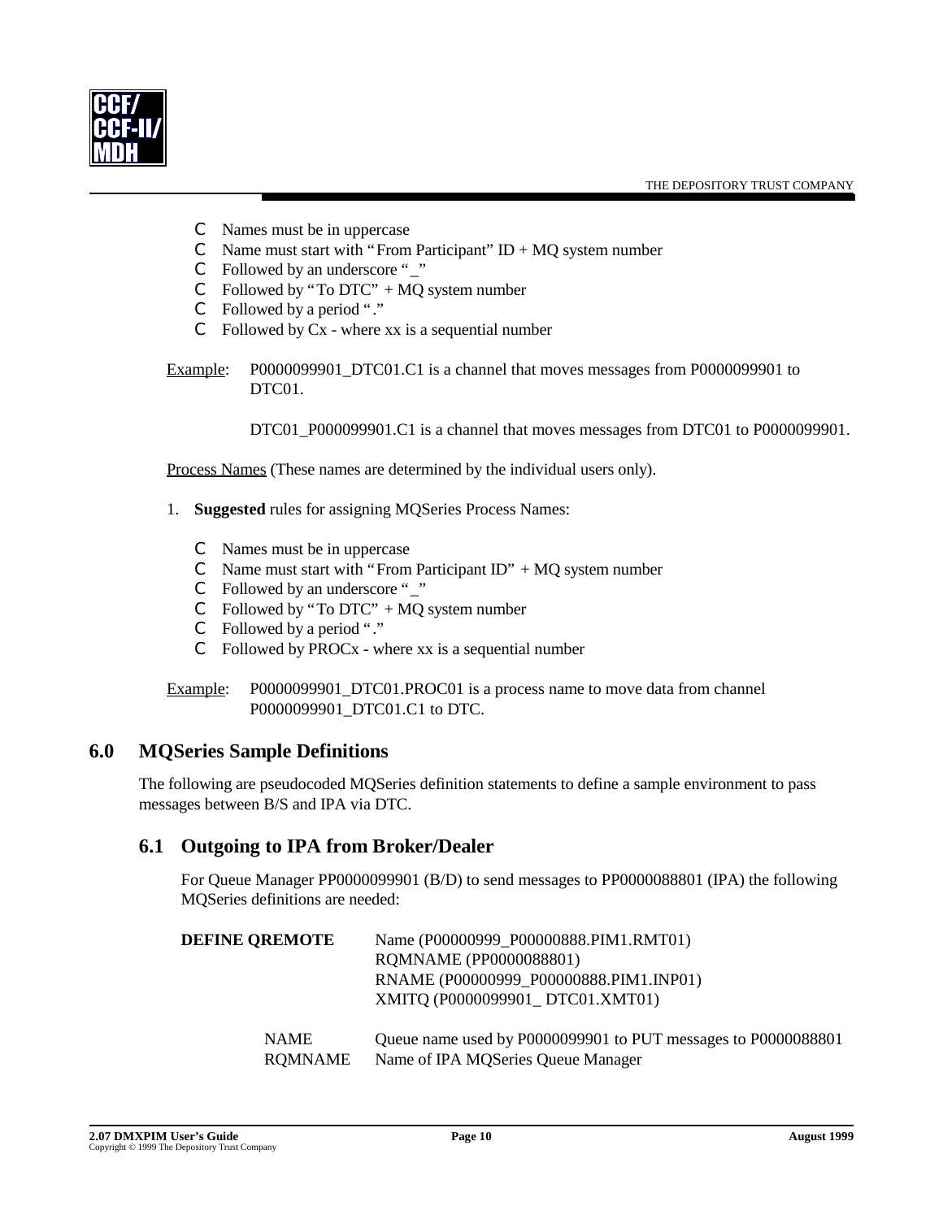- Names must be in uppercase
- Name must start with "From Participant" ID + MQ system number
- Followed by an underscore "_"
- Followed by "To DTC" + MQ system number
- Followed by a period "."
- Followed by Cx - where xx is a sequential number

Example: P0000099901_DTC01.C1 is a channel that moves messages from P0000099901 to DTC01.

DTC01_P000099901.C1 is a channel that moves messages from DTC01 to P0000099901.

Process Names (These names are determined by the individual users only).

1. **Suggested** rules for assigning MQSeries Process Names:

   - Names must be in uppercase
   - Name must start with "From Participant ID" + MQ system number
   - Followed by an underscore "_"
   - Followed by "To DTC" + MQ system number
   - Followed by a period "."
   - Followed by PROCx - where xx is a sequential number

Example: P0000099901_DTC01.PROC01 is a process name to move data from channel P0000099901_DTC01.C1 to DTC.

## 6.0 MQSeries Sample Definitions

The following are pseudocoded MQSeries definition statements to define a sample environment to pass messages between B/S and IPA via DTC.

### 6.1 Outgoing to IPA from Broker/Dealer

For Queue Manager PP0000099901 (B/D) to send messages to PP0000088801 (IPA) the following MQSeries definitions are needed:

**DEFINE QREMOTE**
Name (P00000999_P00000888.PIM1.RMT01)
RQMNAME (PP0000088801)
RNAME (P00000999_P00000888.PIM1.INP01)
XMITQ (P0000099901_ DTC01.XMT01)

| | |
|---|---|
| NAME | Queue name used by P0000099901 to PUT messages to P0000088801 |
| RQMNAME | Name of IPA MQSeries Queue Manager |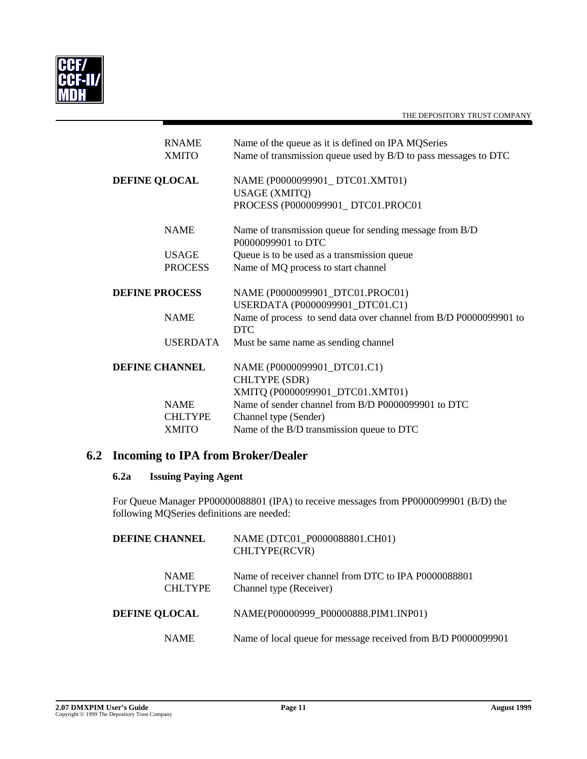| | |
|---|---|
| RNAME | Name of the queue as it is defined on IPA MQSeries |
| XMITO | Name of transmission queue used by B/D to pass messages to DTC |

| | |
|---|---|
| **DEFINE QLOCAL** | NAME (P0000099901_ DTC01.XMT01)<br>USAGE (XMITQ)<br>PROCESS (P0000099901_ DTC01.PROC01 |
| NAME | Name of transmission queue for sending message from B/D P0000099901 to DTC |
| USAGE | Queue is to be used as a transmission queue |
| PROCESS | Name of MQ process to start channel |

| | |
|---|---|
| **DEFINE PROCESS** | NAME (P0000099901_DTC01.PROC01)<br>USERDATA (P0000099901_DTC01.C1) |
| NAME | Name of process to send data over channel from B/D P0000099901 to DTC |
| USERDATA | Must be same name as sending channel |

| | |
|---|---|
| **DEFINE CHANNEL** | NAME (P0000099901_DTC01.C1)<br>CHLTYPE (SDR)<br>XMITQ (P0000099901_DTC01.XMT01) |
| NAME | Name of sender channel from B/D P0000099901 to DTC |
| CHLTYPE | Channel type (Sender) |
| XMITO | Name of the B/D transmission queue to DTC |

## 6.2 Incoming to IPA from Broker/Dealer

### 6.2a Issuing Paying Agent

For Queue Manager PP00000088801 (IPA) to receive messages from PP0000099901 (B/D) the following MQSeries definitions are needed:

| | |
|---|---|
| **DEFINE CHANNEL** | NAME (DTC01_P0000088801.CH01)<br>CHLTYPE(RCVR) |
| NAME | Name of receiver channel from DTC to IPA P0000088801 |
| CHLTYPE | Channel type (Receiver) |

| | |
|---|---|
| **DEFINE QLOCAL** | NAME(P00000999_P00000888.PIM1.INP01) |
| NAME | Name of local queue for message received from B/D P0000099901 |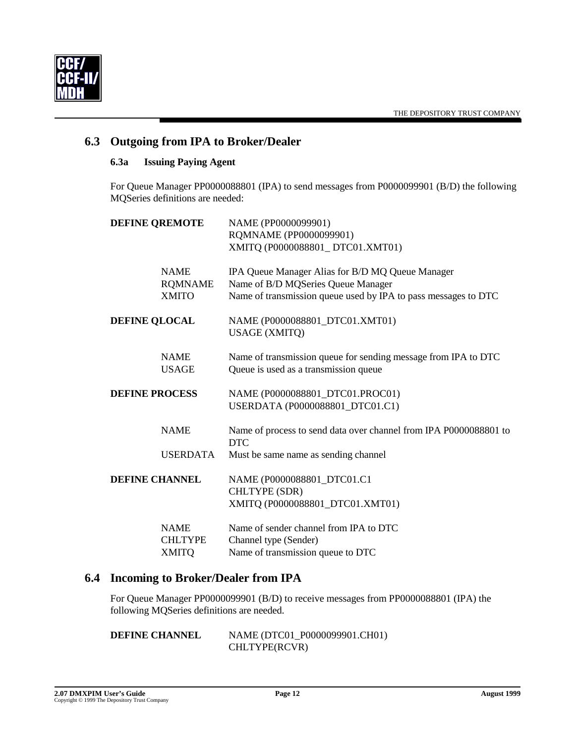## 6.3 Outgoing from IPA to Broker/Dealer

### 6.3a Issuing Paying Agent

For Queue Manager PP0000088801 (IPA) to send messages from P0000099901 (B/D) the following MQSeries definitions are needed:

**DEFINE QREMOTE** NAME (PP0000099901)
RQMNAME (PP0000099901)
XMITQ (P0000088801_ DTC01.XMT01)

| | |
|---|---|
| NAME | IPA Queue Manager Alias for B/D MQ Queue Manager |
| RQMNAME | Name of B/D MQSeries Queue Manager |
| XMITO | Name of transmission queue used by IPA to pass messages to DTC |

**DEFINE QLOCAL** NAME (P0000088801_DTC01.XMT01)
USAGE (XMITQ)

| | |
|---|---|
| NAME | Name of transmission queue for sending message from IPA to DTC |
| USAGE | Queue is used as a transmission queue |

**DEFINE PROCESS** NAME (P0000088801_DTC01.PROC01)
USERDATA (P0000088801_DTC01.C1)

| | |
|---|---|
| NAME | Name of process to send data over channel from IPA P0000088801 to DTC |
| USERDATA | Must be same name as sending channel |

**DEFINE CHANNEL** NAME (P0000088801_DTC01.C1
CHLTYPE (SDR)
XMITQ (P0000088801_DTC01.XMT01)

| | |
|---|---|
| NAME | Name of sender channel from IPA to DTC |
| CHLTYPE | Channel type (Sender) |
| XMITQ | Name of transmission queue to DTC |

## 6.4 Incoming to Broker/Dealer from IPA

For Queue Manager PP0000099901 (B/D) to receive messages from PP0000088801 (IPA) the following MQSeries definitions are needed.

**DEFINE CHANNEL** NAME (DTC01_P0000099901.CH01)
CHLTYPE(RCVR)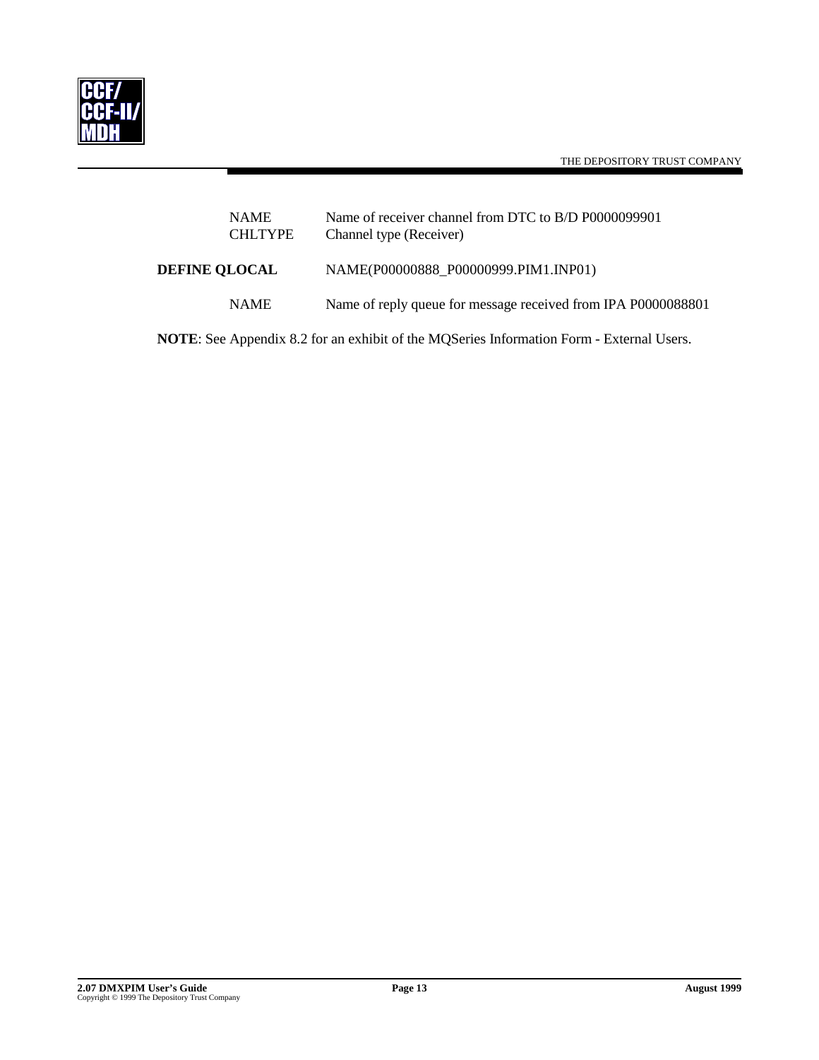| | |
|---|---|
| NAME | Name of receiver channel from DTC to B/D P0000099901 |
| CHLTYPE | Channel type (Receiver) |

**DEFINE QLOCAL** NAME(P00000888_P00000999.PIM1.INP01)

| | |
|---|---|
| NAME | Name of reply queue for message received from IPA P0000088801 |

**NOTE**: See Appendix 8.2 for an exhibit of the MQSeries Information Form - External Users.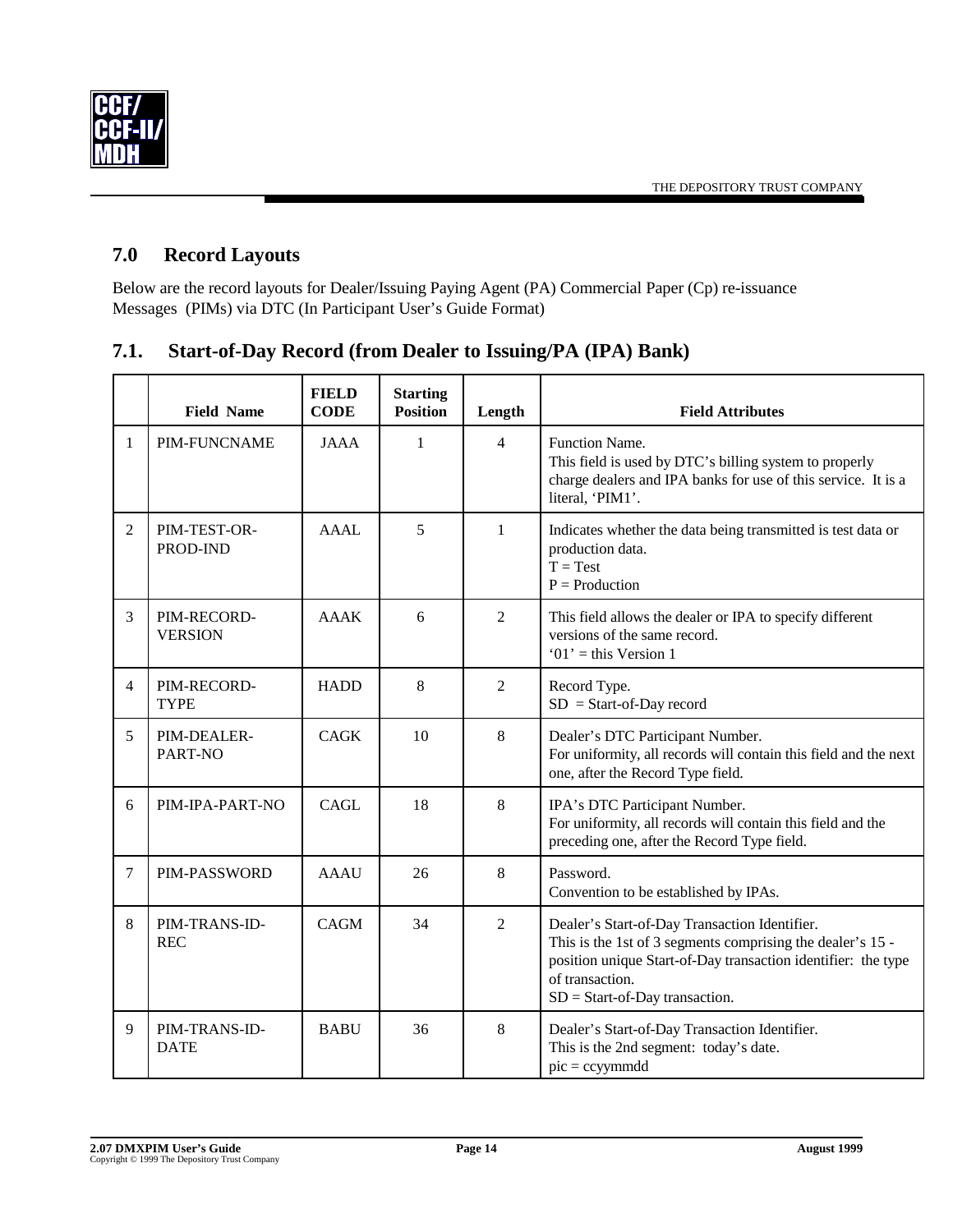## 7.0 Record Layouts

Below are the record layouts for Dealer/Issuing Paying Agent (PA) Commercial Paper (Cp) re-issuance Messages (PIMs) via DTC (In Participant User's Guide Format)

### 7.1. Start-of-Day Record (from Dealer to Issuing/PA (IPA) Bank)

| | Field Name | FIELD CODE | Starting Position | Length | Field Attributes |
|---|---|---|---|---|---|
| 1 | PIM-FUNCNAME | JAAA | 1 | 4 | Function Name.<br>This field is used by DTC's billing system to properly charge dealers and IPA banks for use of this service. It is a literal, 'PIM1'. |
| 2 | PIM-TEST-OR-PROD-IND | AAAL | 5 | 1 | Indicates whether the data being transmitted is test data or production data.<br>T = Test<br>P = Production |
| 3 | PIM-RECORD-VERSION | AAAK | 6 | 2 | This field allows the dealer or IPA to specify different versions of the same record.<br>'01' = this Version 1 |
| 4 | PIM-RECORD-TYPE | HADD | 8 | 2 | Record Type.<br>SD = Start-of-Day record |
| 5 | PIM-DEALER-PART-NO | CAGK | 10 | 8 | Dealer's DTC Participant Number.<br>For uniformity, all records will contain this field and the next one, after the Record Type field. |
| 6 | PIM-IPA-PART-NO | CAGL | 18 | 8 | IPA's DTC Participant Number.<br>For uniformity, all records will contain this field and the preceding one, after the Record Type field. |
| 7 | PIM-PASSWORD | AAAU | 26 | 8 | Password.<br>Convention to be established by IPAs. |
| 8 | PIM-TRANS-ID-REC | CAGM | 34 | 2 | Dealer's Start-of-Day Transaction Identifier.<br>This is the 1st of 3 segments comprising the dealer's 15 -position unique Start-of-Day transaction identifier: the type of transaction.<br>SD = Start-of-Day transaction. |
| 9 | PIM-TRANS-ID-DATE | BABU | 36 | 8 | Dealer's Start-of-Day Transaction Identifier.<br>This is the 2nd segment: today's date.<br>pic = ccyymmdd |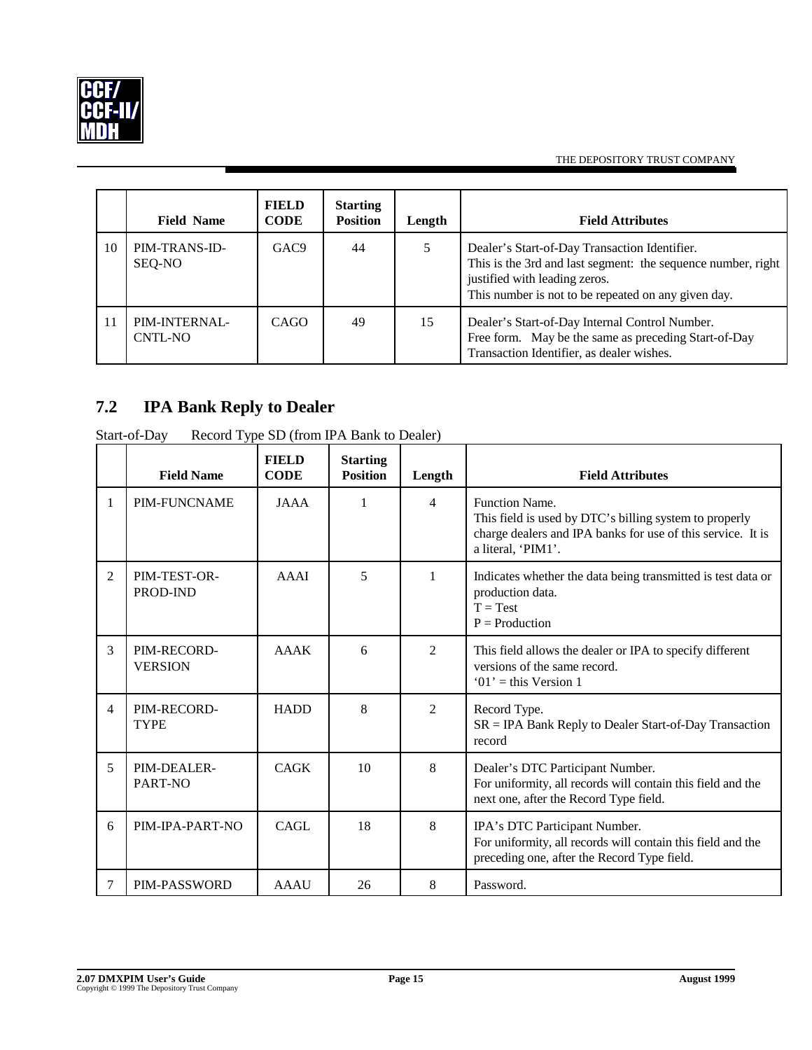| | Field Name | FIELD CODE | Starting Position | Length | Field Attributes |
|---|---|---|---|---|---|
| 10 | PIM-TRANS-ID-SEQ-NO | GAC9 | 44 | 5 | Dealer's Start-of-Day Transaction Identifier.<br>This is the 3rd and last segment: the sequence number, right justified with leading zeros.<br>This number is not to be repeated on any given day. |
| 11 | PIM-INTERNAL-CNTL-NO | CAGO | 49 | 15 | Dealer's Start-of-Day Internal Control Number.<br>Free form. May be the same as preceding Start-of-Day Transaction Identifier, as dealer wishes. |

## 7.2 IPA Bank Reply to Dealer

Start-of-Day Record Type SD (from IPA Bank to Dealer)

| | Field Name | FIELD CODE | Starting Position | Length | Field Attributes |
|---|---|---|---|---|---|
| 1 | PIM-FUNCNAME | JAAA | 1 | 4 | Function Name.<br>This field is used by DTC's billing system to properly charge dealers and IPA banks for use of this service. It is a literal, 'PIM1'. |
| 2 | PIM-TEST-OR-PROD-IND | AAAI | 5 | 1 | Indicates whether the data being transmitted is test data or production data.<br>T = Test<br>P = Production |
| 3 | PIM-RECORD-VERSION | AAAK | 6 | 2 | This field allows the dealer or IPA to specify different versions of the same record.<br>'01' = this Version 1 |
| 4 | PIM-RECORD-TYPE | HADD | 8 | 2 | Record Type.<br>SR = IPA Bank Reply to Dealer Start-of-Day Transaction record |
| 5 | PIM-DEALER-PART-NO | CAGK | 10 | 8 | Dealer's DTC Participant Number.<br>For uniformity, all records will contain this field and the next one, after the Record Type field. |
| 6 | PIM-IPA-PART-NO | CAGL | 18 | 8 | IPA's DTC Participant Number.<br>For uniformity, all records will contain this field and the preceding one, after the Record Type field. |
| 7 | PIM-PASSWORD | AAAU | 26 | 8 | Password. |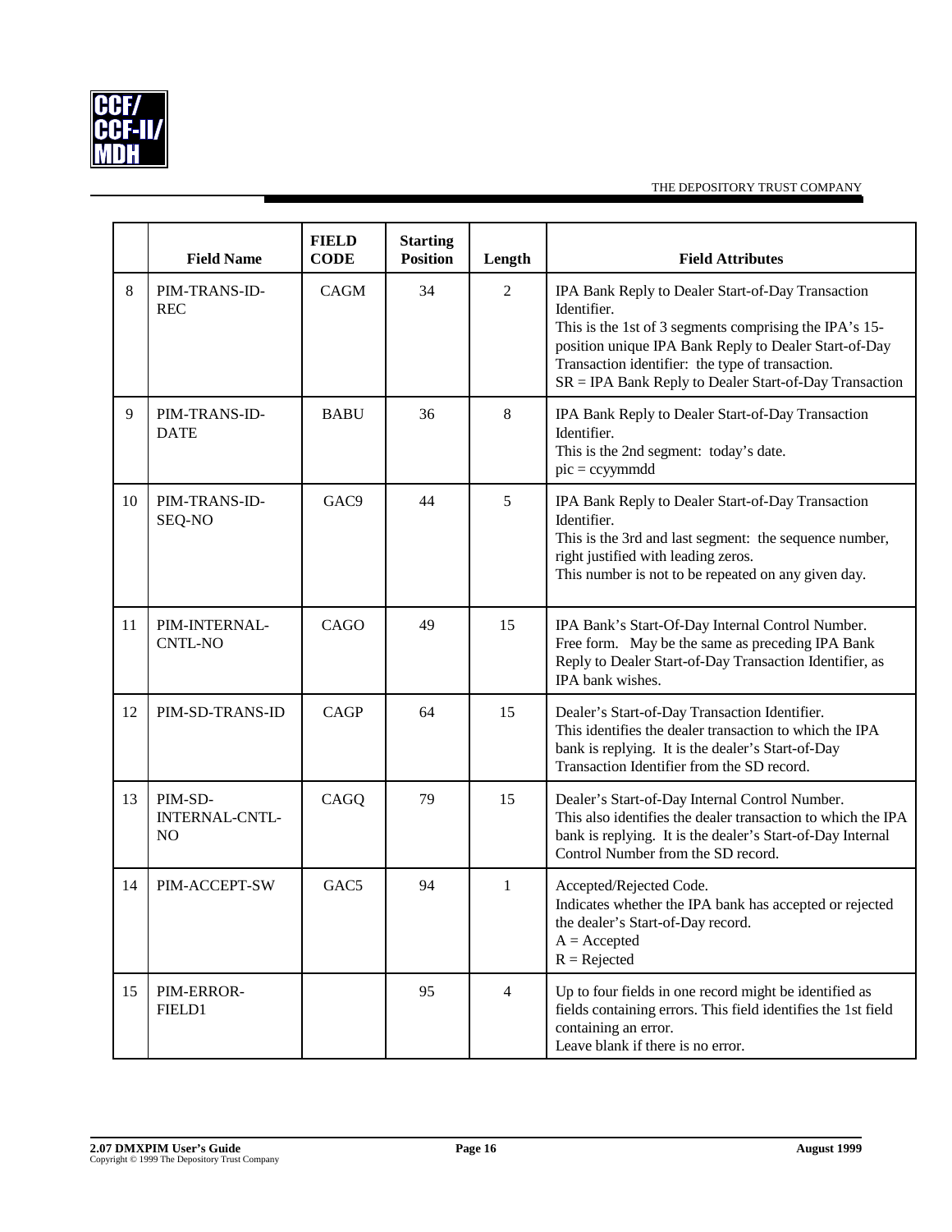| | Field Name | FIELD CODE | Starting Position | Length | Field Attributes |
|---|---|---|---|---|---|
| 8 | PIM-TRANS-ID-REC | CAGM | 34 | 2 | IPA Bank Reply to Dealer Start-of-Day Transaction Identifier.<br>This is the 1st of 3 segments comprising the IPA's 15-position unique IPA Bank Reply to Dealer Start-of-Day Transaction identifier: the type of transaction.<br>SR = IPA Bank Reply to Dealer Start-of-Day Transaction |
| 9 | PIM-TRANS-ID-DATE | BABU | 36 | 8 | IPA Bank Reply to Dealer Start-of-Day Transaction Identifier.<br>This is the 2nd segment: today's date.<br>pic = ccyymmdd |
| 10 | PIM-TRANS-ID-SEQ-NO | GAC9 | 44 | 5 | IPA Bank Reply to Dealer Start-of-Day Transaction Identifier.<br>This is the 3rd and last segment: the sequence number, right justified with leading zeros.<br>This number is not to be repeated on any given day. |
| 11 | PIM-INTERNAL-CNTL-NO | CAGO | 49 | 15 | IPA Bank's Start-Of-Day Internal Control Number.<br>Free form. May be the same as preceding IPA Bank Reply to Dealer Start-of-Day Transaction Identifier, as IPA bank wishes. |
| 12 | PIM-SD-TRANS-ID | CAGP | 64 | 15 | Dealer's Start-of-Day Transaction Identifier.<br>This identifies the dealer transaction to which the IPA bank is replying. It is the dealer's Start-of-Day Transaction Identifier from the SD record. |
| 13 | PIM-SD-INTERNAL-CNTL-NO | CAGQ | 79 | 15 | Dealer's Start-of-Day Internal Control Number.<br>This also identifies the dealer transaction to which the IPA bank is replying. It is the dealer's Start-of-Day Internal Control Number from the SD record. |
| 14 | PIM-ACCEPT-SW | GAC5 | 94 | 1 | Accepted/Rejected Code.<br>Indicates whether the IPA bank has accepted or rejected the dealer's Start-of-Day record.<br>A = Accepted<br>R = Rejected |
| 15 | PIM-ERROR-FIELD1 | | 95 | 4 | Up to four fields in one record might be identified as fields containing errors. This field identifies the 1st field containing an error.<br>Leave blank if there is no error. |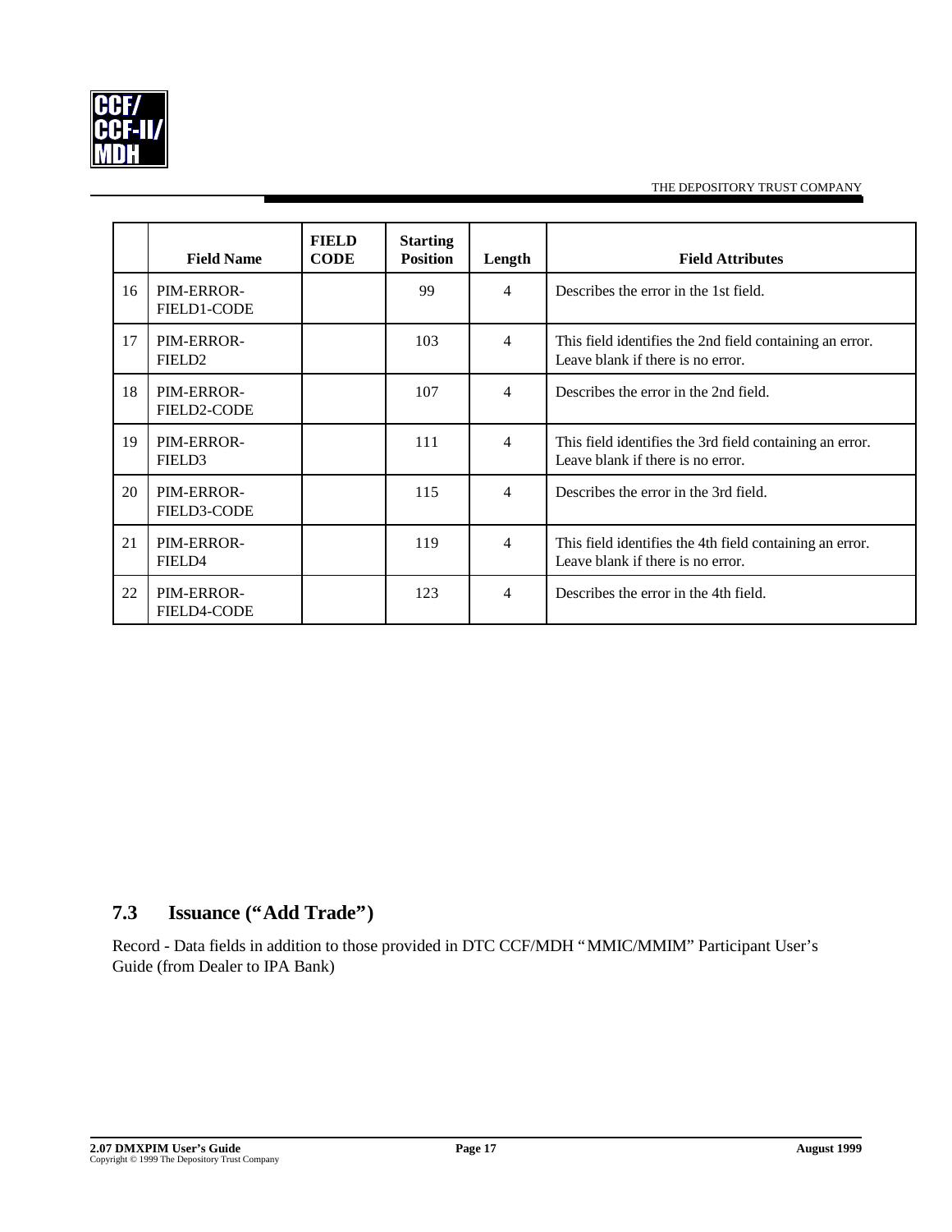| | Field Name | FIELD CODE | Starting Position | Length | Field Attributes |
|---|---|---|---|---|---|
| 16 | PIM-ERROR-FIELD1-CODE | | 99 | 4 | Describes the error in the 1st field. |
| 17 | PIM-ERROR-FIELD2 | | 103 | 4 | This field identifies the 2nd field containing an error. Leave blank if there is no error. |
| 18 | PIM-ERROR-FIELD2-CODE | | 107 | 4 | Describes the error in the 2nd field. |
| 19 | PIM-ERROR-FIELD3 | | 111 | 4 | This field identifies the 3rd field containing an error. Leave blank if there is no error. |
| 20 | PIM-ERROR-FIELD3-CODE | | 115 | 4 | Describes the error in the 3rd field. |
| 21 | PIM-ERROR-FIELD4 | | 119 | 4 | This field identifies the 4th field containing an error. Leave blank if there is no error. |
| 22 | PIM-ERROR-FIELD4-CODE | | 123 | 4 | Describes the error in the 4th field. |

## 7.3 Issuance (“Add Trade”)

Record - Data fields in addition to those provided in DTC CCF/MDH “MMIC/MMIM” Participant User’s Guide (from Dealer to IPA Bank)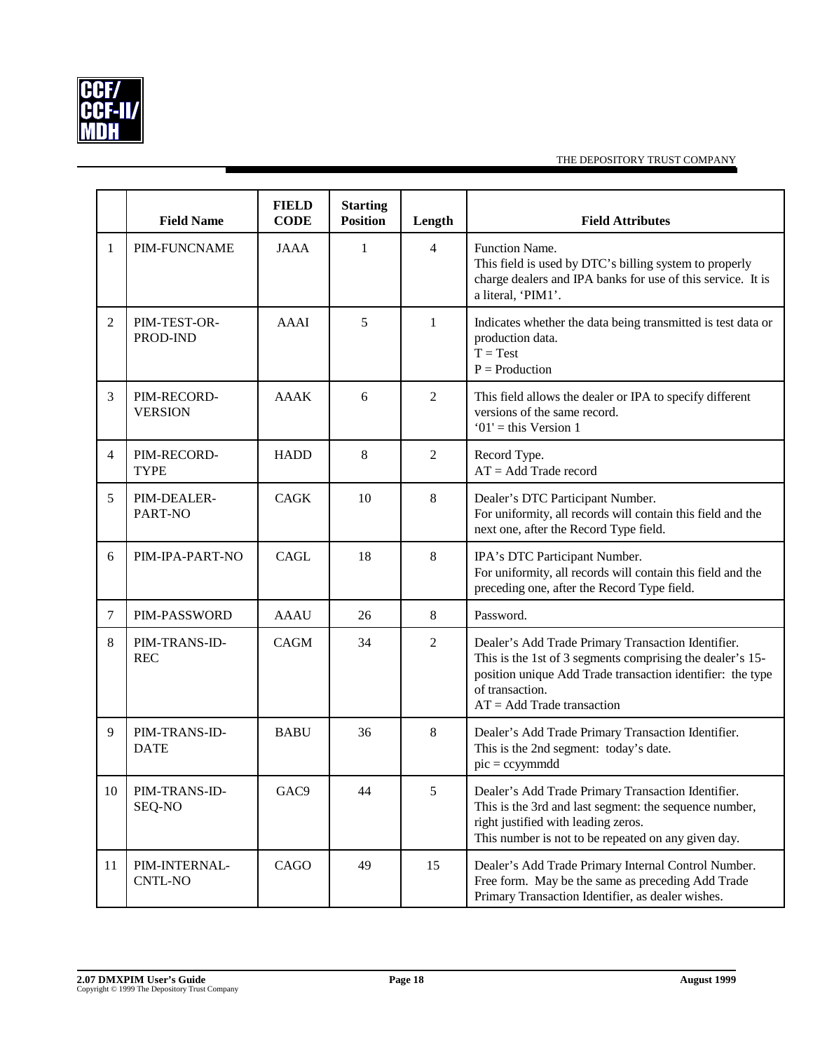| | Field Name | FIELD CODE | Starting Position | Length | Field Attributes |
|---|---|---|---|---|---|
| 1 | PIM-FUNCNAME | JAAA | 1 | 4 | Function Name.<br>This field is used by DTC's billing system to properly charge dealers and IPA banks for use of this service. It is a literal, 'PIM1'. |
| 2 | PIM-TEST-OR-PROD-IND | AAAI | 5 | 1 | Indicates whether the data being transmitted is test data or production data.<br>T = Test<br>P = Production |
| 3 | PIM-RECORD-VERSION | AAAK | 6 | 2 | This field allows the dealer or IPA to specify different versions of the same record.<br>'01' = this Version 1 |
| 4 | PIM-RECORD-TYPE | HADD | 8 | 2 | Record Type.<br>AT = Add Trade record |
| 5 | PIM-DEALER-PART-NO | CAGK | 10 | 8 | Dealer's DTC Participant Number.<br>For uniformity, all records will contain this field and the next one, after the Record Type field. |
| 6 | PIM-IPA-PART-NO | CAGL | 18 | 8 | IPA's DTC Participant Number.<br>For uniformity, all records will contain this field and the preceding one, after the Record Type field. |
| 7 | PIM-PASSWORD | AAAU | 26 | 8 | Password. |
| 8 | PIM-TRANS-ID-REC | CAGM | 34 | 2 | Dealer's Add Trade Primary Transaction Identifier.<br>This is the 1st of 3 segments comprising the dealer's 15-position unique Add Trade transaction identifier: the type of transaction.<br>AT = Add Trade transaction |
| 9 | PIM-TRANS-ID-DATE | BABU | 36 | 8 | Dealer's Add Trade Primary Transaction Identifier.<br>This is the 2nd segment: today's date.<br>pic = ccyymmdd |
| 10 | PIM-TRANS-ID-SEQ-NO | GAC9 | 44 | 5 | Dealer's Add Trade Primary Transaction Identifier.<br>This is the 3rd and last segment: the sequence number, right justified with leading zeros.<br>This number is not to be repeated on any given day. |
| 11 | PIM-INTERNAL-CNTL-NO | CAGO | 49 | 15 | Dealer's Add Trade Primary Internal Control Number.<br>Free form. May be the same as preceding Add Trade Primary Transaction Identifier, as dealer wishes. |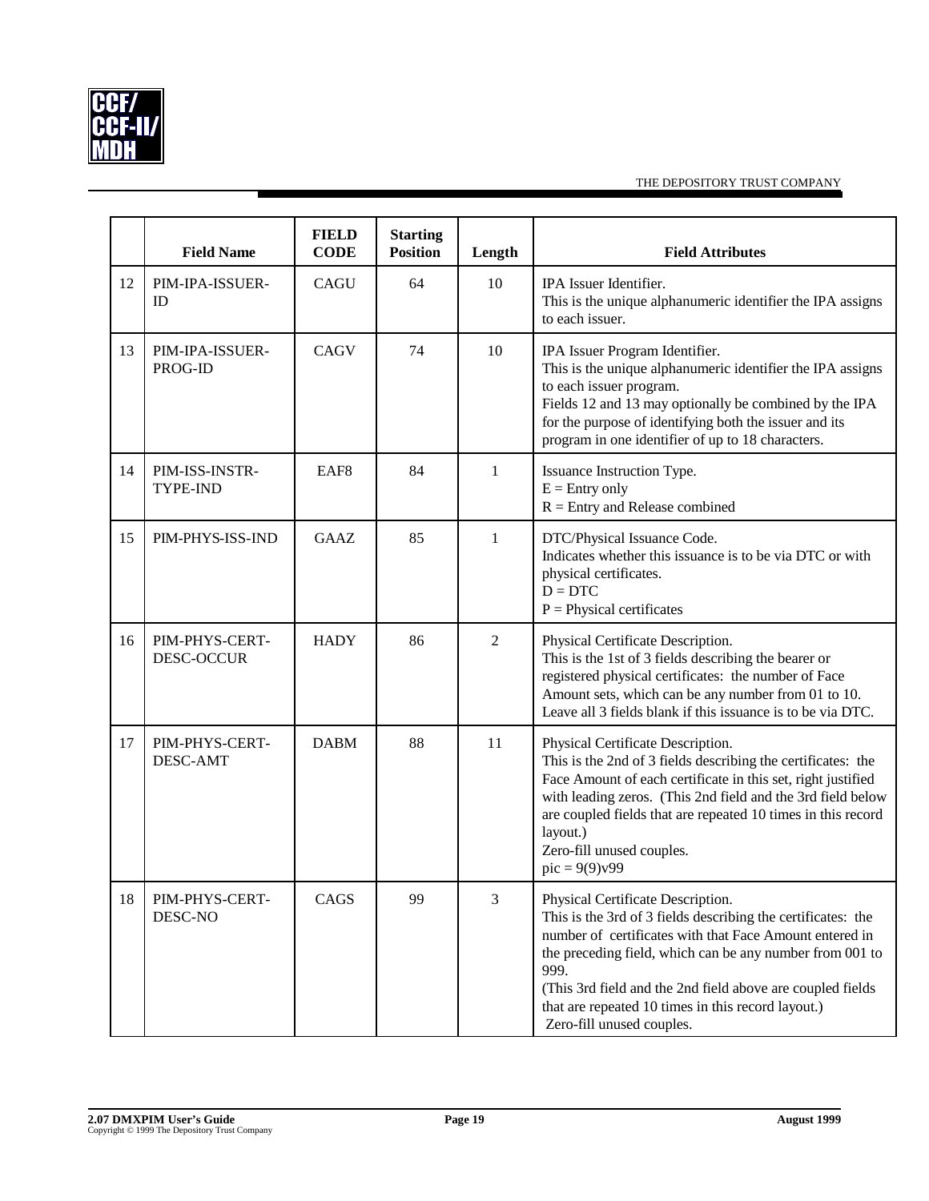| | Field Name | FIELD CODE | Starting Position | Length | Field Attributes |
|---|---|---|---|---|---|
| 12 | PIM-IPA-ISSUER-ID | CAGU | 64 | 10 | IPA Issuer Identifier.<br>This is the unique alphanumeric identifier the IPA assigns to each issuer. |
| 13 | PIM-IPA-ISSUER-PROG-ID | CAGV | 74 | 10 | IPA Issuer Program Identifier.<br>This is the unique alphanumeric identifier the IPA assigns to each issuer program.<br>Fields 12 and 13 may optionally be combined by the IPA for the purpose of identifying both the issuer and its program in one identifier of up to 18 characters. |
| 14 | PIM-ISS-INSTR-TYPE-IND | EAF8 | 84 | 1 | Issuance Instruction Type.<br>E = Entry only<br>R = Entry and Release combined |
| 15 | PIM-PHYS-ISS-IND | GAAZ | 85 | 1 | DTC/Physical Issuance Code.<br>Indicates whether this issuance is to be via DTC or with physical certificates.<br>D = DTC<br>P = Physical certificates |
| 16 | PIM-PHYS-CERT-DESC-OCCUR | HADY | 86 | 2 | Physical Certificate Description.<br>This is the 1st of 3 fields describing the bearer or registered physical certificates: the number of Face Amount sets, which can be any number from 01 to 10. Leave all 3 fields blank if this issuance is to be via DTC. |
| 17 | PIM-PHYS-CERT-DESC-AMT | DABM | 88 | 11 | Physical Certificate Description.<br>This is the 2nd of 3 fields describing the certificates: the Face Amount of each certificate in this set, right justified with leading zeros. (This 2nd field and the 3rd field below are coupled fields that are repeated 10 times in this record layout.)<br>Zero-fill unused couples.<br>pic = 9(9)v99 |
| 18 | PIM-PHYS-CERT-DESC-NO | CAGS | 99 | 3 | Physical Certificate Description.<br>This is the 3rd of 3 fields describing the certificates: the number of certificates with that Face Amount entered in the preceding field, which can be any number from 001 to 999.<br>(This 3rd field and the 2nd field above are coupled fields that are repeated 10 times in this record layout.)<br>Zero-fill unused couples. |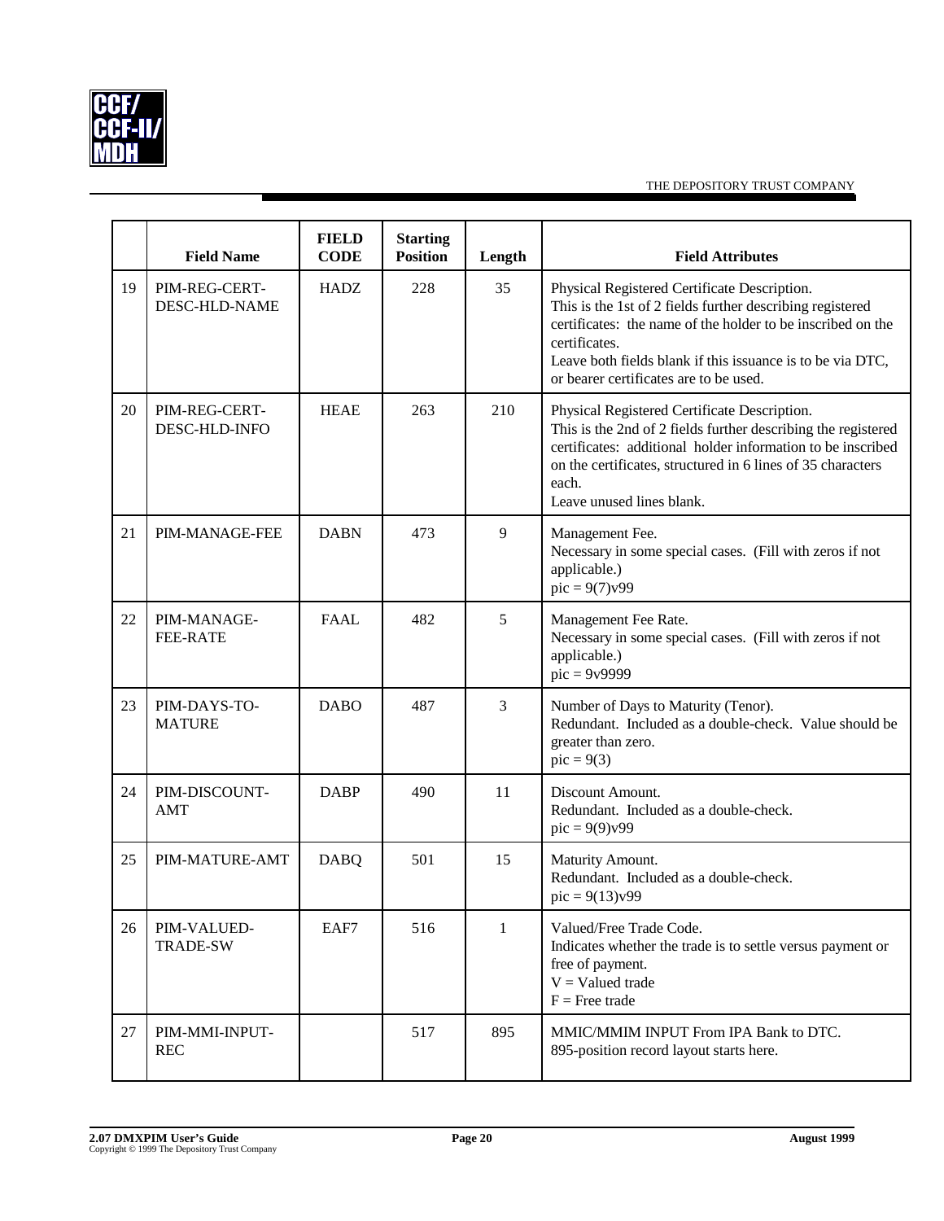| | Field Name | FIELD CODE | Starting Position | Length | Field Attributes |
|---|---|---|---|---|---|
| 19 | PIM-REG-CERT-DESC-HLD-NAME | HADZ | 228 | 35 | Physical Registered Certificate Description.<br>This is the 1st of 2 fields further describing registered certificates: the name of the holder to be inscribed on the certificates.<br>Leave both fields blank if this issuance is to be via DTC, or bearer certificates are to be used. |
| 20 | PIM-REG-CERT-DESC-HLD-INFO | HEAE | 263 | 210 | Physical Registered Certificate Description.<br>This is the 2nd of 2 fields further describing the registered certificates: additional holder information to be inscribed on the certificates, structured in 6 lines of 35 characters each.<br>Leave unused lines blank. |
| 21 | PIM-MANAGE-FEE | DABN | 473 | 9 | Management Fee.<br>Necessary in some special cases. (Fill with zeros if not applicable.)<br>pic = 9(7)v99 |
| 22 | PIM-MANAGE-FEE-RATE | FAAL | 482 | 5 | Management Fee Rate.<br>Necessary in some special cases. (Fill with zeros if not applicable.)<br>pic = 9v9999 |
| 23 | PIM-DAYS-TO-MATURE | DABO | 487 | 3 | Number of Days to Maturity (Tenor).<br>Redundant. Included as a double-check. Value should be greater than zero.<br>pic = 9(3) |
| 24 | PIM-DISCOUNT-AMT | DABP | 490 | 11 | Discount Amount.<br>Redundant. Included as a double-check.<br>pic = 9(9)v99 |
| 25 | PIM-MATURE-AMT | DABQ | 501 | 15 | Maturity Amount.<br>Redundant. Included as a double-check.<br>pic = 9(13)v99 |
| 26 | PIM-VALUED-TRADE-SW | EAF7 | 516 | 1 | Valued/Free Trade Code.<br>Indicates whether the trade is to settle versus payment or free of payment.<br>V = Valued trade<br>F = Free trade |
| 27 | PIM-MMI-INPUT-REC | | 517 | 895 | MMIC/MMIM INPUT From IPA Bank to DTC.<br>895-position record layout starts here. |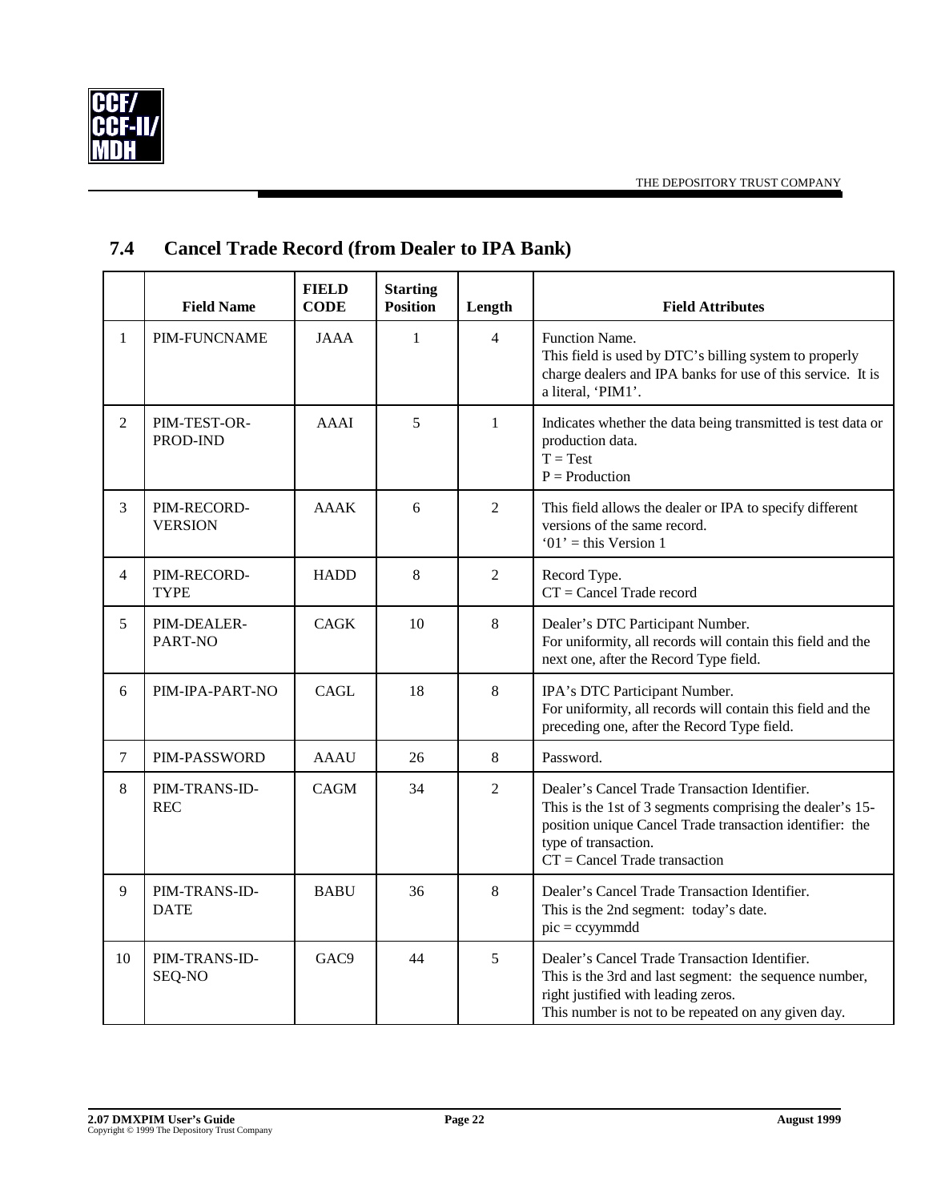## 7.4 Cancel Trade Record (from Dealer to IPA Bank)

| | Field Name | FIELD CODE | Starting Position | Length | Field Attributes |
|---|---|---|---|---|---|
| 1 | PIM-FUNCNAME | JAAA | 1 | 4 | Function Name.<br>This field is used by DTC's billing system to properly charge dealers and IPA banks for use of this service. It is a literal, 'PIM1'. |
| 2 | PIM-TEST-OR-PROD-IND | AAAI | 5 | 1 | Indicates whether the data being transmitted is test data or production data.<br>T = Test<br>P = Production |
| 3 | PIM-RECORD-VERSION | AAAK | 6 | 2 | This field allows the dealer or IPA to specify different versions of the same record.<br>'01' = this Version 1 |
| 4 | PIM-RECORD-TYPE | HADD | 8 | 2 | Record Type.<br>CT = Cancel Trade record |
| 5 | PIM-DEALER-PART-NO | CAGK | 10 | 8 | Dealer's DTC Participant Number.<br>For uniformity, all records will contain this field and the next one, after the Record Type field. |
| 6 | PIM-IPA-PART-NO | CAGL | 18 | 8 | IPA's DTC Participant Number.<br>For uniformity, all records will contain this field and the preceding one, after the Record Type field. |
| 7 | PIM-PASSWORD | AAAU | 26 | 8 | Password. |
| 8 | PIM-TRANS-ID-REC | CAGM | 34 | 2 | Dealer's Cancel Trade Transaction Identifier.<br>This is the 1st of 3 segments comprising the dealer's 15-position unique Cancel Trade transaction identifier: the type of transaction.<br>CT = Cancel Trade transaction |
| 9 | PIM-TRANS-ID-DATE | BABU | 36 | 8 | Dealer's Cancel Trade Transaction Identifier.<br>This is the 2nd segment: today's date.<br>pic = ccyymmdd |
| 10 | PIM-TRANS-ID-SEQ-NO | GAC9 | 44 | 5 | Dealer's Cancel Trade Transaction Identifier.<br>This is the 3rd and last segment: the sequence number, right justified with leading zeros.<br>This number is not to be repeated on any given day. |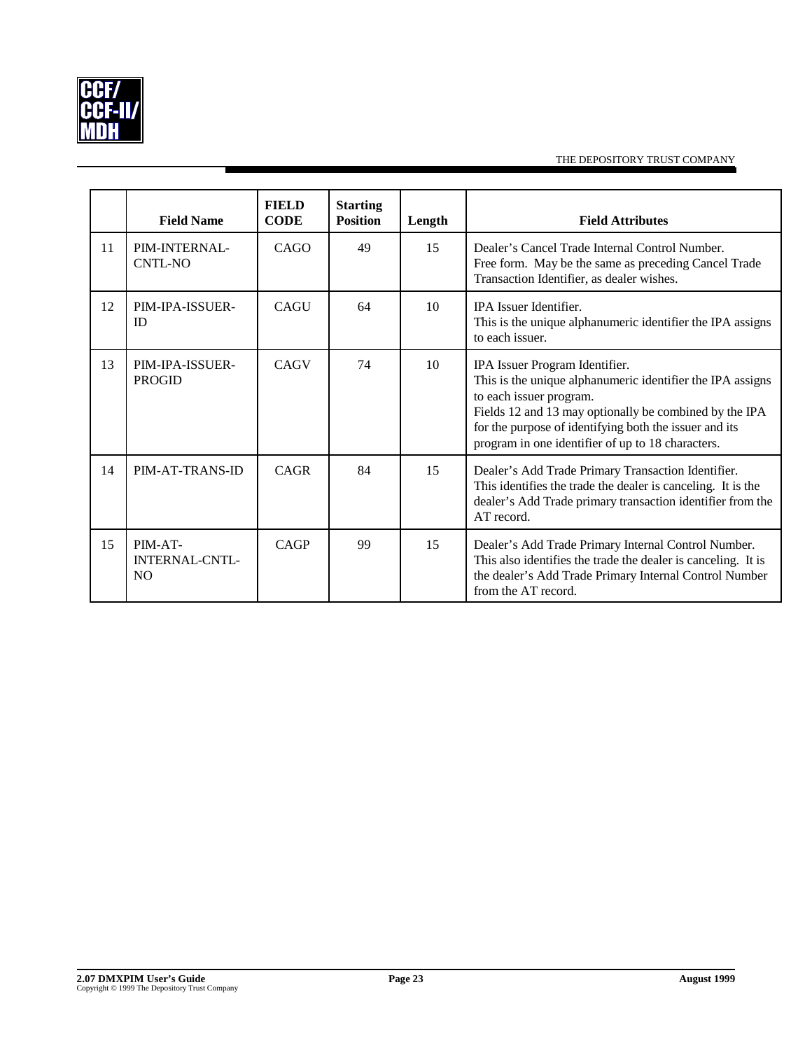| | Field Name | FIELD CODE | Starting Position | Length | Field Attributes |
|---|---|---|---|---|---|
| 11 | PIM-INTERNAL-CNTL-NO | CAGO | 49 | 15 | Dealer's Cancel Trade Internal Control Number.<br>Free form. May be the same as preceding Cancel Trade Transaction Identifier, as dealer wishes. |
| 12 | PIM-IPA-ISSUER-ID | CAGU | 64 | 10 | IPA Issuer Identifier.<br>This is the unique alphanumeric identifier the IPA assigns to each issuer. |
| 13 | PIM-IPA-ISSUER-PROGID | CAGV | 74 | 10 | IPA Issuer Program Identifier.<br>This is the unique alphanumeric identifier the IPA assigns to each issuer program.<br>Fields 12 and 13 may optionally be combined by the IPA for the purpose of identifying both the issuer and its program in one identifier of up to 18 characters. |
| 14 | PIM-AT-TRANS-ID | CAGR | 84 | 15 | Dealer's Add Trade Primary Transaction Identifier.<br>This identifies the trade the dealer is canceling. It is the dealer's Add Trade primary transaction identifier from the AT record. |
| 15 | PIM-AT-INTERNAL-CNTL-NO | CAGP | 99 | 15 | Dealer's Add Trade Primary Internal Control Number.<br>This also identifies the trade the dealer is canceling. It is the dealer's Add Trade Primary Internal Control Number from the AT record. |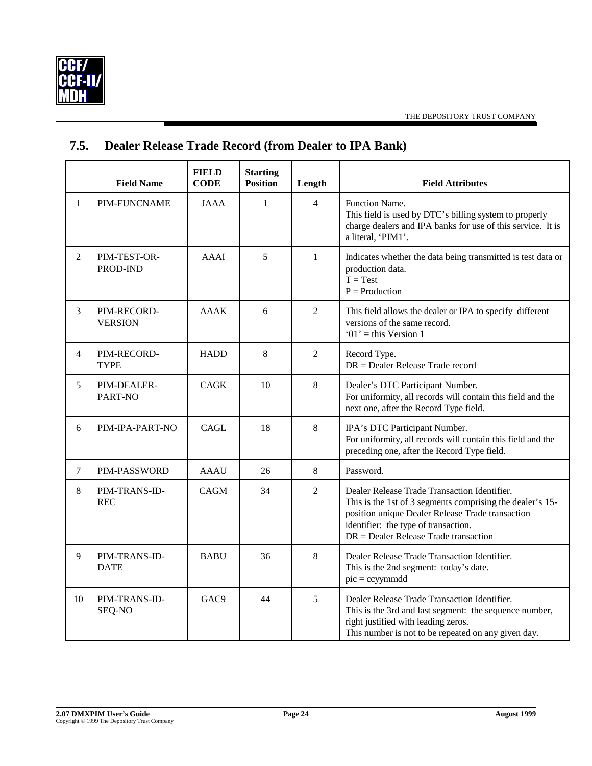## 7.5. Dealer Release Trade Record (from Dealer to IPA Bank)

| | Field Name | FIELD CODE | Starting Position | Length | Field Attributes |
|---|---|---|---|---|---|
| 1 | PIM-FUNCNAME | JAAA | 1 | 4 | Function Name.<br>This field is used by DTC's billing system to properly charge dealers and IPA banks for use of this service. It is a literal, 'PIM1'. |
| 2 | PIM-TEST-OR-PROD-IND | AAAI | 5 | 1 | Indicates whether the data being transmitted is test data or production data.<br>T = Test<br>P = Production |
| 3 | PIM-RECORD-VERSION | AAAK | 6 | 2 | This field allows the dealer or IPA to specify different versions of the same record.<br>'01' = this Version 1 |
| 4 | PIM-RECORD-TYPE | HADD | 8 | 2 | Record Type.<br>DR = Dealer Release Trade record |
| 5 | PIM-DEALER-PART-NO | CAGK | 10 | 8 | Dealer's DTC Participant Number.<br>For uniformity, all records will contain this field and the next one, after the Record Type field. |
| 6 | PIM-IPA-PART-NO | CAGL | 18 | 8 | IPA's DTC Participant Number.<br>For uniformity, all records will contain this field and the preceding one, after the Record Type field. |
| 7 | PIM-PASSWORD | AAAU | 26 | 8 | Password. |
| 8 | PIM-TRANS-ID-REC | CAGM | 34 | 2 | Dealer Release Trade Transaction Identifier.<br>This is the 1st of 3 segments comprising the dealer's 15-position unique Dealer Release Trade transaction identifier: the type of transaction.<br>DR = Dealer Release Trade transaction |
| 9 | PIM-TRANS-ID-DATE | BABU | 36 | 8 | Dealer Release Trade Transaction Identifier.<br>This is the 2nd segment: today's date.<br>pic = ccyymmdd |
| 10 | PIM-TRANS-ID-SEQ-NO | GAC9 | 44 | 5 | Dealer Release Trade Transaction Identifier.<br>This is the 3rd and last segment: the sequence number, right justified with leading zeros.<br>This number is not to be repeated on any given day. |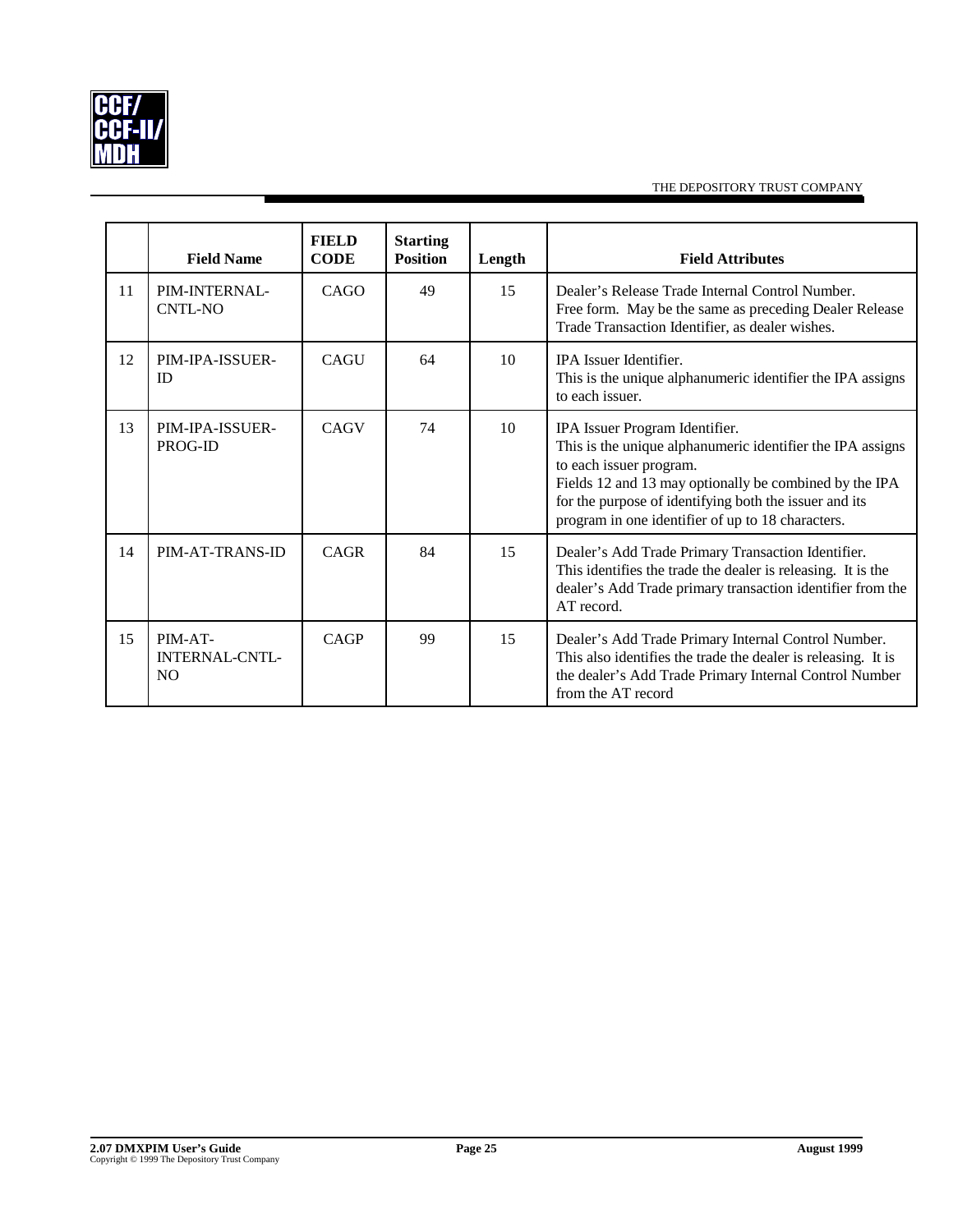| | Field Name | FIELD CODE | Starting Position | Length | Field Attributes |
|---|---|---|---|---|---|
| 11 | PIM-INTERNAL-CNTL-NO | CAGO | 49 | 15 | Dealer's Release Trade Internal Control Number.<br>Free form. May be the same as preceding Dealer Release Trade Transaction Identifier, as dealer wishes. |
| 12 | PIM-IPA-ISSUER-ID | CAGU | 64 | 10 | IPA Issuer Identifier.<br>This is the unique alphanumeric identifier the IPA assigns to each issuer. |
| 13 | PIM-IPA-ISSUER-PROG-ID | CAGV | 74 | 10 | IPA Issuer Program Identifier.<br>This is the unique alphanumeric identifier the IPA assigns to each issuer program.<br>Fields 12 and 13 may optionally be combined by the IPA for the purpose of identifying both the issuer and its program in one identifier of up to 18 characters. |
| 14 | PIM-AT-TRANS-ID | CAGR | 84 | 15 | Dealer's Add Trade Primary Transaction Identifier.<br>This identifies the trade the dealer is releasing. It is the dealer's Add Trade primary transaction identifier from the AT record. |
| 15 | PIM-AT-INTERNAL-CNTL-NO | CAGP | 99 | 15 | Dealer's Add Trade Primary Internal Control Number.<br>This also identifies the trade the dealer is releasing. It is the dealer's Add Trade Primary Internal Control Number from the AT record |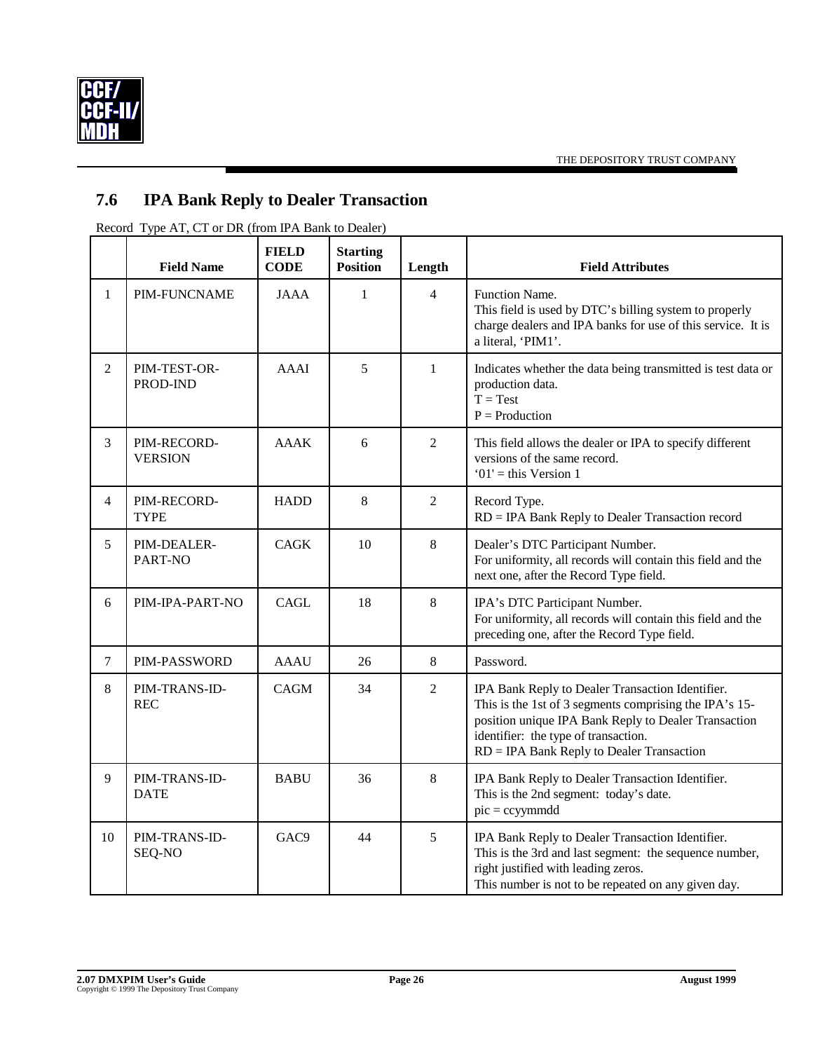## 7.6 IPA Bank Reply to Dealer Transaction

Record Type AT, CT or DR (from IPA Bank to Dealer)

| | Field Name | FIELD CODE | Starting Position | Length | Field Attributes |
|---|---|---|---|---|---|
| 1 | PIM-FUNCNAME | JAAA | 1 | 4 | Function Name.<br>This field is used by DTC's billing system to properly charge dealers and IPA banks for use of this service. It is a literal, 'PIM1'. |
| 2 | PIM-TEST-OR-PROD-IND | AAAI | 5 | 1 | Indicates whether the data being transmitted is test data or production data.<br>T = Test<br>P = Production |
| 3 | PIM-RECORD-VERSION | AAAK | 6 | 2 | This field allows the dealer or IPA to specify different versions of the same record.<br>'01' = this Version 1 |
| 4 | PIM-RECORD-TYPE | HADD | 8 | 2 | Record Type.<br>RD = IPA Bank Reply to Dealer Transaction record |
| 5 | PIM-DEALER-PART-NO | CAGK | 10 | 8 | Dealer's DTC Participant Number.<br>For uniformity, all records will contain this field and the next one, after the Record Type field. |
| 6 | PIM-IPA-PART-NO | CAGL | 18 | 8 | IPA's DTC Participant Number.<br>For uniformity, all records will contain this field and the preceding one, after the Record Type field. |
| 7 | PIM-PASSWORD | AAAU | 26 | 8 | Password. |
| 8 | PIM-TRANS-ID-REC | CAGM | 34 | 2 | IPA Bank Reply to Dealer Transaction Identifier.<br>This is the 1st of 3 segments comprising the IPA's 15-position unique IPA Bank Reply to Dealer Transaction identifier: the type of transaction.<br>RD = IPA Bank Reply to Dealer Transaction |
| 9 | PIM-TRANS-ID-DATE | BABU | 36 | 8 | IPA Bank Reply to Dealer Transaction Identifier.<br>This is the 2nd segment: today's date.<br>pic = ccyymmdd |
| 10 | PIM-TRANS-ID-SEQ-NO | GAC9 | 44 | 5 | IPA Bank Reply to Dealer Transaction Identifier.<br>This is the 3rd and last segment: the sequence number, right justified with leading zeros.<br>This number is not to be repeated on any given day. |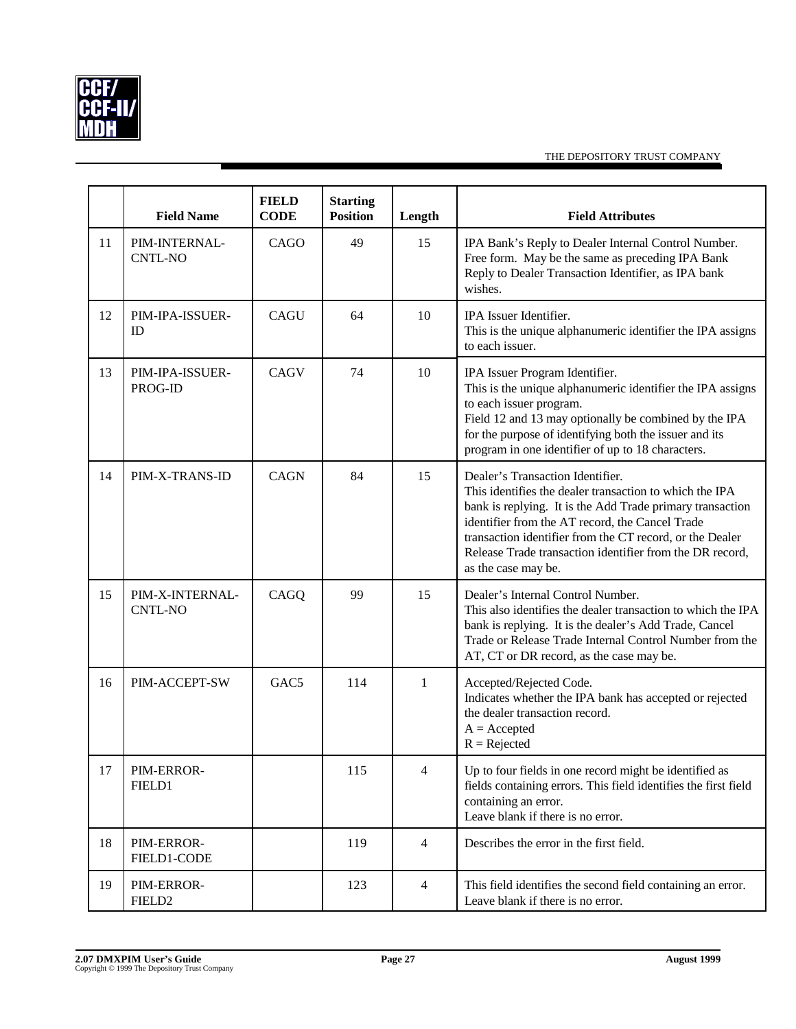| | Field Name | FIELD CODE | Starting Position | Length | Field Attributes |
|---|---|---|---|---|---|
| 11 | PIM-INTERNAL-CNTL-NO | CAGO | 49 | 15 | IPA Bank's Reply to Dealer Internal Control Number. Free form. May be the same as preceding IPA Bank Reply to Dealer Transaction Identifier, as IPA bank wishes. |
| 12 | PIM-IPA-ISSUER-ID | CAGU | 64 | 10 | IPA Issuer Identifier. This is the unique alphanumeric identifier the IPA assigns to each issuer. |
| 13 | PIM-IPA-ISSUER-PROG-ID | CAGV | 74 | 10 | IPA Issuer Program Identifier. This is the unique alphanumeric identifier the IPA assigns to each issuer program. Field 12 and 13 may optionally be combined by the IPA for the purpose of identifying both the issuer and its program in one identifier of up to 18 characters. |
| 14 | PIM-X-TRANS-ID | CAGN | 84 | 15 | Dealer's Transaction Identifier. This identifies the dealer transaction to which the IPA bank is replying. It is the Add Trade primary transaction identifier from the AT record, the Cancel Trade transaction identifier from the CT record, or the Dealer Release Trade transaction identifier from the DR record, as the case may be. |
| 15 | PIM-X-INTERNAL-CNTL-NO | CAGQ | 99 | 15 | Dealer's Internal Control Number. This also identifies the dealer transaction to which the IPA bank is replying. It is the dealer's Add Trade, Cancel Trade or Release Trade Internal Control Number from the AT, CT or DR record, as the case may be. |
| 16 | PIM-ACCEPT-SW | GAC5 | 114 | 1 | Accepted/Rejected Code. Indicates whether the IPA bank has accepted or rejected the dealer transaction record. A = Accepted R = Rejected |
| 17 | PIM-ERROR-FIELD1 | | 115 | 4 | Up to four fields in one record might be identified as fields containing errors. This field identifies the first field containing an error. Leave blank if there is no error. |
| 18 | PIM-ERROR-FIELD1-CODE | | 119 | 4 | Describes the error in the first field. |
| 19 | PIM-ERROR-FIELD2 | | 123 | 4 | This field identifies the second field containing an error. Leave blank if there is no error. |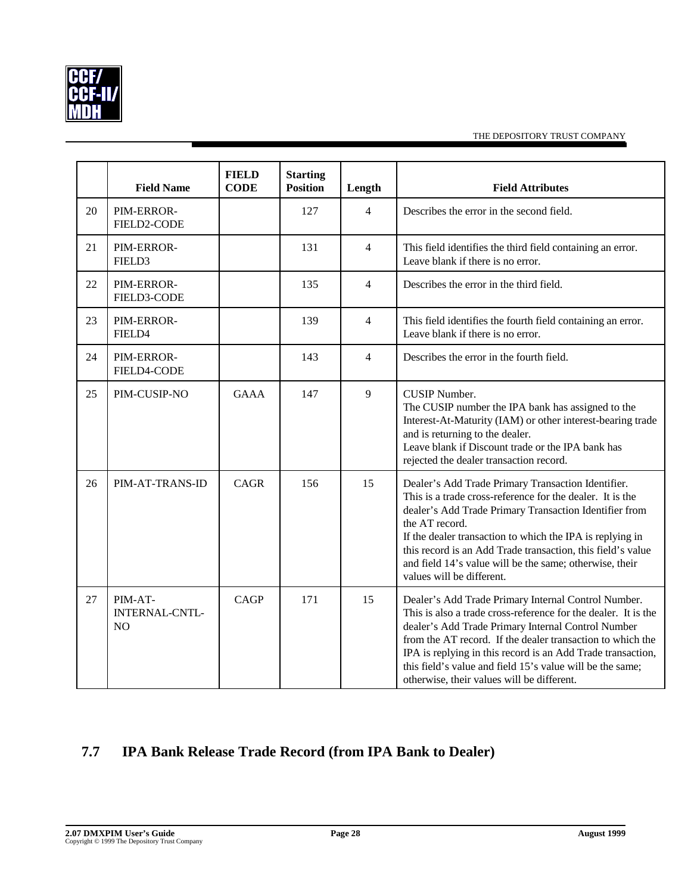| | Field Name | FIELD CODE | Starting Position | Length | Field Attributes |
|---|---|---|---|---|---|
| 20 | PIM-ERROR-FIELD2-CODE | | 127 | 4 | Describes the error in the second field. |
| 21 | PIM-ERROR-FIELD3 | | 131 | 4 | This field identifies the third field containing an error. Leave blank if there is no error. |
| 22 | PIM-ERROR-FIELD3-CODE | | 135 | 4 | Describes the error in the third field. |
| 23 | PIM-ERROR-FIELD4 | | 139 | 4 | This field identifies the fourth field containing an error. Leave blank if there is no error. |
| 24 | PIM-ERROR-FIELD4-CODE | | 143 | 4 | Describes the error in the fourth field. |
| 25 | PIM-CUSIP-NO | GAAA | 147 | 9 | CUSIP Number.<br>The CUSIP number the IPA bank has assigned to the Interest-At-Maturity (IAM) or other interest-bearing trade and is returning to the dealer.<br>Leave blank if Discount trade or the IPA bank has rejected the dealer transaction record. |
| 26 | PIM-AT-TRANS-ID | CAGR | 156 | 15 | Dealer's Add Trade Primary Transaction Identifier.<br>This is a trade cross-reference for the dealer. It is the dealer's Add Trade Primary Transaction Identifier from the AT record.<br>If the dealer transaction to which the IPA is replying in this record is an Add Trade transaction, this field's value and field 14's value will be the same; otherwise, their values will be different. |
| 27 | PIM-AT-INTERNAL-CNTL-NO | CAGP | 171 | 15 | Dealer's Add Trade Primary Internal Control Number.<br>This is also a trade cross-reference for the dealer. It is the dealer's Add Trade Primary Internal Control Number from the AT record. If the dealer transaction to which the IPA is replying in this record is an Add Trade transaction, this field's value and field 15's value will be the same; otherwise, their values will be different. |

## 7.7 IPA Bank Release Trade Record (from IPA Bank to Dealer)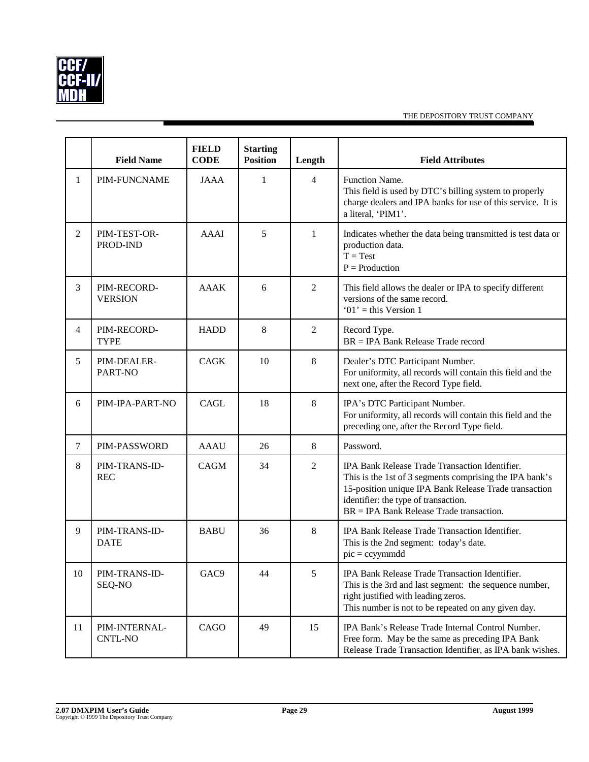| | Field Name | FIELD CODE | Starting Position | Length | Field Attributes |
|---|---|---|---|---|---|
| 1 | PIM-FUNCNAME | JAAA | 1 | 4 | Function Name.<br>This field is used by DTC's billing system to properly charge dealers and IPA banks for use of this service. It is a literal, 'PIM1'. |
| 2 | PIM-TEST-OR-PROD-IND | AAAI | 5 | 1 | Indicates whether the data being transmitted is test data or production data.<br>T = Test<br>P = Production |
| 3 | PIM-RECORD-VERSION | AAAK | 6 | 2 | This field allows the dealer or IPA to specify different versions of the same record.<br>'01' = this Version 1 |
| 4 | PIM-RECORD-TYPE | HADD | 8 | 2 | Record Type.<br>BR = IPA Bank Release Trade record |
| 5 | PIM-DEALER-PART-NO | CAGK | 10 | 8 | Dealer's DTC Participant Number.<br>For uniformity, all records will contain this field and the next one, after the Record Type field. |
| 6 | PIM-IPA-PART-NO | CAGL | 18 | 8 | IPA's DTC Participant Number.<br>For uniformity, all records will contain this field and the preceding one, after the Record Type field. |
| 7 | PIM-PASSWORD | AAAU | 26 | 8 | Password. |
| 8 | PIM-TRANS-ID-REC | CAGM | 34 | 2 | IPA Bank Release Trade Transaction Identifier.<br>This is the 1st of 3 segments comprising the IPA bank's 15-position unique IPA Bank Release Trade transaction identifier: the type of transaction.<br>BR = IPA Bank Release Trade transaction. |
| 9 | PIM-TRANS-ID-DATE | BABU | 36 | 8 | IPA Bank Release Trade Transaction Identifier.<br>This is the 2nd segment: today's date.<br>pic = ccyymmdd |
| 10 | PIM-TRANS-ID-SEQ-NO | GAC9 | 44 | 5 | IPA Bank Release Trade Transaction Identifier.<br>This is the 3rd and last segment: the sequence number, right justified with leading zeros.<br>This number is not to be repeated on any given day. |
| 11 | PIM-INTERNAL-CNTL-NO | CAGO | 49 | 15 | IPA Bank's Release Trade Internal Control Number.<br>Free form. May be the same as preceding IPA Bank Release Trade Transaction Identifier, as IPA bank wishes. |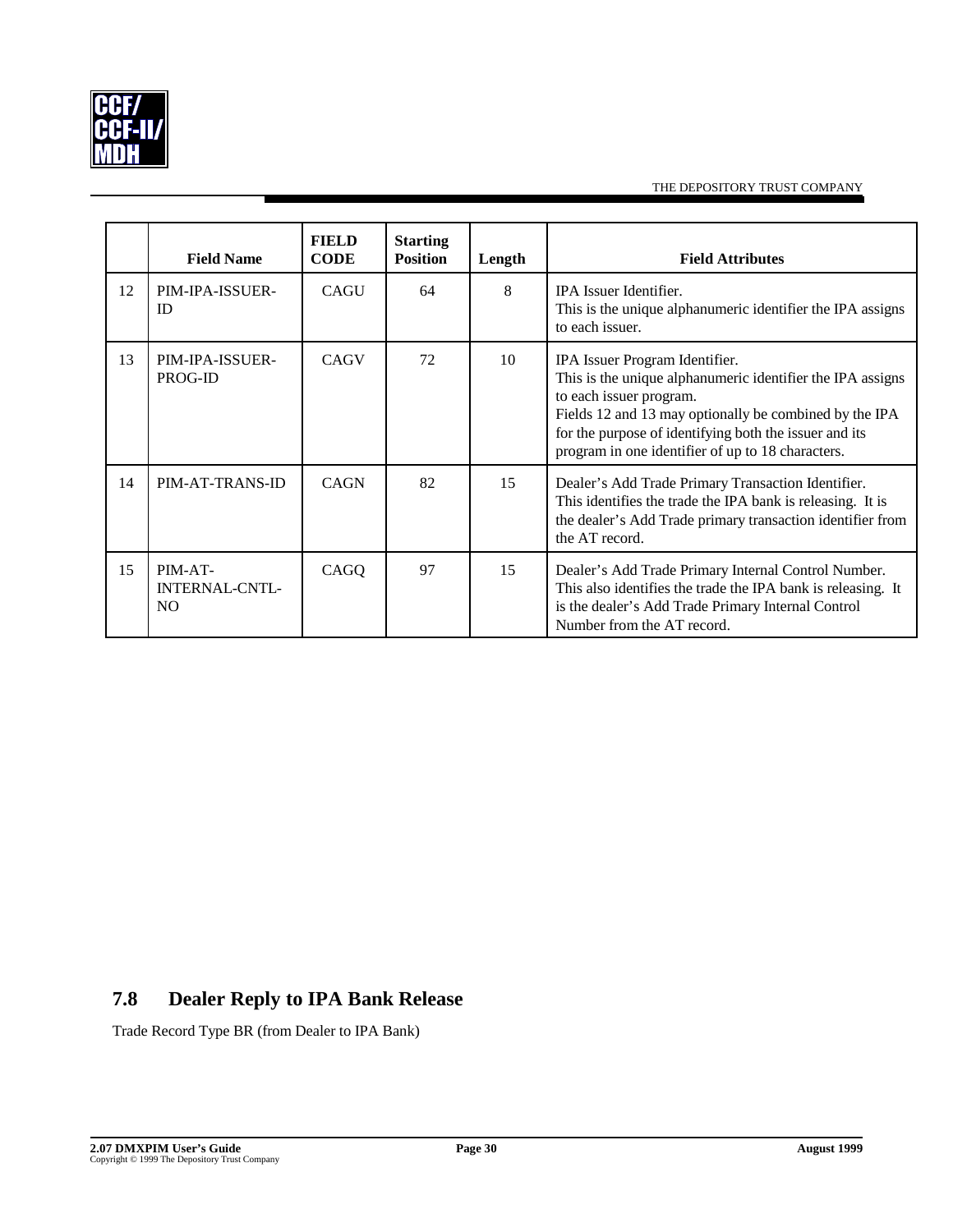| | Field Name | FIELD CODE | Starting Position | Length | Field Attributes |
|---|---|---|---|---|---|
| 12 | PIM-IPA-ISSUER-ID | CAGU | 64 | 8 | IPA Issuer Identifier.<br>This is the unique alphanumeric identifier the IPA assigns to each issuer. |
| 13 | PIM-IPA-ISSUER-PROG-ID | CAGV | 72 | 10 | IPA Issuer Program Identifier.<br>This is the unique alphanumeric identifier the IPA assigns to each issuer program.<br>Fields 12 and 13 may optionally be combined by the IPA for the purpose of identifying both the issuer and its program in one identifier of up to 18 characters. |
| 14 | PIM-AT-TRANS-ID | CAGN | 82 | 15 | Dealer's Add Trade Primary Transaction Identifier.<br>This identifies the trade the IPA bank is releasing. It is the dealer's Add Trade primary transaction identifier from the AT record. |
| 15 | PIM-AT-INTERNAL-CNTL-NO | CAGQ | 97 | 15 | Dealer's Add Trade Primary Internal Control Number.<br>This also identifies the trade the IPA bank is releasing. It is the dealer's Add Trade Primary Internal Control Number from the AT record. |

## 7.8 Dealer Reply to IPA Bank Release

Trade Record Type BR (from Dealer to IPA Bank)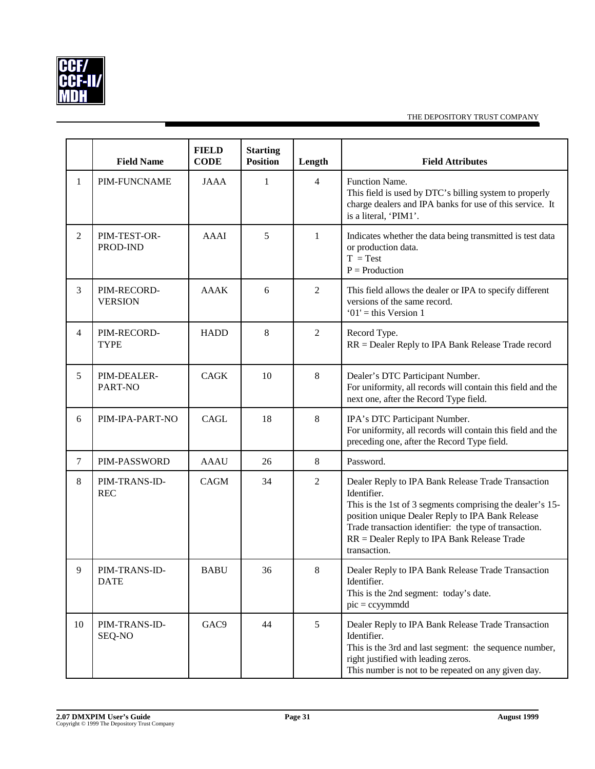|  | Field Name | FIELD CODE | Starting Position | Length | Field Attributes |
|---|---|---|---|---|---|
| 1 | PIM-FUNCNAME | JAAA | 1 | 4 | Function Name.<br>This field is used by DTC's billing system to properly charge dealers and IPA banks for use of this service. It is a literal, 'PIM1'. |
| 2 | PIM-TEST-OR-PROD-IND | AAAI | 5 | 1 | Indicates whether the data being transmitted is test data or production data.<br>T = Test<br>P = Production |
| 3 | PIM-RECORD-VERSION | AAAK | 6 | 2 | This field allows the dealer or IPA to specify different versions of the same record.<br>'01' = this Version 1 |
| 4 | PIM-RECORD-TYPE | HADD | 8 | 2 | Record Type.<br>RR = Dealer Reply to IPA Bank Release Trade record |
| 5 | PIM-DEALER-PART-NO | CAGK | 10 | 8 | Dealer's DTC Participant Number.<br>For uniformity, all records will contain this field and the next one, after the Record Type field. |
| 6 | PIM-IPA-PART-NO | CAGL | 18 | 8 | IPA's DTC Participant Number.<br>For uniformity, all records will contain this field and the preceding one, after the Record Type field. |
| 7 | PIM-PASSWORD | AAAU | 26 | 8 | Password. |
| 8 | PIM-TRANS-ID-REC | CAGM | 34 | 2 | Dealer Reply to IPA Bank Release Trade Transaction Identifier.<br>This is the 1st of 3 segments comprising the dealer's 15-position unique Dealer Reply to IPA Bank Release Trade transaction identifier: the type of transaction.<br>RR = Dealer Reply to IPA Bank Release Trade transaction. |
| 9 | PIM-TRANS-ID-DATE | BABU | 36 | 8 | Dealer Reply to IPA Bank Release Trade Transaction Identifier.<br>This is the 2nd segment: today's date.<br>pic = ccyymmdd |
| 10 | PIM-TRANS-ID-SEQ-NO | GAC9 | 44 | 5 | Dealer Reply to IPA Bank Release Trade Transaction Identifier.<br>This is the 3rd and last segment: the sequence number, right justified with leading zeros.<br>This number is not to be repeated on any given day. |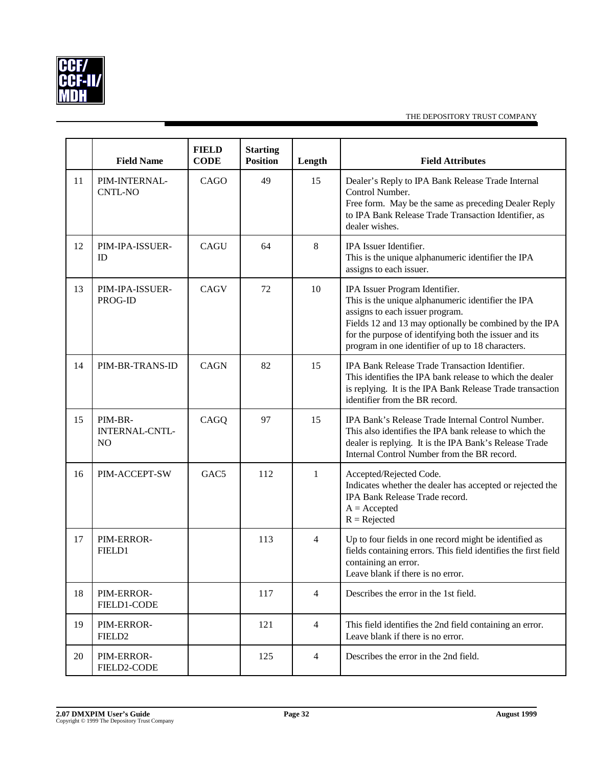| | Field Name | FIELD CODE | Starting Position | Length | Field Attributes |
|---|---|---|---|---|---|
| 11 | PIM-INTERNAL-CNTL-NO | CAGO | 49 | 15 | Dealer's Reply to IPA Bank Release Trade Internal Control Number.<br>Free form. May be the same as preceding Dealer Reply to IPA Bank Release Trade Transaction Identifier, as dealer wishes. |
| 12 | PIM-IPA-ISSUER-ID | CAGU | 64 | 8 | IPA Issuer Identifier.<br>This is the unique alphanumeric identifier the IPA assigns to each issuer. |
| 13 | PIM-IPA-ISSUER-PROG-ID | CAGV | 72 | 10 | IPA Issuer Program Identifier.<br>This is the unique alphanumeric identifier the IPA assigns to each issuer program.<br>Fields 12 and 13 may optionally be combined by the IPA for the purpose of identifying both the issuer and its program in one identifier of up to 18 characters. |
| 14 | PIM-BR-TRANS-ID | CAGN | 82 | 15 | IPA Bank Release Trade Transaction Identifier.<br>This identifies the IPA bank release to which the dealer is replying. It is the IPA Bank Release Trade transaction identifier from the BR record. |
| 15 | PIM-BR-INTERNAL-CNTL-NO | CAGQ | 97 | 15 | IPA Bank's Release Trade Internal Control Number.<br>This also identifies the IPA bank release to which the dealer is replying. It is the IPA Bank's Release Trade Internal Control Number from the BR record. |
| 16 | PIM-ACCEPT-SW | GAC5 | 112 | 1 | Accepted/Rejected Code.<br>Indicates whether the dealer has accepted or rejected the IPA Bank Release Trade record.<br>A = Accepted<br>R = Rejected |
| 17 | PIM-ERROR-FIELD1 | | 113 | 4 | Up to four fields in one record might be identified as fields containing errors. This field identifies the first field containing an error.<br>Leave blank if there is no error. |
| 18 | PIM-ERROR-FIELD1-CODE | | 117 | 4 | Describes the error in the 1st field. |
| 19 | PIM-ERROR-FIELD2 | | 121 | 4 | This field identifies the 2nd field containing an error.<br>Leave blank if there is no error. |
| 20 | PIM-ERROR-FIELD2-CODE | | 125 | 4 | Describes the error in the 2nd field. |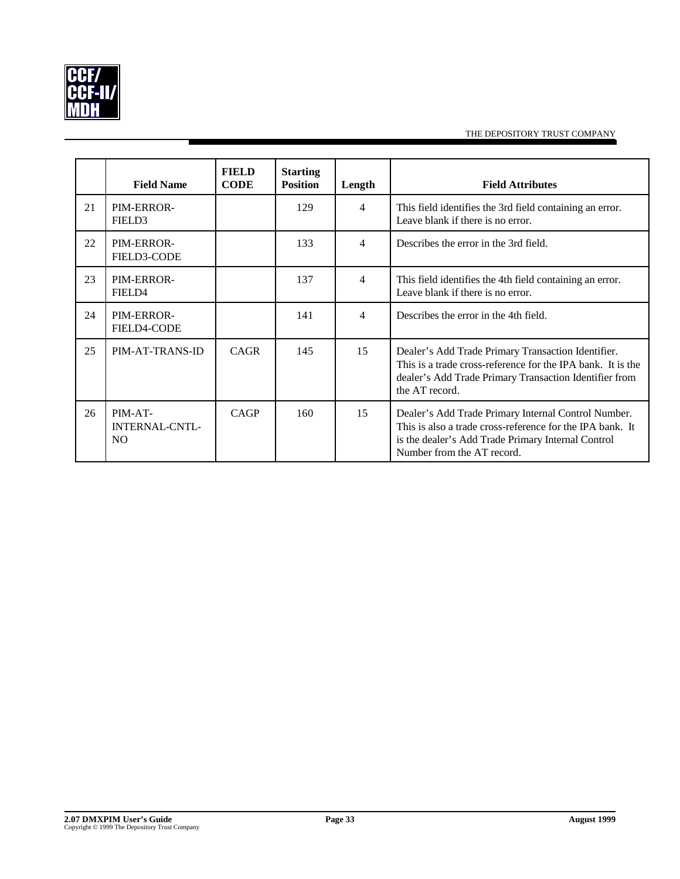| | Field Name | FIELD CODE | Starting Position | Length | Field Attributes |
|---|---|---|---|---|---|
| 21 | PIM-ERROR-FIELD3 | | 129 | 4 | This field identifies the 3rd field containing an error. Leave blank if there is no error. |
| 22 | PIM-ERROR-FIELD3-CODE | | 133 | 4 | Describes the error in the 3rd field. |
| 23 | PIM-ERROR-FIELD4 | | 137 | 4 | This field identifies the 4th field containing an error. Leave blank if there is no error. |
| 24 | PIM-ERROR-FIELD4-CODE | | 141 | 4 | Describes the error in the 4th field. |
| 25 | PIM-AT-TRANS-ID | CAGR | 145 | 15 | Dealer's Add Trade Primary Transaction Identifier. This is a trade cross-reference for the IPA bank. It is the dealer's Add Trade Primary Transaction Identifier from the AT record. |
| 26 | PIM-AT-INTERNAL-CNTL-NO | CAGP | 160 | 15 | Dealer's Add Trade Primary Internal Control Number. This is also a trade cross-reference for the IPA bank. It is the dealer's Add Trade Primary Internal Control Number from the AT record. |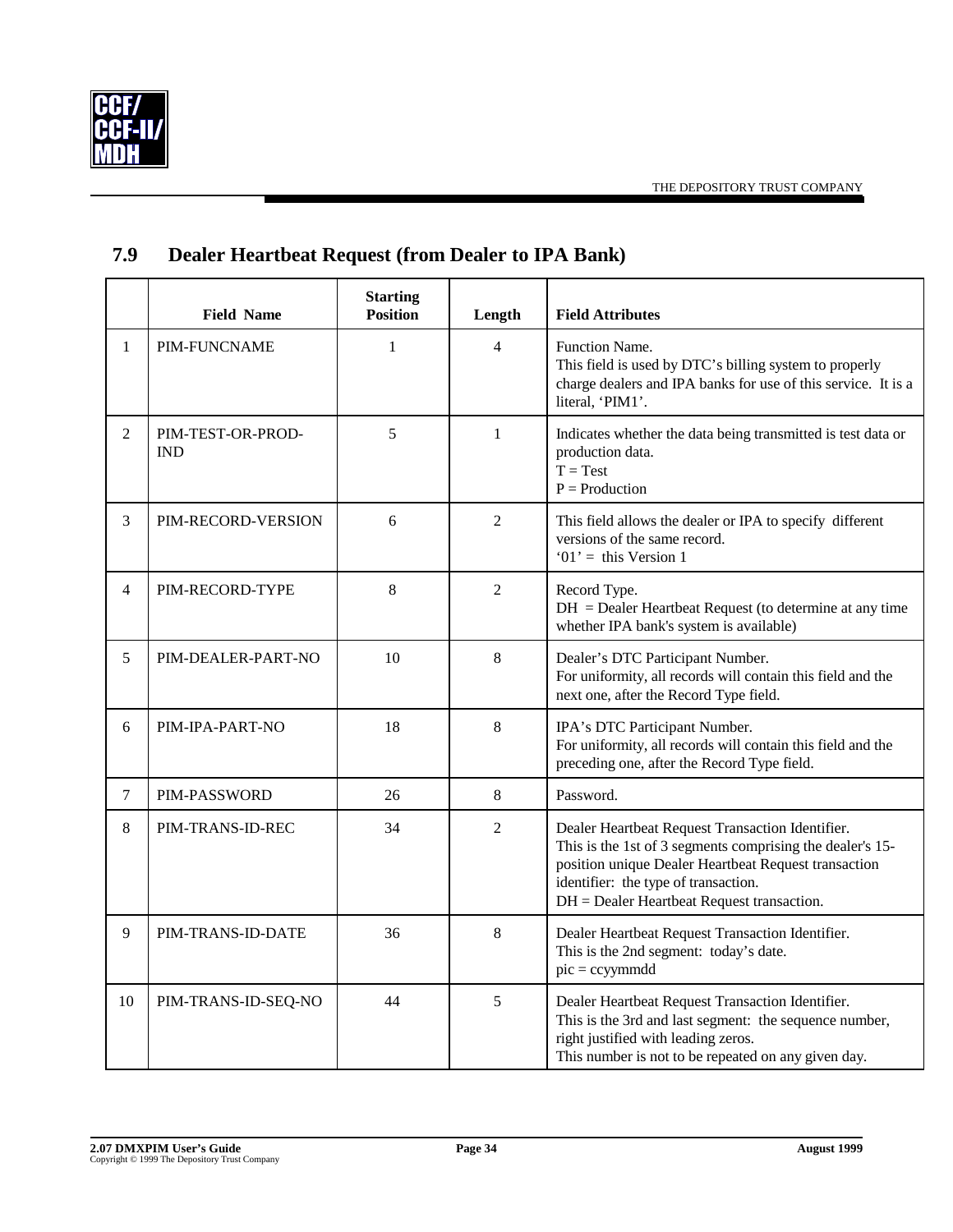## 7.9 Dealer Heartbeat Request (from Dealer to IPA Bank)

| | Field Name | Starting Position | Length | Field Attributes |
|---|---|---|---|---|
| 1 | PIM-FUNCNAME | 1 | 4 | Function Name.<br>This field is used by DTC's billing system to properly charge dealers and IPA banks for use of this service. It is a literal, 'PIM1'. |
| 2 | PIM-TEST-OR-PROD-IND | 5 | 1 | Indicates whether the data being transmitted is test data or production data.<br>T = Test<br>P = Production |
| 3 | PIM-RECORD-VERSION | 6 | 2 | This field allows the dealer or IPA to specify different versions of the same record.<br>'01' = this Version 1 |
| 4 | PIM-RECORD-TYPE | 8 | 2 | Record Type.<br>DH = Dealer Heartbeat Request (to determine at any time whether IPA bank's system is available) |
| 5 | PIM-DEALER-PART-NO | 10 | 8 | Dealer's DTC Participant Number.<br>For uniformity, all records will contain this field and the next one, after the Record Type field. |
| 6 | PIM-IPA-PART-NO | 18 | 8 | IPA's DTC Participant Number.<br>For uniformity, all records will contain this field and the preceding one, after the Record Type field. |
| 7 | PIM-PASSWORD | 26 | 8 | Password. |
| 8 | PIM-TRANS-ID-REC | 34 | 2 | Dealer Heartbeat Request Transaction Identifier.<br>This is the 1st of 3 segments comprising the dealer's 15-position unique Dealer Heartbeat Request transaction identifier: the type of transaction.<br>DH = Dealer Heartbeat Request transaction. |
| 9 | PIM-TRANS-ID-DATE | 36 | 8 | Dealer Heartbeat Request Transaction Identifier.<br>This is the 2nd segment: today's date.<br>pic = ccyymmdd |
| 10 | PIM-TRANS-ID-SEQ-NO | 44 | 5 | Dealer Heartbeat Request Transaction Identifier.<br>This is the 3rd and last segment: the sequence number, right justified with leading zeros.<br>This number is not to be repeated on any given day. |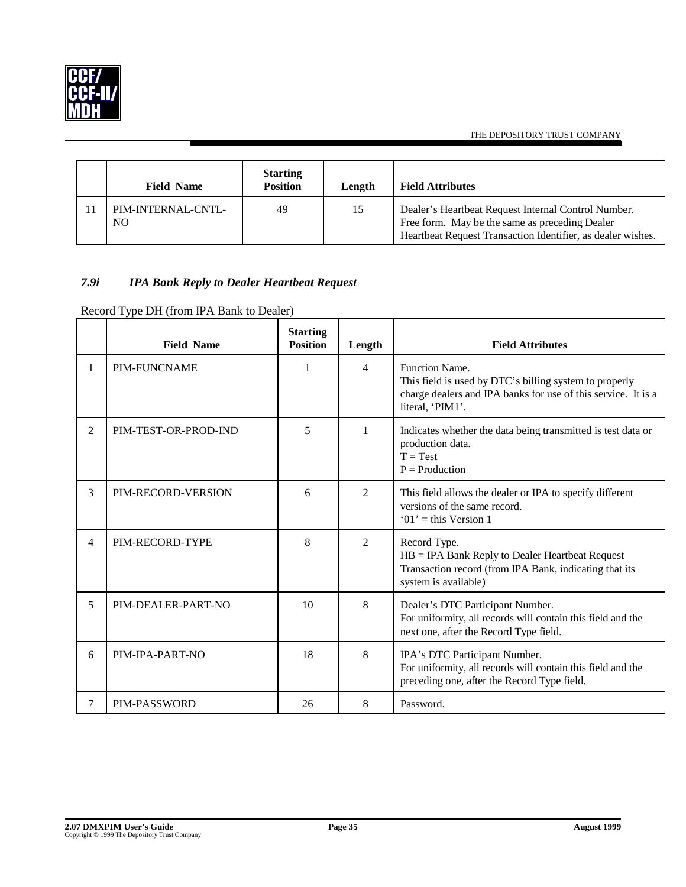| | Field Name | Starting Position | Length | Field Attributes |
|---|---|---|---|---|
| 11 | PIM-INTERNAL-CNTL-NO | 49 | 15 | Dealer's Heartbeat Request Internal Control Number. Free form. May be the same as preceding Dealer Heartbeat Request Transaction Identifier, as dealer wishes. |

### *7.9i IPA Bank Reply to Dealer Heartbeat Request*

Record Type DH (from IPA Bank to Dealer)

| | Field Name | Starting Position | Length | Field Attributes |
|---|---|---|---|---|
| 1 | PIM-FUNCNAME | 1 | 4 | Function Name.<br>This field is used by DTC's billing system to properly charge dealers and IPA banks for use of this service. It is a literal, 'PIM1'. |
| 2 | PIM-TEST-OR-PROD-IND | 5 | 1 | Indicates whether the data being transmitted is test data or production data.<br>T = Test<br>P = Production |
| 3 | PIM-RECORD-VERSION | 6 | 2 | This field allows the dealer or IPA to specify different versions of the same record.<br>'01' = this Version 1 |
| 4 | PIM-RECORD-TYPE | 8 | 2 | Record Type.<br>HB = IPA Bank Reply to Dealer Heartbeat Request Transaction record (from IPA Bank, indicating that its system is available) |
| 5 | PIM-DEALER-PART-NO | 10 | 8 | Dealer's DTC Participant Number.<br>For uniformity, all records will contain this field and the next one, after the Record Type field. |
| 6 | PIM-IPA-PART-NO | 18 | 8 | IPA's DTC Participant Number.<br>For uniformity, all records will contain this field and the preceding one, after the Record Type field. |
| 7 | PIM-PASSWORD | 26 | 8 | Password. |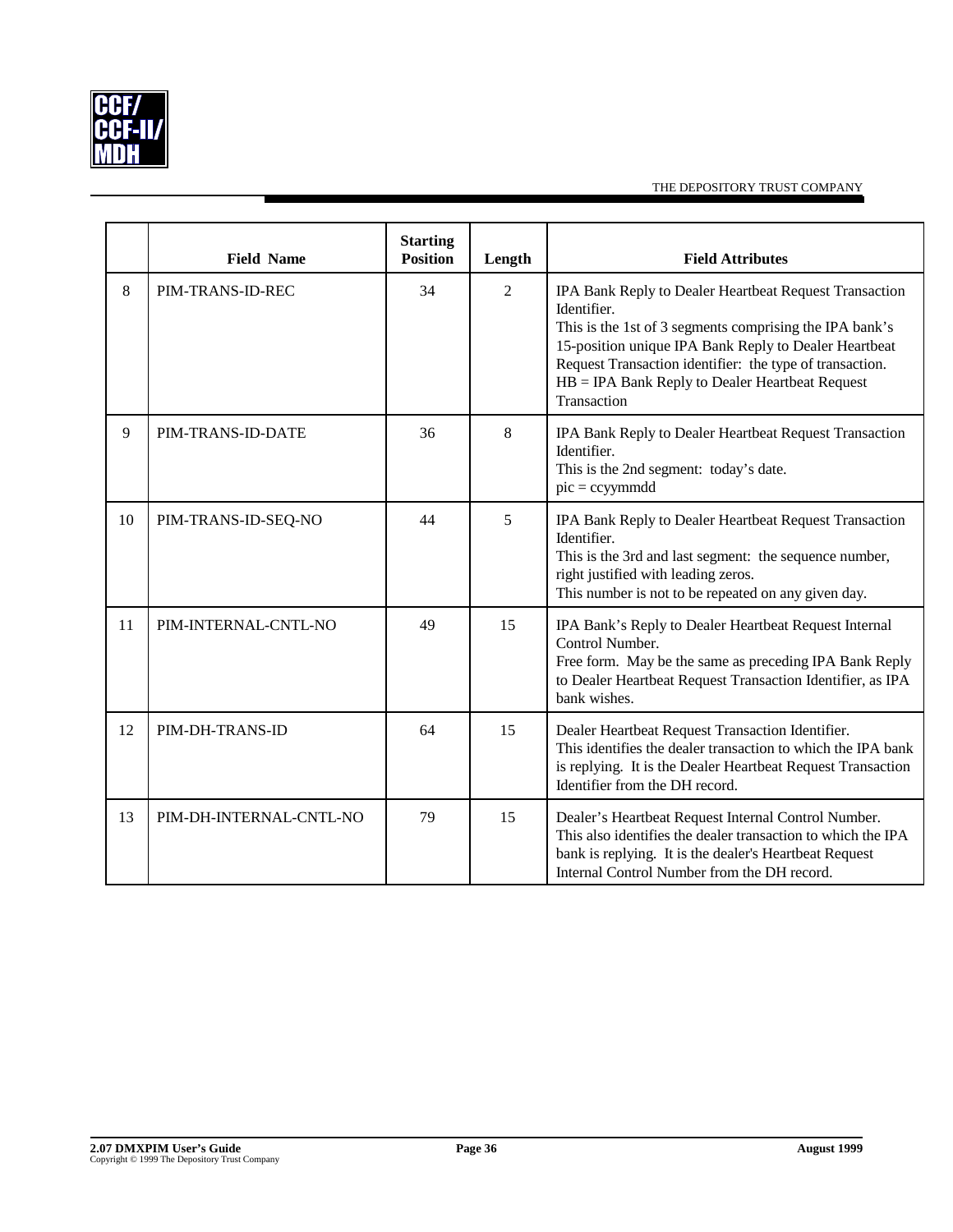| | Field Name | Starting Position | Length | Field Attributes |
|---|---|---|---|---|
| 8 | PIM-TRANS-ID-REC | 34 | 2 | IPA Bank Reply to Dealer Heartbeat Request Transaction Identifier.<br>This is the 1st of 3 segments comprising the IPA bank's 15-position unique IPA Bank Reply to Dealer Heartbeat Request Transaction identifier: the type of transaction.<br>HB = IPA Bank Reply to Dealer Heartbeat Request Transaction |
| 9 | PIM-TRANS-ID-DATE | 36 | 8 | IPA Bank Reply to Dealer Heartbeat Request Transaction Identifier.<br>This is the 2nd segment: today's date.<br>pic = ccyymmdd |
| 10 | PIM-TRANS-ID-SEQ-NO | 44 | 5 | IPA Bank Reply to Dealer Heartbeat Request Transaction Identifier.<br>This is the 3rd and last segment: the sequence number, right justified with leading zeros.<br>This number is not to be repeated on any given day. |
| 11 | PIM-INTERNAL-CNTL-NO | 49 | 15 | IPA Bank's Reply to Dealer Heartbeat Request Internal Control Number.<br>Free form. May be the same as preceding IPA Bank Reply to Dealer Heartbeat Request Transaction Identifier, as IPA bank wishes. |
| 12 | PIM-DH-TRANS-ID | 64 | 15 | Dealer Heartbeat Request Transaction Identifier.<br>This identifies the dealer transaction to which the IPA bank is replying. It is the Dealer Heartbeat Request Transaction Identifier from the DH record. |
| 13 | PIM-DH-INTERNAL-CNTL-NO | 79 | 15 | Dealer's Heartbeat Request Internal Control Number.<br>This also identifies the dealer transaction to which the IPA bank is replying. It is the dealer's Heartbeat Request Internal Control Number from the DH record. |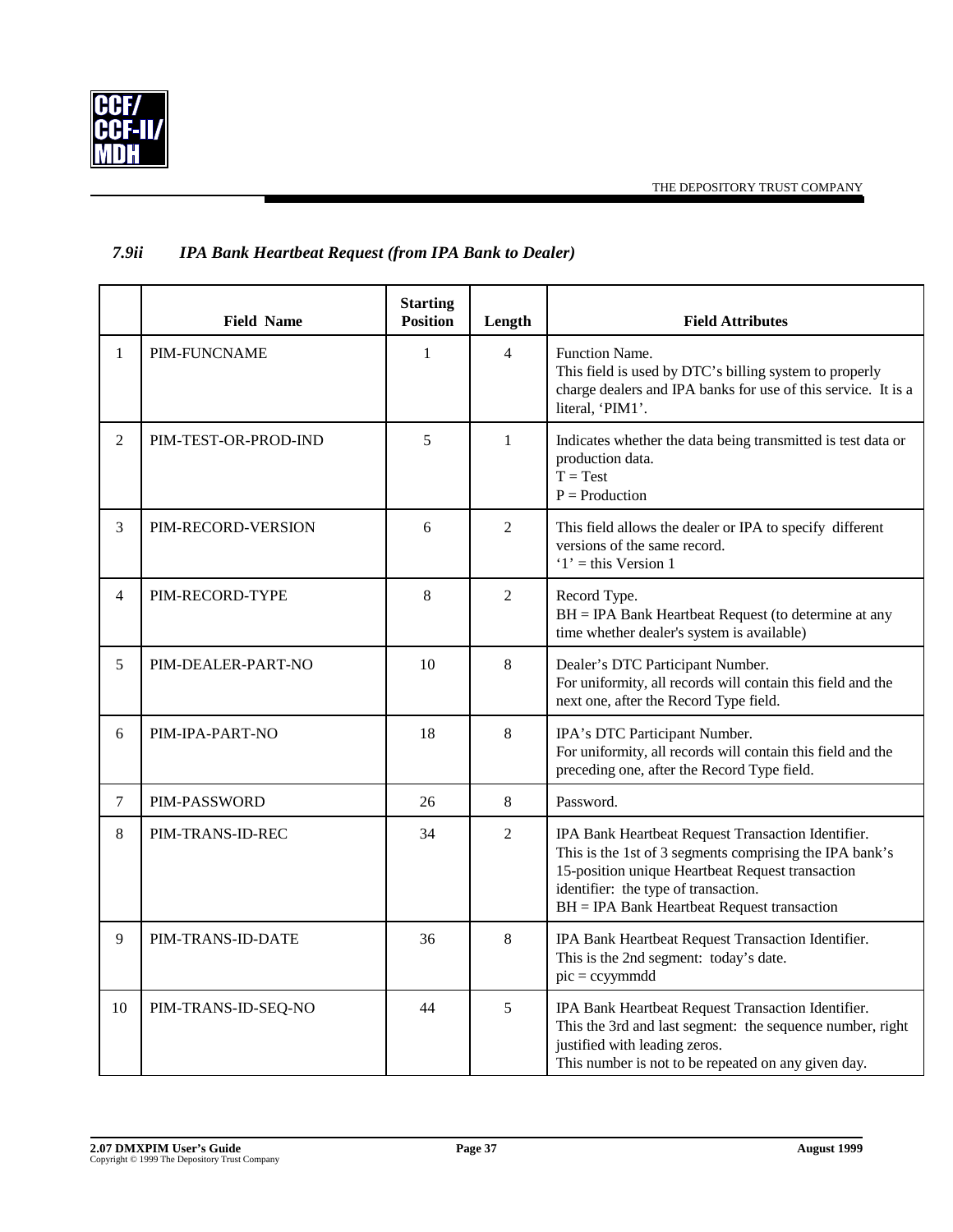### *7.9ii IPA Bank Heartbeat Request (from IPA Bank to Dealer)*

| | Field Name | Starting Position | Length | Field Attributes |
|---|---|---|---|---|
| 1 | PIM-FUNCNAME | 1 | 4 | Function Name.<br>This field is used by DTC's billing system to properly charge dealers and IPA banks for use of this service. It is a literal, 'PIM1'. |
| 2 | PIM-TEST-OR-PROD-IND | 5 | 1 | Indicates whether the data being transmitted is test data or production data.<br>T = Test<br>P = Production |
| 3 | PIM-RECORD-VERSION | 6 | 2 | This field allows the dealer or IPA to specify different versions of the same record.<br>'1' = this Version 1 |
| 4 | PIM-RECORD-TYPE | 8 | 2 | Record Type.<br>BH = IPA Bank Heartbeat Request (to determine at any time whether dealer's system is available) |
| 5 | PIM-DEALER-PART-NO | 10 | 8 | Dealer's DTC Participant Number.<br>For uniformity, all records will contain this field and the next one, after the Record Type field. |
| 6 | PIM-IPA-PART-NO | 18 | 8 | IPA's DTC Participant Number.<br>For uniformity, all records will contain this field and the preceding one, after the Record Type field. |
| 7 | PIM-PASSWORD | 26 | 8 | Password. |
| 8 | PIM-TRANS-ID-REC | 34 | 2 | IPA Bank Heartbeat Request Transaction Identifier.<br>This is the 1st of 3 segments comprising the IPA bank's 15-position unique Heartbeat Request transaction identifier: the type of transaction.<br>BH = IPA Bank Heartbeat Request transaction |
| 9 | PIM-TRANS-ID-DATE | 36 | 8 | IPA Bank Heartbeat Request Transaction Identifier.<br>This is the 2nd segment: today's date.<br>pic = ccyymmdd |
| 10 | PIM-TRANS-ID-SEQ-NO | 44 | 5 | IPA Bank Heartbeat Request Transaction Identifier.<br>This the 3rd and last segment: the sequence number, right justified with leading zeros.<br>This number is not to be repeated on any given day. |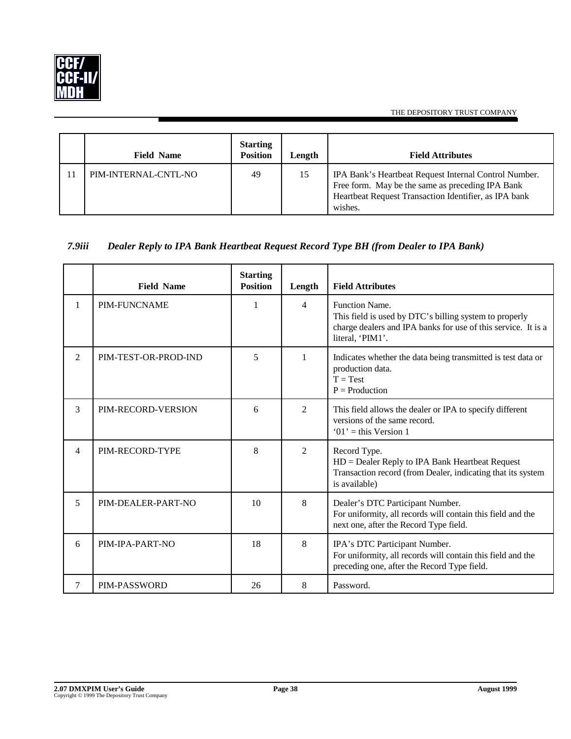| | Field Name | Starting Position | Length | Field Attributes |
|---|---|---|---|---|
| 11 | PIM-INTERNAL-CNTL-NO | 49 | 15 | IPA Bank's Heartbeat Request Internal Control Number. Free form. May be the same as preceding IPA Bank Heartbeat Request Transaction Identifier, as IPA bank wishes. |

### *7.9iii Dealer Reply to IPA Bank Heartbeat Request Record Type BH (from Dealer to IPA Bank)*

| | Field Name | Starting Position | Length | Field Attributes |
|---|---|---|---|---|
| 1 | PIM-FUNCNAME | 1 | 4 | Function Name.<br>This field is used by DTC's billing system to properly charge dealers and IPA banks for use of this service. It is a literal, 'PIM1'. |
| 2 | PIM-TEST-OR-PROD-IND | 5 | 1 | Indicates whether the data being transmitted is test data or production data.<br>T = Test<br>P = Production |
| 3 | PIM-RECORD-VERSION | 6 | 2 | This field allows the dealer or IPA to specify different versions of the same record.<br>'01' = this Version 1 |
| 4 | PIM-RECORD-TYPE | 8 | 2 | Record Type.<br>HD = Dealer Reply to IPA Bank Heartbeat Request Transaction record (from Dealer, indicating that its system is available) |
| 5 | PIM-DEALER-PART-NO | 10 | 8 | Dealer's DTC Participant Number.<br>For uniformity, all records will contain this field and the next one, after the Record Type field. |
| 6 | PIM-IPA-PART-NO | 18 | 8 | IPA's DTC Participant Number.<br>For uniformity, all records will contain this field and the preceding one, after the Record Type field. |
| 7 | PIM-PASSWORD | 26 | 8 | Password. |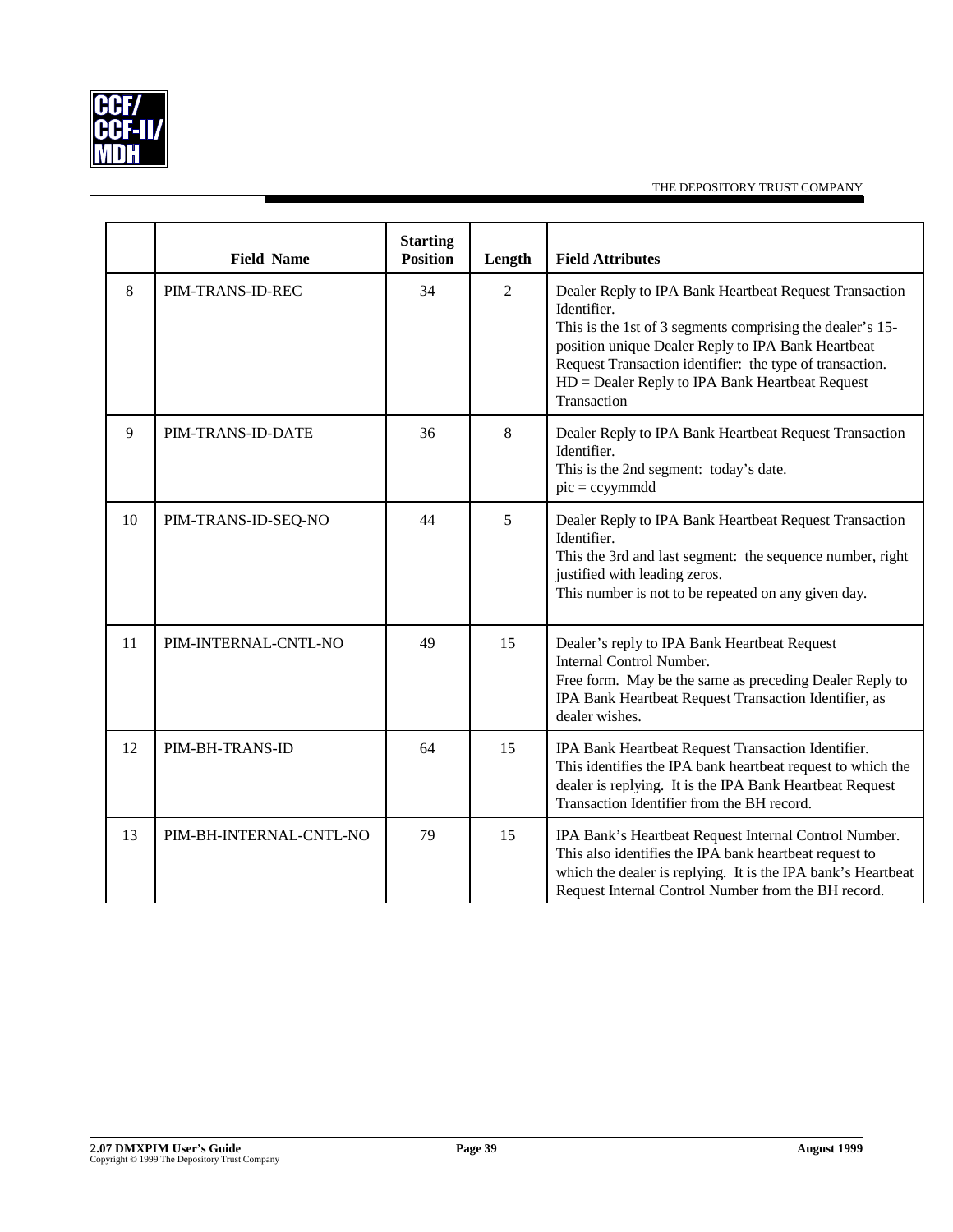| | Field Name | Starting Position | Length | Field Attributes |
|---|---|---|---|---|
| 8 | PIM-TRANS-ID-REC | 34 | 2 | Dealer Reply to IPA Bank Heartbeat Request Transaction Identifier.<br>This is the 1st of 3 segments comprising the dealer's 15-position unique Dealer Reply to IPA Bank Heartbeat Request Transaction identifier: the type of transaction.<br>HD = Dealer Reply to IPA Bank Heartbeat Request Transaction |
| 9 | PIM-TRANS-ID-DATE | 36 | 8 | Dealer Reply to IPA Bank Heartbeat Request Transaction Identifier.<br>This is the 2nd segment: today's date.<br>pic = ccyymmdd |
| 10 | PIM-TRANS-ID-SEQ-NO | 44 | 5 | Dealer Reply to IPA Bank Heartbeat Request Transaction Identifier.<br>This the 3rd and last segment: the sequence number, right justified with leading zeros.<br>This number is not to be repeated on any given day. |
| 11 | PIM-INTERNAL-CNTL-NO | 49 | 15 | Dealer's reply to IPA Bank Heartbeat Request Internal Control Number.<br>Free form. May be the same as preceding Dealer Reply to IPA Bank Heartbeat Request Transaction Identifier, as dealer wishes. |
| 12 | PIM-BH-TRANS-ID | 64 | 15 | IPA Bank Heartbeat Request Transaction Identifier.<br>This identifies the IPA bank heartbeat request to which the dealer is replying. It is the IPA Bank Heartbeat Request Transaction Identifier from the BH record. |
| 13 | PIM-BH-INTERNAL-CNTL-NO | 79 | 15 | IPA Bank's Heartbeat Request Internal Control Number.<br>This also identifies the IPA bank heartbeat request to which the dealer is replying. It is the IPA bank's Heartbeat Request Internal Control Number from the BH record. |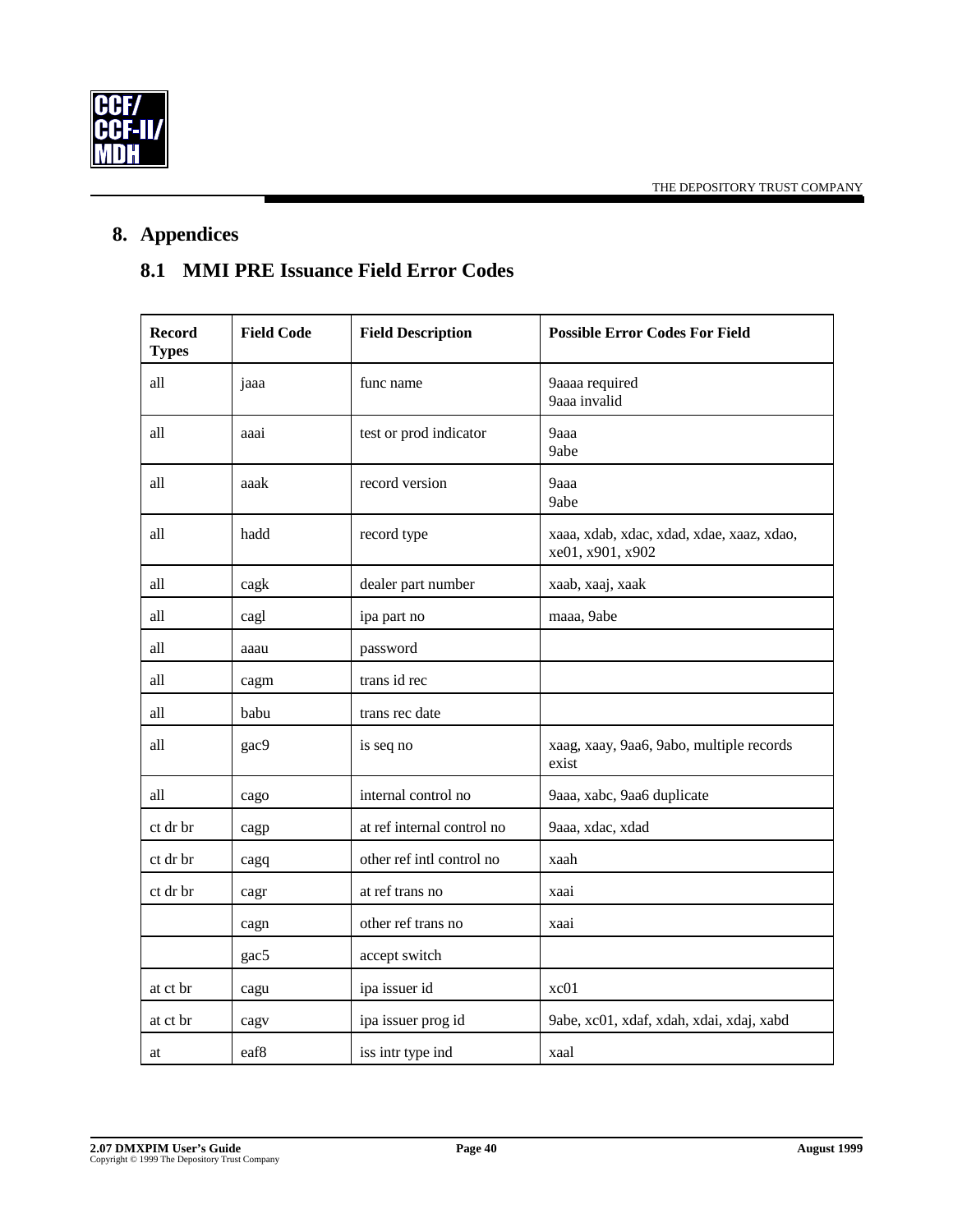# 8. Appendices

## 8.1 MMI PRE Issuance Field Error Codes

| Record Types | Field Code | Field Description | Possible Error Codes For Field |
|---|---|---|---|
| all | jaaa | func name | 9aaaa required<br>9aaa invalid |
| all | aaai | test or prod indicator | 9aaa<br>9abe |
| all | aaak | record version | 9aaa<br>9abe |
| all | hadd | record type | xaaa, xdab, xdac, xdad, xdae, xaaz, xdao, xe01, x901, x902 |
| all | cagk | dealer part number | xaab, xaaj, xaak |
| all | cagl | ipa part no | maaa, 9abe |
| all | aaau | password | |
| all | cagm | trans id rec | |
| all | babu | trans rec date | |
| all | gac9 | is seq no | xaag, xaay, 9aa6, 9abo, multiple records exist |
| all | cago | internal control no | 9aaa, xabc, 9aa6 duplicate |
| ct dr br | cagp | at ref internal control no | 9aaa, xdac, xdad |
| ct dr br | cagq | other ref intl control no | xaah |
| ct dr br | cagr | at ref trans no | xaai |
| | cagn | other ref trans no | xaai |
| | gac5 | accept switch | |
| at ct br | cagu | ipa issuer id | xc01 |
| at ct br | cagv | ipa issuer prog id | 9abe, xc01, xdaf, xdah, xdai, xdaj, xabd |
| at | eaf8 | iss intr type ind | xaal |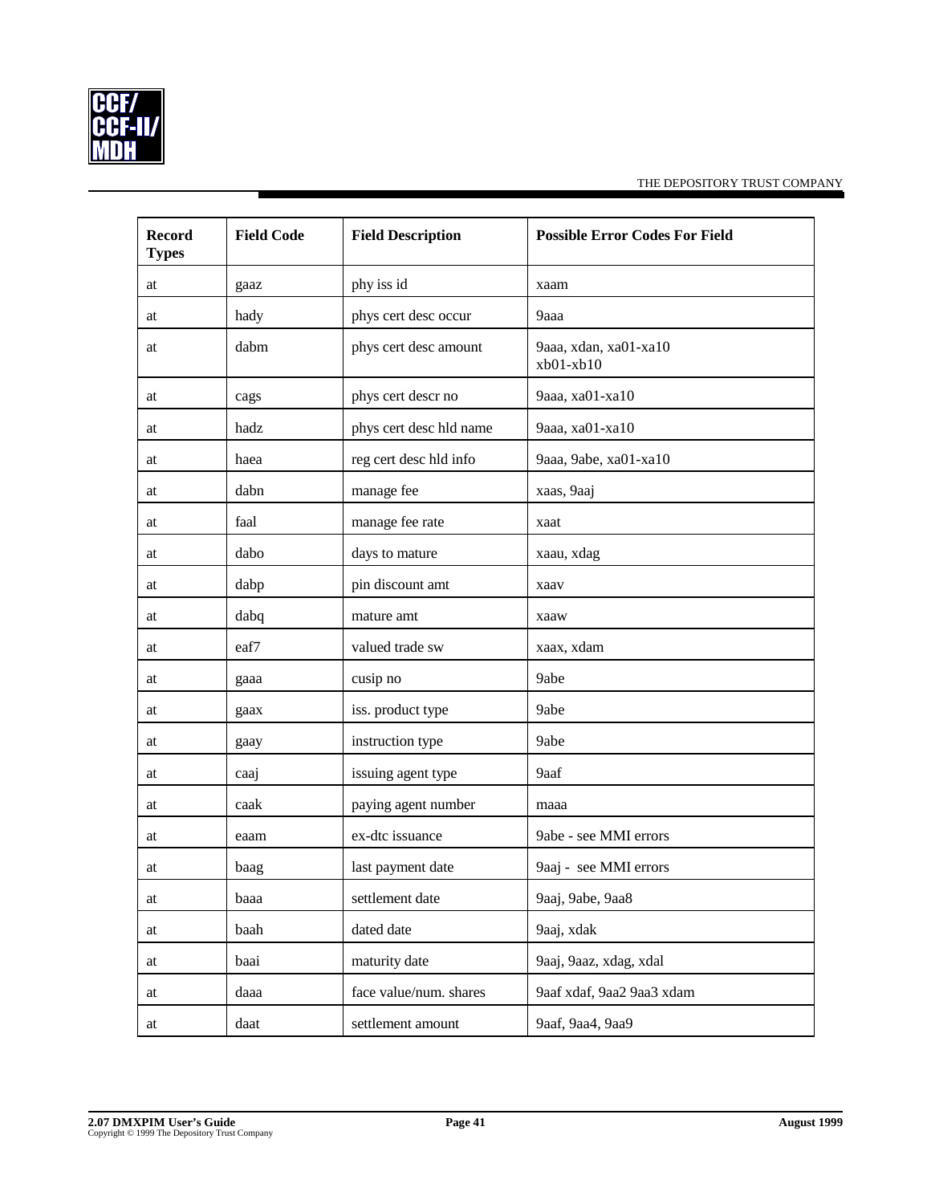| Record Types | Field Code | Field Description | Possible Error Codes For Field |
|---|---|---|---|
| at | gaaz | phy iss id | xaam |
| at | hady | phys cert desc occur | 9aaa |
| at | dabm | phys cert desc amount | 9aaa, xdan, xa01-xa10 xb01-xb10 |
| at | cags | phys cert descr no | 9aaa, xa01-xa10 |
| at | hadz | phys cert desc hld name | 9aaa, xa01-xa10 |
| at | haea | reg cert desc hld info | 9aaa, 9abe, xa01-xa10 |
| at | dabn | manage fee | xaas, 9aaj |
| at | faal | manage fee rate | xaat |
| at | dabo | days to mature | xaau, xdag |
| at | dabp | pin discount amt | xaav |
| at | dabq | mature amt | xaaw |
| at | eaf7 | valued trade sw | xaax, xdam |
| at | gaaa | cusip no | 9abe |
| at | gaax | iss. product type | 9abe |
| at | gaay | instruction type | 9abe |
| at | caaj | issuing agent type | 9aaf |
| at | caak | paying agent number | maaa |
| at | eaam | ex-dtc issuance | 9abe - see MMI errors |
| at | baag | last payment date | 9aaj - see MMI errors |
| at | baaa | settlement date | 9aaj, 9abe, 9aa8 |
| at | baah | dated date | 9aaj, xdak |
| at | baai | maturity date | 9aaj, 9aaz, xdag, xdal |
| at | daaa | face value/num. shares | 9aaf xdaf, 9aa2 9aa3 xdam |
| at | daat | settlement amount | 9aaf, 9aa4, 9aa9 |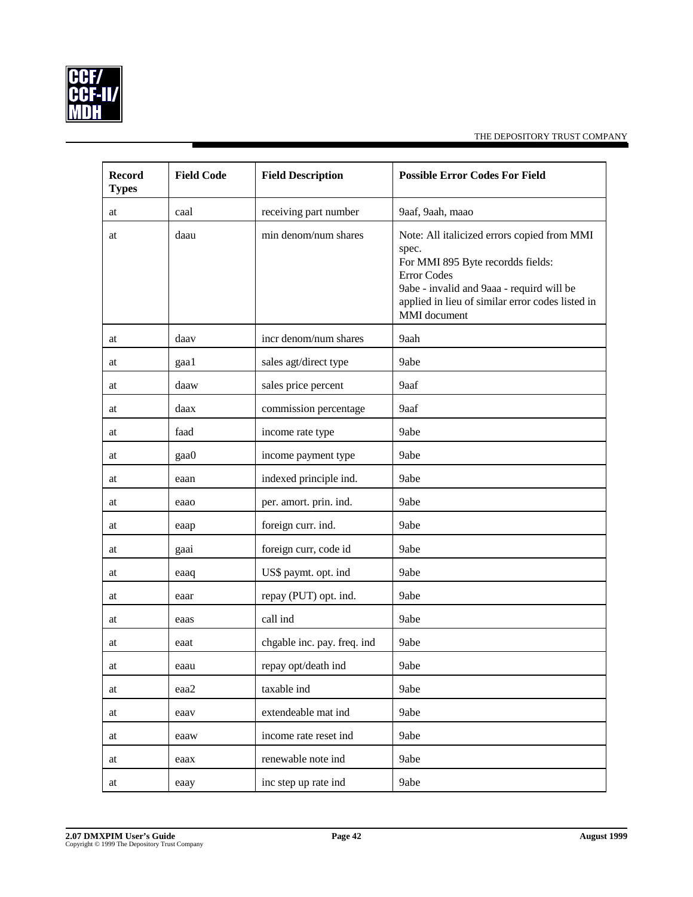| Record Types | Field Code | Field Description | Possible Error Codes For Field |
|---|---|---|---|
| at | caal | receiving part number | 9aaf, 9aah, maao |
| at | daau | min denom/num shares | Note: All italicized errors copied from MMI spec.<br>For MMI 895 Byte recordds fields:<br>Error Codes<br>9abe - invalid and 9aaa - requird will be applied in lieu of similar error codes listed in MMI document |
| at | daav | incr denom/num shares | 9aah |
| at | gaa1 | sales agt/direct type | 9abe |
| at | daaw | sales price percent | 9aaf |
| at | daax | commission percentage | 9aaf |
| at | faad | income rate type | 9abe |
| at | gaa0 | income payment type | 9abe |
| at | eaan | indexed principle ind. | 9abe |
| at | eaao | per. amort. prin. ind. | 9abe |
| at | eaap | foreign curr. ind. | 9abe |
| at | gaai | foreign curr, code id | 9abe |
| at | eaaq | US$ paymt. opt. ind | 9abe |
| at | eaar | repay (PUT) opt. ind. | 9abe |
| at | eaas | call ind | 9abe |
| at | eaat | chgable inc. pay. freq. ind | 9abe |
| at | eaau | repay opt/death ind | 9abe |
| at | eaa2 | taxable ind | 9abe |
| at | eaav | extendeable mat ind | 9abe |
| at | eaaw | income rate reset ind | 9abe |
| at | eaax | renewable note ind | 9abe |
| at | eaay | inc step up rate ind | 9abe |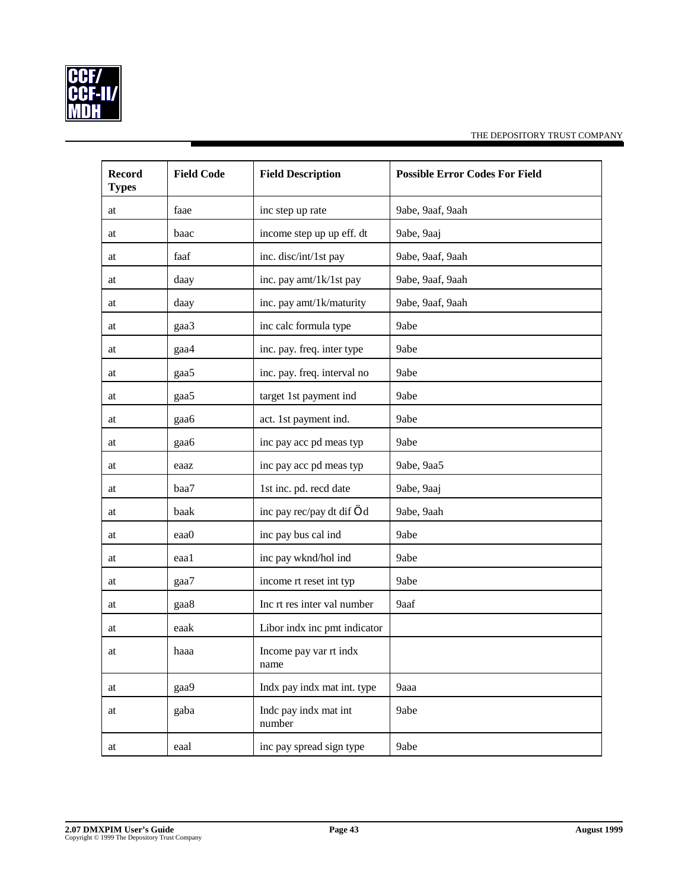| Record Types | Field Code | Field Description | Possible Error Codes For Field |
|---|---|---|---|
| at | faae | inc step up rate | 9abe, 9aaf, 9aah |
| at | baac | income step up up eff. dt | 9abe, 9aaj |
| at | faaf | inc. disc/int/1st pay | 9abe, 9aaf, 9aah |
| at | daay | inc. pay amt/1k/1st pay | 9abe, 9aaf, 9aah |
| at | daay | inc. pay amt/1k/maturity | 9abe, 9aaf, 9aah |
| at | gaa3 | inc calc formula type | 9abe |
| at | gaa4 | inc. pay. freq. inter type | 9abe |
| at | gaa5 | inc. pay. freq. interval no | 9abe |
| at | gaa5 | target 1st payment ind | 9abe |
| at | gaa6 | act. 1st payment ind. | 9abe |
| at | gaa6 | inc pay acc pd meas typ | 9abe |
| at | eaaz | inc pay acc pd meas typ | 9abe, 9aa5 |
| at | baa7 | 1st inc. pd. recd date | 9abe, 9aaj |
| at | baak | inc pay rec/pay dt dif Öd | 9abe, 9aah |
| at | eaa0 | inc pay bus cal ind | 9abe |
| at | eaa1 | inc pay wknd/hol ind | 9abe |
| at | gaa7 | income rt reset int typ | 9abe |
| at | gaa8 | Inc rt res inter val number | 9aaf |
| at | eaak | Libor indx inc pmt indicator | |
| at | haaa | Income pay var rt indx name | |
| at | gaa9 | Indx pay indx mat int. type | 9aaa |
| at | gaba | Indc pay indx mat int number | 9abe |
| at | eaal | inc pay spread sign type | 9abe |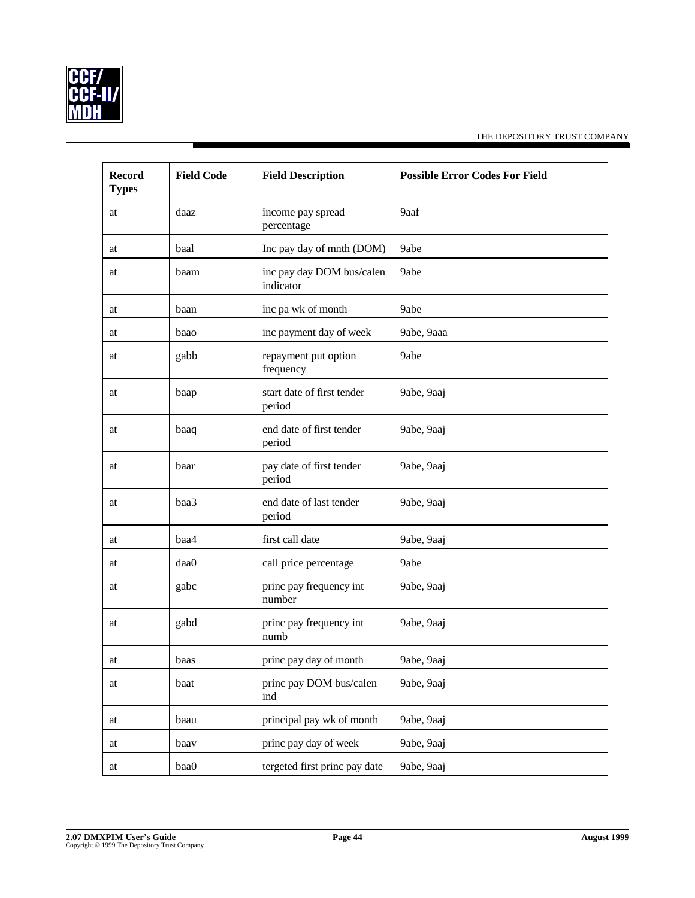| Record Types | Field Code | Field Description | Possible Error Codes For Field |
|---|---|---|---|
| at | daaz | income pay spread percentage | 9aaf |
| at | baal | Inc pay day of mnth (DOM) | 9abe |
| at | baam | inc pay day DOM bus/calen indicator | 9abe |
| at | baan | inc pa wk of month | 9abe |
| at | baao | inc payment day of week | 9abe, 9aaa |
| at | gabb | repayment put option frequency | 9abe |
| at | baap | start date of first tender period | 9abe, 9aaj |
| at | baaq | end date of first tender period | 9abe, 9aaj |
| at | baar | pay date of first tender period | 9abe, 9aaj |
| at | baa3 | end date of last tender period | 9abe, 9aaj |
| at | baa4 | first call date | 9abe, 9aaj |
| at | daa0 | call price percentage | 9abe |
| at | gabc | princ pay frequency int number | 9abe, 9aaj |
| at | gabd | princ pay frequency int numb | 9abe, 9aaj |
| at | baas | princ pay day of month | 9abe, 9aaj |
| at | baat | princ pay DOM bus/calen ind | 9abe, 9aaj |
| at | baau | principal pay wk of month | 9abe, 9aaj |
| at | baav | princ pay day of week | 9abe, 9aaj |
| at | baa0 | tergeted first princ pay date | 9abe, 9aaj |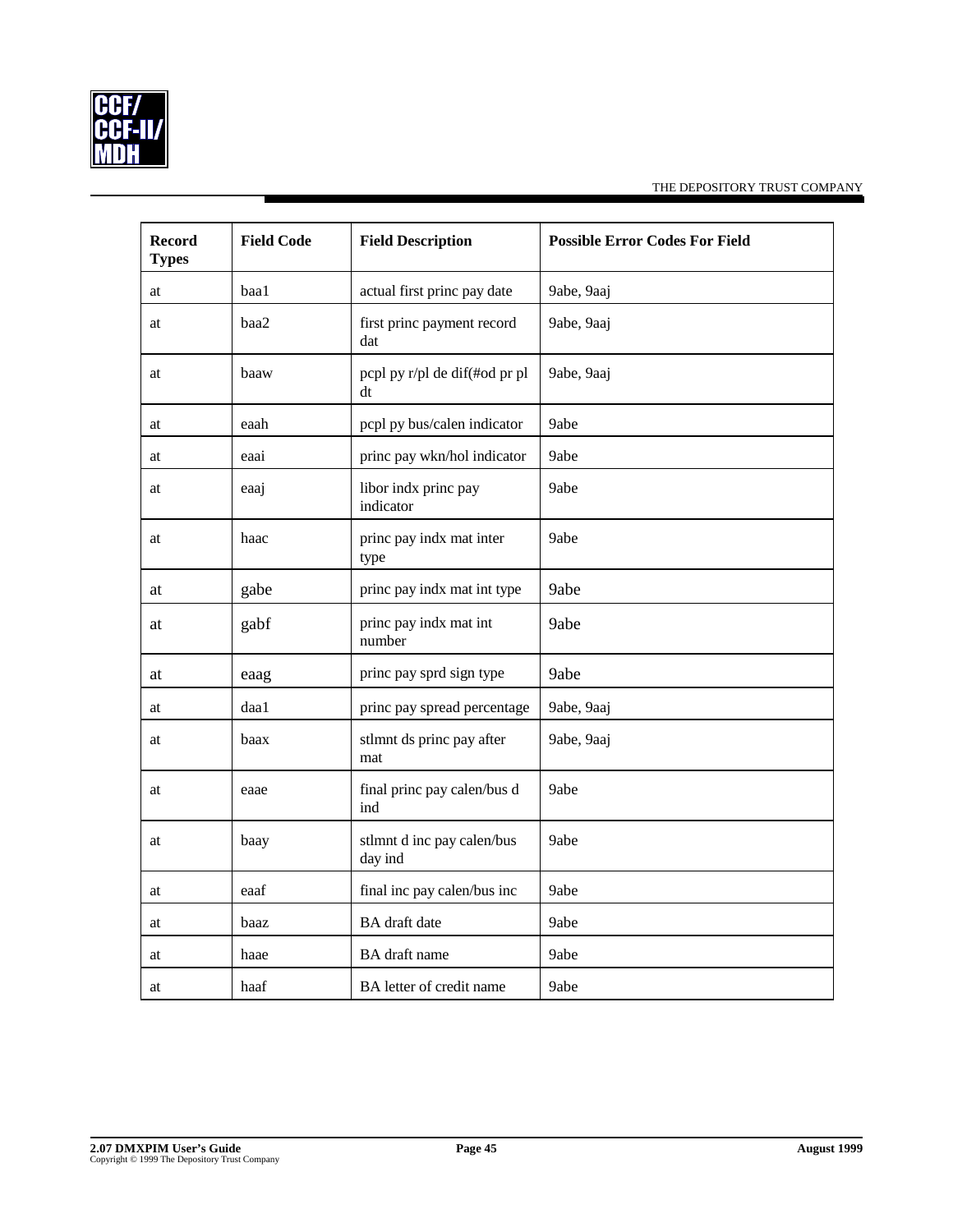| Record Types | Field Code | Field Description | Possible Error Codes For Field |
|---|---|---|---|
| at | baa1 | actual first princ pay date | 9abe, 9aaj |
| at | baa2 | first princ payment record dat | 9abe, 9aaj |
| at | baaw | pcpl py r/pl de dif(#od pr pl dt | 9abe, 9aaj |
| at | eaah | pcpl py bus/calen indicator | 9abe |
| at | eaai | princ pay wkn/hol indicator | 9abe |
| at | eaaj | libor indx princ pay indicator | 9abe |
| at | haac | princ pay indx mat inter type | 9abe |
| at | gabe | princ pay indx mat int type | 9abe |
| at | gabf | princ pay indx mat int number | 9abe |
| at | eaag | princ pay sprd sign type | 9abe |
| at | daa1 | princ pay spread percentage | 9abe, 9aaj |
| at | baax | stlmnt ds princ pay after mat | 9abe, 9aaj |
| at | eaae | final princ pay calen/bus d ind | 9abe |
| at | baay | stlmnt d inc pay calen/bus day ind | 9abe |
| at | eaaf | final inc pay calen/bus inc | 9abe |
| at | baaz | BA draft date | 9abe |
| at | haae | BA draft name | 9abe |
| at | haaf | BA letter of credit name | 9abe |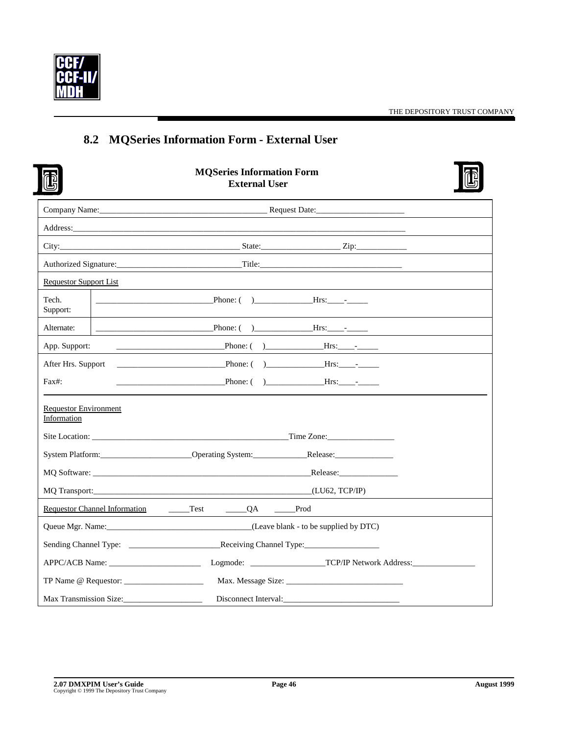## 8.2 MQSeries Information Form - External User

**MQSeries Information Form**
**External User**

| | |
|---|---|
| Company Name:_________________________________________ Request Date:_____________________ | |
| Address:___________________________________________________________________________________ | |
| City:_____________________________________________ State:___________________ Zip:____________ | |
| Authorized Signature:_____________________________Title:__________________________________ | |
| Requestor Support List | |
| Tech. Support: | _____________________________Phone: (    )______________Hrs:____-_____ |
| Alternate: | _____________________________Phone: (    )______________Hrs:____-_____ |
| App. Support: __________________________Phone: (    )______________Hrs:____-_____ | |
| After Hrs. Support __________________________Phone: (    )______________Hrs:____-_____ | |
| Fax#: __________________________Phone: (    )______________Hrs:____-_____ | |
| Requestor Environment Information | |
| Site Location: ________________________________________________Time Zone:________________ | |
| System Platform:______________________Operating System:_____________Release:______________ | |
| MQ Software: ______________________________________________________Release:______________ | |
| MQ Transport:_______________________________________________________(LU62, TCP/IP) | |
| Requestor Channel Information _____Test _____QA _____Prod | |
| Queue Mgr. Name:___________________________________(Leave blank - to be supplied by DTC) | |
| Sending Channel Type: ______________________Receiving Channel Type:__________________ | |
| APPC/ACB Name: ______________________ Logmode: __________________TCP/IP Network Address:_______________ | |
| TP Name @ Requestor: ___________________ Max. Message Size: ____________________________ | |
| Max Transmission Size:___________________ Disconnect Interval:____________________________ | |